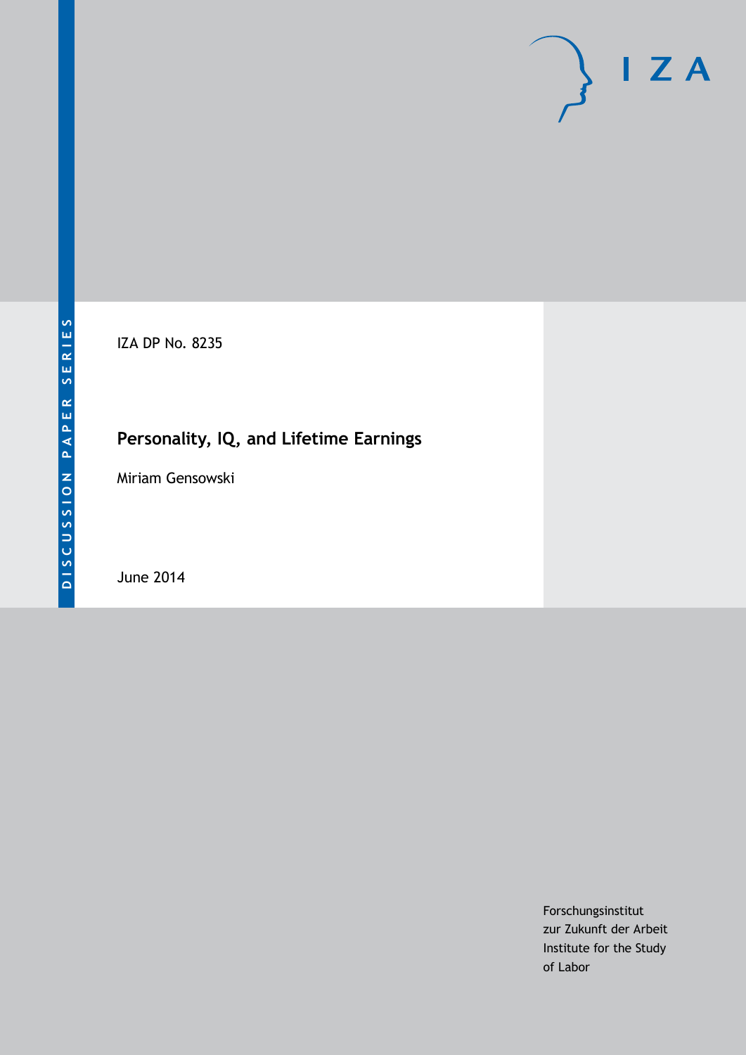DISCUSSION PAPER SERIES

IZA

IZA DP No. 8235

# Personality, IQ, and Lifetime Earnings

Miriam Gensowski

June 2014

Forschungsinstitut
zur Zukunft der Arbeit
Institute for the Study
of Labor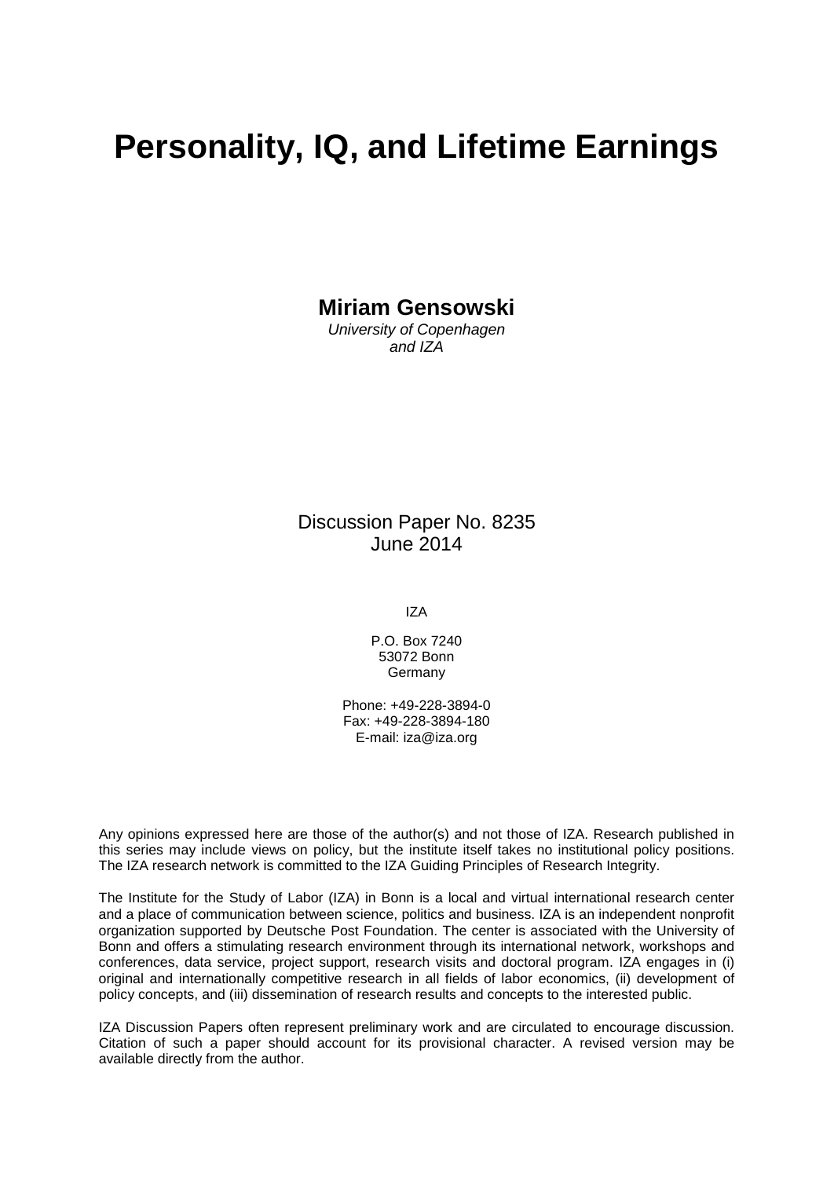# Personality, IQ, and Lifetime Earnings

**Miriam Gensowski**
*University of Copenhagen and IZA*

Discussion Paper No. 8235
June 2014

IZA

P.O. Box 7240
53072 Bonn
Germany

Phone: +49-228-3894-0
Fax: +49-228-3894-180
E-mail: iza@iza.org

Any opinions expressed here are those of the author(s) and not those of IZA. Research published in this series may include views on policy, but the institute itself takes no institutional policy positions. The IZA research network is committed to the IZA Guiding Principles of Research Integrity.

The Institute for the Study of Labor (IZA) in Bonn is a local and virtual international research center and a place of communication between science, politics and business. IZA is an independent nonprofit organization supported by Deutsche Post Foundation. The center is associated with the University of Bonn and offers a stimulating research environment through its international network, workshops and conferences, data service, project support, research visits and doctoral program. IZA engages in (i) original and internationally competitive research in all fields of labor economics, (ii) development of policy concepts, and (iii) dissemination of research results and concepts to the interested public.

IZA Discussion Papers often represent preliminary work and are circulated to encourage discussion. Citation of such a paper should account for its provisional character. A revised version may be available directly from the author.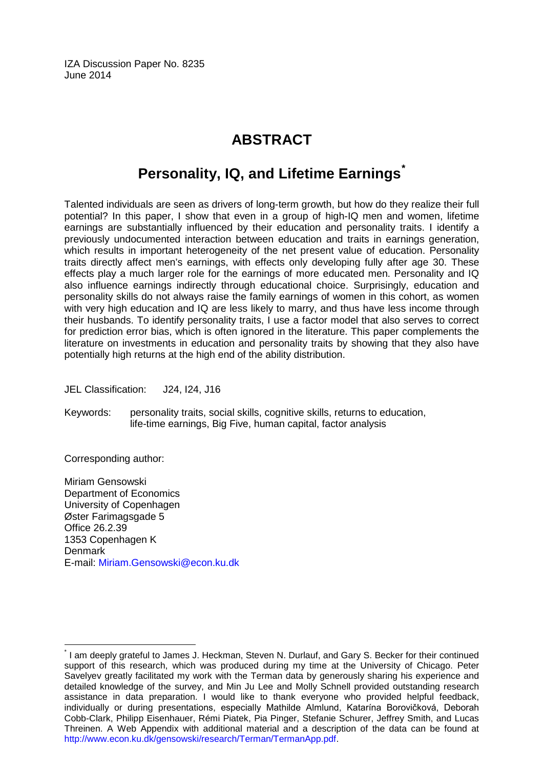IZA Discussion Paper No. 8235
June 2014

# ABSTRACT

## Personality, IQ, and Lifetime Earnings*

Talented individuals are seen as drivers of long-term growth, but how do they realize their full potential? In this paper, I show that even in a group of high-IQ men and women, lifetime earnings are substantially influenced by their education and personality traits. I identify a previously undocumented interaction between education and traits in earnings generation, which results in important heterogeneity of the net present value of education. Personality traits directly affect men's earnings, with effects only developing fully after age 30. These effects play a much larger role for the earnings of more educated men. Personality and IQ also influence earnings indirectly through educational choice. Surprisingly, education and personality skills do not always raise the family earnings of women in this cohort, as women with very high education and IQ are less likely to marry, and thus have less income through their husbands. To identify personality traits, I use a factor model that also serves to correct for prediction error bias, which is often ignored in the literature. This paper complements the literature on investments in education and personality traits by showing that they also have potentially high returns at the high end of the ability distribution.

JEL Classification: J24, I24, J16

Keywords: personality traits, social skills, cognitive skills, returns to education, life-time earnings, Big Five, human capital, factor analysis

Corresponding author:

Miriam Gensowski
Department of Economics
University of Copenhagen
Øster Farimagsgade 5
Office 26.2.39
1353 Copenhagen K
Denmark
E-mail: Miriam.Gensowski@econ.ku.dk

---

* I am deeply grateful to James J. Heckman, Steven N. Durlauf, and Gary S. Becker for their continued support of this research, which was produced during my time at the University of Chicago. Peter Savelyev greatly facilitated my work with the Terman data by generously sharing his experience and detailed knowledge of the survey, and Min Ju Lee and Molly Schnell provided outstanding research assistance in data preparation. I would like to thank everyone who provided helpful feedback, individually or during presentations, especially Mathilde Almlund, Katarína Borovičková, Deborah Cobb-Clark, Philipp Eisenhauer, Rémi Piatek, Pia Pinger, Stefanie Schurer, Jeffrey Smith, and Lucas Threinen. A Web Appendix with additional material and a description of the data can be found at http://www.econ.ku.dk/gensowski/research/Terman/TermanApp.pdf.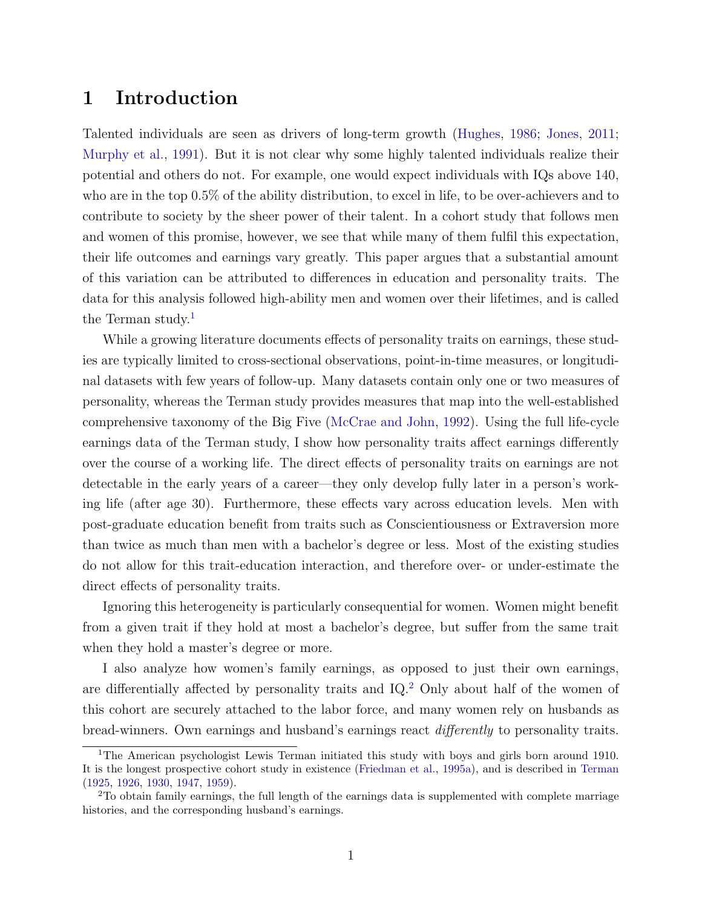# 1 Introduction

Talented individuals are seen as drivers of long-term growth (Hughes, 1986; Jones, 2011; Murphy et al., 1991). But it is not clear why some highly talented individuals realize their potential and others do not. For example, one would expect individuals with IQs above 140, who are in the top 0.5% of the ability distribution, to excel in life, to be over-achievers and to contribute to society by the sheer power of their talent. In a cohort study that follows men and women of this promise, however, we see that while many of them fulfil this expectation, their life outcomes and earnings vary greatly. This paper argues that a substantial amount of this variation can be attributed to differences in education and personality traits. The data for this analysis followed high-ability men and women over their lifetimes, and is called the Terman study.[1]

While a growing literature documents effects of personality traits on earnings, these studies are typically limited to cross-sectional observations, point-in-time measures, or longitudinal datasets with few years of follow-up. Many datasets contain only one or two measures of personality, whereas the Terman study provides measures that map into the well-established comprehensive taxonomy of the Big Five (McCrae and John, 1992). Using the full life-cycle earnings data of the Terman study, I show how personality traits affect earnings differently over the course of a working life. The direct effects of personality traits on earnings are not detectable in the early years of a career—they only develop fully later in a person's working life (after age 30). Furthermore, these effects vary across education levels. Men with post-graduate education benefit from traits such as Conscientiousness or Extraversion more than twice as much than men with a bachelor's degree or less. Most of the existing studies do not allow for this trait-education interaction, and therefore over- or under-estimate the direct effects of personality traits.

Ignoring this heterogeneity is particularly consequential for women. Women might benefit from a given trait if they hold at most a bachelor's degree, but suffer from the same trait when they hold a master's degree or more.

I also analyze how women's family earnings, as opposed to just their own earnings, are differentially affected by personality traits and IQ.[2] Only about half of the women of this cohort are securely attached to the labor force, and many women rely on husbands as bread-winners. Own earnings and husband's earnings react *differently* to personality traits.

[1] The American psychologist Lewis Terman initiated this study with boys and girls born around 1910. It is the longest prospective cohort study in existence (Friedman et al., 1995a), and is described in Terman (1925, 1926, 1930, 1947, 1959).

[2] To obtain family earnings, the full length of the earnings data is supplemented with complete marriage histories, and the corresponding husband's earnings.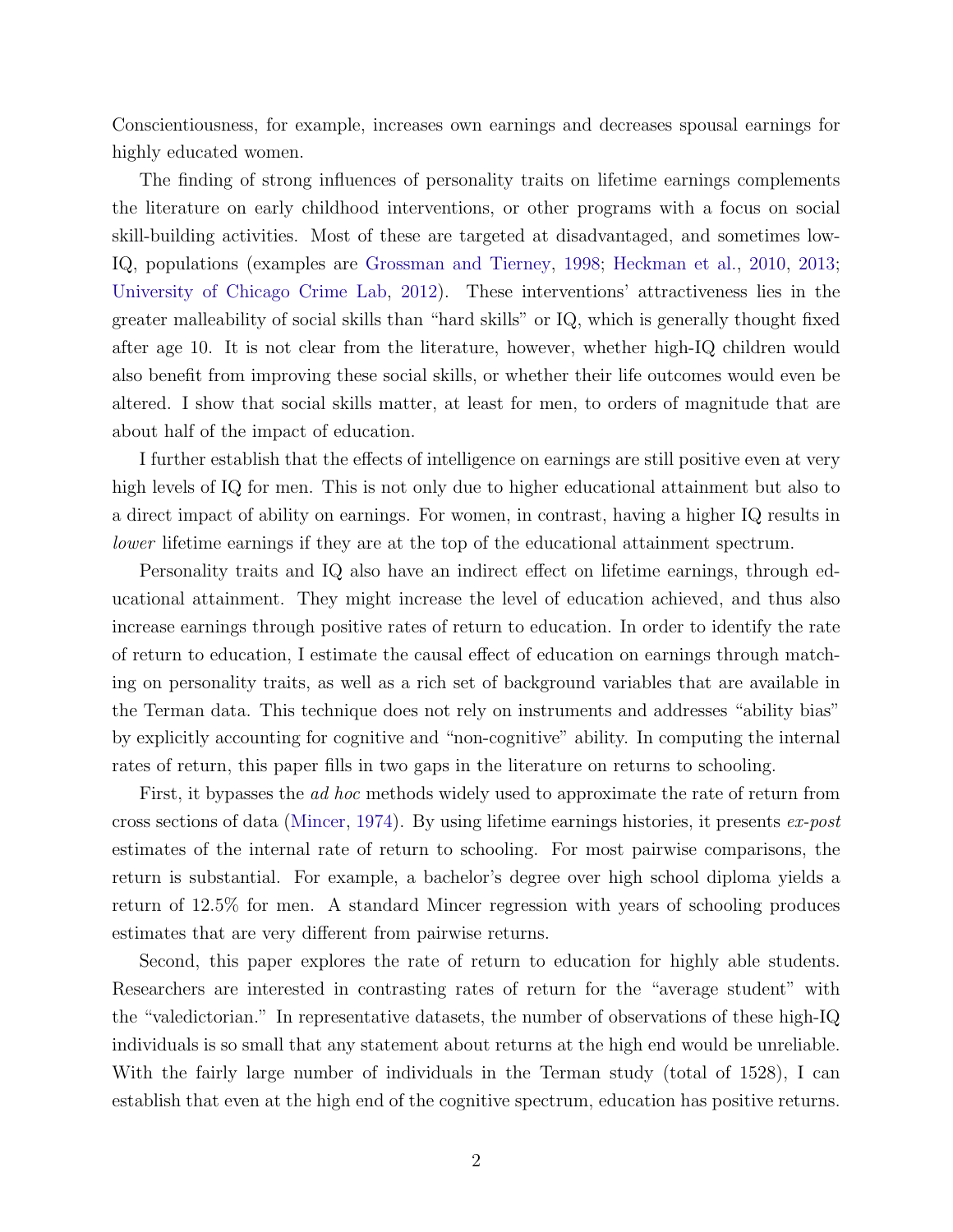Conscientiousness, for example, increases own earnings and decreases spousal earnings for highly educated women.

The finding of strong influences of personality traits on lifetime earnings complements the literature on early childhood interventions, or other programs with a focus on social skill-building activities. Most of these are targeted at disadvantaged, and sometimes low-IQ, populations (examples are Grossman and Tierney, 1998; Heckman et al., 2010, 2013; University of Chicago Crime Lab, 2012). These interventions' attractiveness lies in the greater malleability of social skills than "hard skills" or IQ, which is generally thought fixed after age 10. It is not clear from the literature, however, whether high-IQ children would also benefit from improving these social skills, or whether their life outcomes would even be altered. I show that social skills matter, at least for men, to orders of magnitude that are about half of the impact of education.

I further establish that the effects of intelligence on earnings are still positive even at very high levels of IQ for men. This is not only due to higher educational attainment but also to a direct impact of ability on earnings. For women, in contrast, having a higher IQ results in *lower* lifetime earnings if they are at the top of the educational attainment spectrum.

Personality traits and IQ also have an indirect effect on lifetime earnings, through educational attainment. They might increase the level of education achieved, and thus also increase earnings through positive rates of return to education. In order to identify the rate of return to education, I estimate the causal effect of education on earnings through matching on personality traits, as well as a rich set of background variables that are available in the Terman data. This technique does not rely on instruments and addresses "ability bias" by explicitly accounting for cognitive and "non-cognitive" ability. In computing the internal rates of return, this paper fills in two gaps in the literature on returns to schooling.

First, it bypasses the *ad hoc* methods widely used to approximate the rate of return from cross sections of data (Mincer, 1974). By using lifetime earnings histories, it presents *ex-post* estimates of the internal rate of return to schooling. For most pairwise comparisons, the return is substantial. For example, a bachelor's degree over high school diploma yields a return of 12.5% for men. A standard Mincer regression with years of schooling produces estimates that are very different from pairwise returns.

Second, this paper explores the rate of return to education for highly able students. Researchers are interested in contrasting rates of return for the "average student" with the "valedictorian." In representative datasets, the number of observations of these high-IQ individuals is so small that any statement about returns at the high end would be unreliable. With the fairly large number of individuals in the Terman study (total of 1528), I can establish that even at the high end of the cognitive spectrum, education has positive returns.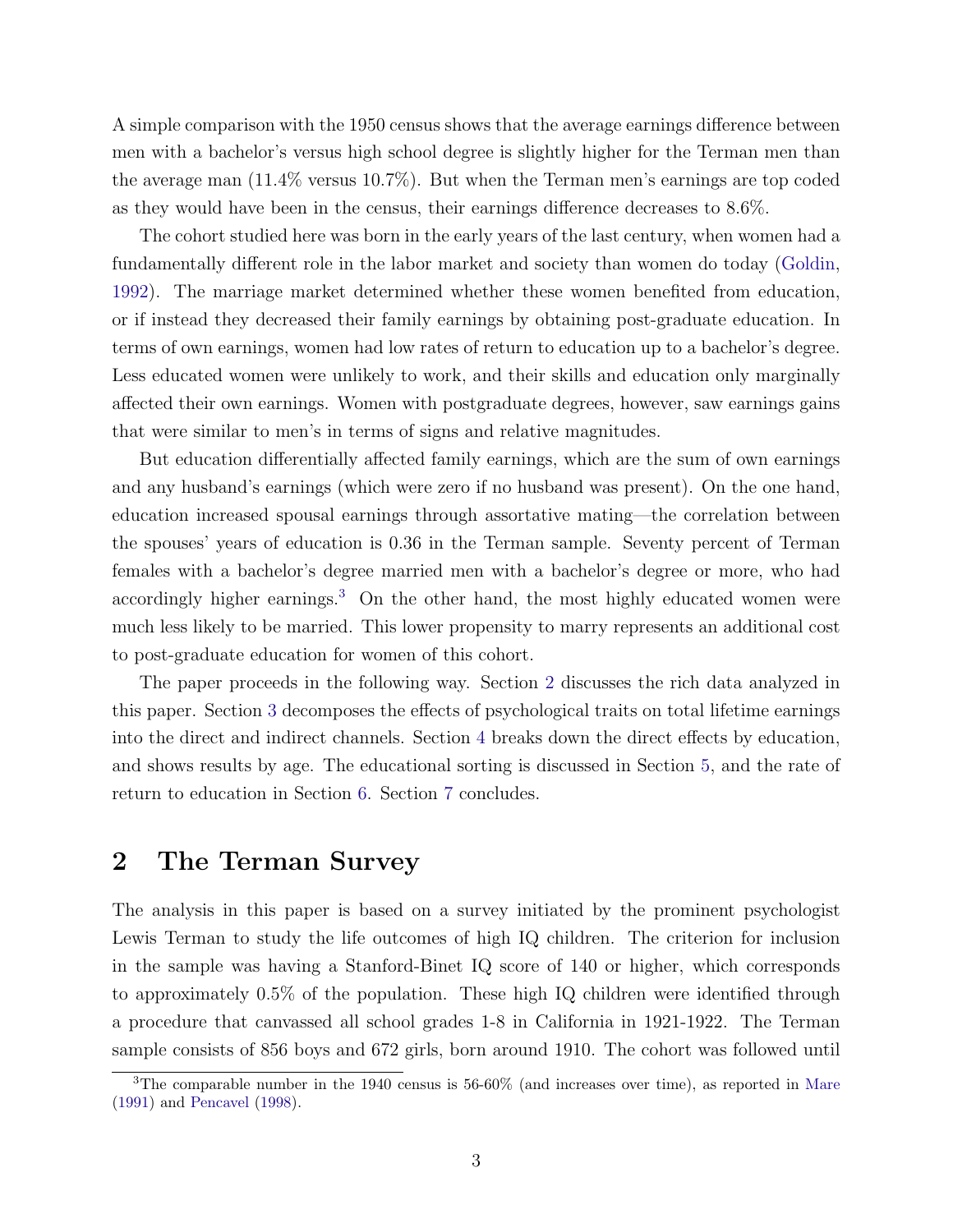A simple comparison with the 1950 census shows that the average earnings difference between men with a bachelor's versus high school degree is slightly higher for the Terman men than the average man (11.4% versus 10.7%). But when the Terman men's earnings are top coded as they would have been in the census, their earnings difference decreases to 8.6%.

The cohort studied here was born in the early years of the last century, when women had a fundamentally different role in the labor market and society than women do today (Goldin, 1992). The marriage market determined whether these women benefited from education, or if instead they decreased their family earnings by obtaining post-graduate education. In terms of own earnings, women had low rates of return to education up to a bachelor's degree. Less educated women were unlikely to work, and their skills and education only marginally affected their own earnings. Women with postgraduate degrees, however, saw earnings gains that were similar to men's in terms of signs and relative magnitudes.

But education differentially affected family earnings, which are the sum of own earnings and any husband's earnings (which were zero if no husband was present). On the one hand, education increased spousal earnings through assortative mating—the correlation between the spouses' years of education is 0.36 in the Terman sample. Seventy percent of Terman females with a bachelor's degree married men with a bachelor's degree or more, who had accordingly higher earnings.[3] On the other hand, the most highly educated women were much less likely to be married. This lower propensity to marry represents an additional cost to post-graduate education for women of this cohort.

The paper proceeds in the following way. Section 2 discusses the rich data analyzed in this paper. Section 3 decomposes the effects of psychological traits on total lifetime earnings into the direct and indirect channels. Section 4 breaks down the direct effects by education, and shows results by age. The educational sorting is discussed in Section 5, and the rate of return to education in Section 6. Section 7 concludes.

## 2 The Terman Survey

The analysis in this paper is based on a survey initiated by the prominent psychologist Lewis Terman to study the life outcomes of high IQ children. The criterion for inclusion in the sample was having a Stanford-Binet IQ score of 140 or higher, which corresponds to approximately 0.5% of the population. These high IQ children were identified through a procedure that canvassed all school grades 1-8 in California in 1921-1922. The Terman sample consists of 856 boys and 672 girls, born around 1910. The cohort was followed until

[3] The comparable number in the 1940 census is 56-60% (and increases over time), as reported in Mare (1991) and Pencavel (1998).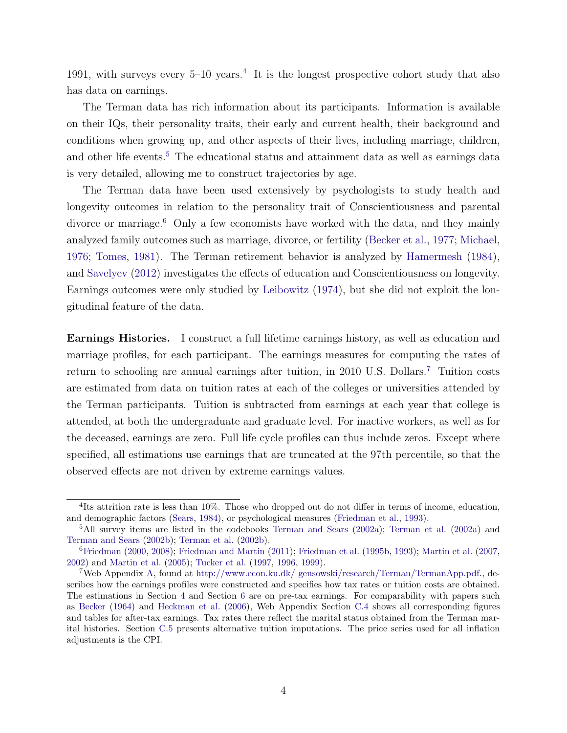1991, with surveys every 5–10 years.[4] It is the longest prospective cohort study that also has data on earnings.

The Terman data has rich information about its participants. Information is available on their IQs, their personality traits, their early and current health, their background and conditions when growing up, and other aspects of their lives, including marriage, children, and other life events.[5] The educational status and attainment data as well as earnings data is very detailed, allowing me to construct trajectories by age.

The Terman data have been used extensively by psychologists to study health and longevity outcomes in relation to the personality trait of Conscientiousness and parental divorce or marriage.[6] Only a few economists have worked with the data, and they mainly analyzed family outcomes such as marriage, divorce, or fertility (Becker et al., 1977; Michael, 1976; Tomes, 1981). The Terman retirement behavior is analyzed by Hamermesh (1984), and Savelyev (2012) investigates the effects of education and Conscientiousness on longevity. Earnings outcomes were only studied by Leibowitz (1974), but she did not exploit the longitudinal feature of the data.

**Earnings Histories.** I construct a full lifetime earnings history, as well as education and marriage profiles, for each participant. The earnings measures for computing the rates of return to schooling are annual earnings after tuition, in 2010 U.S. Dollars.[7] Tuition costs are estimated from data on tuition rates at each of the colleges or universities attended by the Terman participants. Tuition is subtracted from earnings at each year that college is attended, at both the undergraduate and graduate level. For inactive workers, as well as for the deceased, earnings are zero. Full life cycle profiles can thus include zeros. Except where specified, all estimations use earnings that are truncated at the 97th percentile, so that the observed effects are not driven by extreme earnings values.

---

[4] Its attrition rate is less than 10%. Those who dropped out do not differ in terms of income, education, and demographic factors (Sears, 1984), or psychological measures (Friedman et al., 1993).

[5] All survey items are listed in the codebooks Terman and Sears (2002a); Terman et al. (2002a) and Terman and Sears (2002b); Terman et al. (2002b).

[6] Friedman (2000, 2008); Friedman and Martin (2011); Friedman et al. (1995b, 1993); Martin et al. (2007, 2002) and Martin et al. (2005); Tucker et al. (1997, 1996, 1999).

[7] Web Appendix A, found at http://www.econ.ku.dk/ gensowski/research/Terman/TermanApp.pdf., describes how the earnings profiles were constructed and specifies how tax rates or tuition costs are obtained. The estimations in Section 4 and Section 6 are on pre-tax earnings. For comparability with papers such as Becker (1964) and Heckman et al. (2006), Web Appendix Section C.4 shows all corresponding figures and tables for after-tax earnings. Tax rates there reflect the marital status obtained from the Terman marital histories. Section C.5 presents alternative tuition imputations. The price series used for all inflation adjustments is the CPI.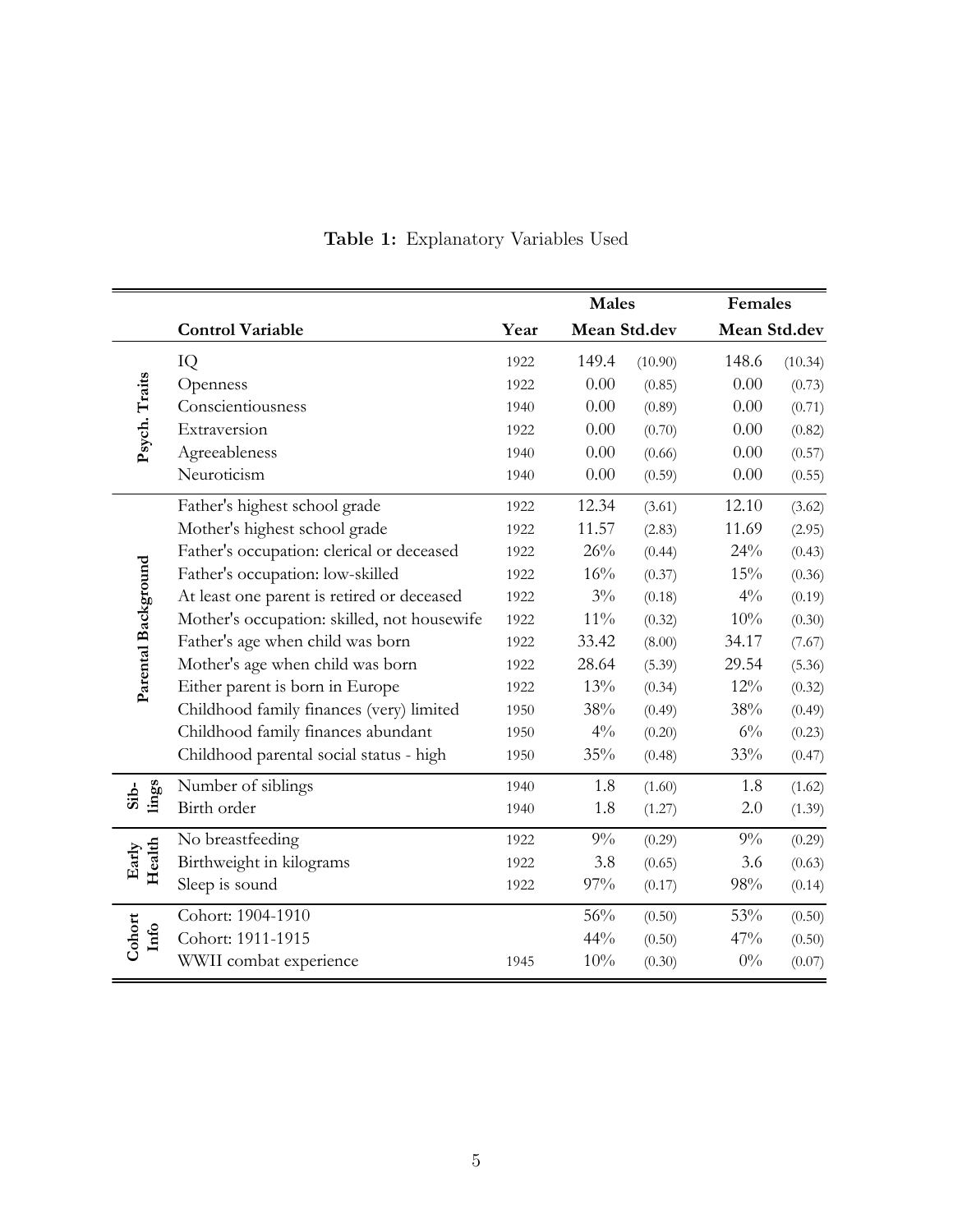**Table 1:** Explanatory Variables Used

| | Control Variable | Year | Males Mean | Males Std.dev | Females Mean | Females Std.dev |
|---|---|---|---|---|---|---|
| **Psych. Traits** | IQ | 1922 | 149.4 | (10.90) | 148.6 | (10.34) |
| | Openness | 1922 | 0.00 | (0.85) | 0.00 | (0.73) |
| | Conscientiousness | 1940 | 0.00 | (0.89) | 0.00 | (0.71) |
| | Extraversion | 1922 | 0.00 | (0.70) | 0.00 | (0.82) |
| | Agreeableness | 1940 | 0.00 | (0.66) | 0.00 | (0.57) |
| | Neuroticism | 1940 | 0.00 | (0.59) | 0.00 | (0.55) |
| **Parental Background** | Father's highest school grade | 1922 | 12.34 | (3.61) | 12.10 | (3.62) |
| | Mother's highest school grade | 1922 | 11.57 | (2.83) | 11.69 | (2.95) |
| | Father's occupation: clerical or deceased | 1922 | 26% | (0.44) | 24% | (0.43) |
| | Father's occupation: low-skilled | 1922 | 16% | (0.37) | 15% | (0.36) |
| | At least one parent is retired or deceased | 1922 | 3% | (0.18) | 4% | (0.19) |
| | Mother's occupation: skilled, not housewife | 1922 | 11% | (0.32) | 10% | (0.30) |
| | Father's age when child was born | 1922 | 33.42 | (8.00) | 34.17 | (7.67) |
| | Mother's age when child was born | 1922 | 28.64 | (5.39) | 29.54 | (5.36) |
| | Either parent is born in Europe | 1922 | 13% | (0.34) | 12% | (0.32) |
| | Childhood family finances (very) limited | 1950 | 38% | (0.49) | 38% | (0.49) |
| | Childhood family finances abundant | 1950 | 4% | (0.20) | 6% | (0.23) |
| | Childhood parental social status - high | 1950 | 35% | (0.48) | 33% | (0.47) |
| **Siblings** | Number of siblings | 1940 | 1.8 | (1.60) | 1.8 | (1.62) |
| | Birth order | 1940 | 1.8 | (1.27) | 2.0 | (1.39) |
| **Early Health** | No breastfeeding | 1922 | 9% | (0.29) | 9% | (0.29) |
| | Birthweight in kilograms | 1922 | 3.8 | (0.65) | 3.6 | (0.63) |
| | Sleep is sound | 1922 | 97% | (0.17) | 98% | (0.14) |
| **Cohort Info** | Cohort: 1904-1910 | | 56% | (0.50) | 53% | (0.50) |
| | Cohort: 1911-1915 | | 44% | (0.50) | 47% | (0.50) |
| | WWII combat experience | 1945 | 10% | (0.30) | 0% | (0.07) |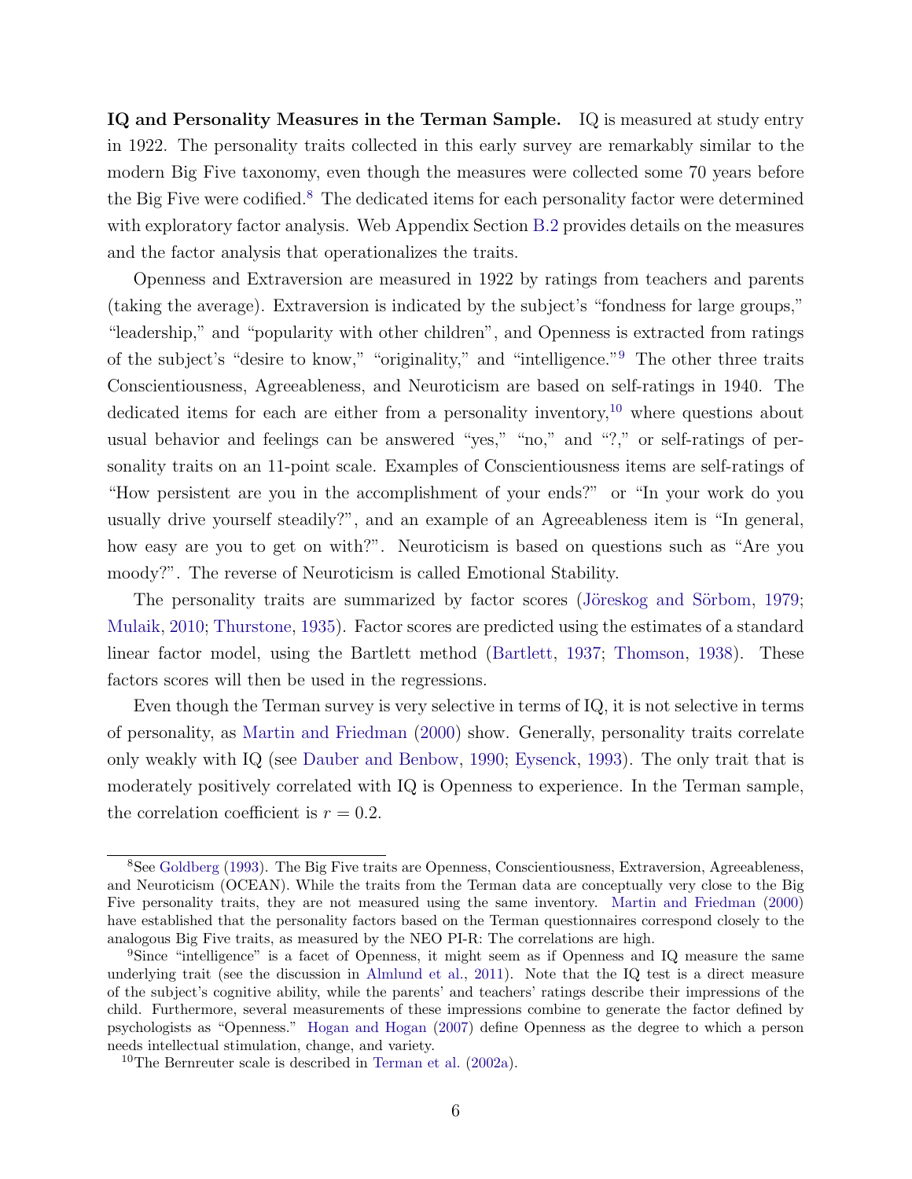**IQ and Personality Measures in the Terman Sample.** IQ is measured at study entry in 1922. The personality traits collected in this early survey are remarkably similar to the modern Big Five taxonomy, even though the measures were collected some 70 years before the Big Five were codified.[8] The dedicated items for each personality factor were determined with exploratory factor analysis. Web Appendix Section B.2 provides details on the measures and the factor analysis that operationalizes the traits.

Openness and Extraversion are measured in 1922 by ratings from teachers and parents (taking the average). Extraversion is indicated by the subject's "fondness for large groups," "leadership," and "popularity with other children", and Openness is extracted from ratings of the subject's "desire to know," "originality," and "intelligence."[9] The other three traits Conscientiousness, Agreeableness, and Neuroticism are based on self-ratings in 1940. The dedicated items for each are either from a personality inventory,[10] where questions about usual behavior and feelings can be answered "yes," "no," and "?," or self-ratings of personality traits on an 11-point scale. Examples of Conscientiousness items are self-ratings of "How persistent are you in the accomplishment of your ends?" or "In your work do you usually drive yourself steadily?", and an example of an Agreeableness item is "In general, how easy are you to get on with?". Neuroticism is based on questions such as "Are you moody?". The reverse of Neuroticism is called Emotional Stability.

The personality traits are summarized by factor scores (Jöreskog and Sörbom, 1979; Mulaik, 2010; Thurstone, 1935). Factor scores are predicted using the estimates of a standard linear factor model, using the Bartlett method (Bartlett, 1937; Thomson, 1938). These factors scores will then be used in the regressions.

Even though the Terman survey is very selective in terms of IQ, it is not selective in terms of personality, as Martin and Friedman (2000) show. Generally, personality traits correlate only weakly with IQ (see Dauber and Benbow, 1990; Eysenck, 1993). The only trait that is moderately positively correlated with IQ is Openness to experience. In the Terman sample, the correlation coefficient is $r = 0.2$.

---

[8] See Goldberg (1993). The Big Five traits are Openness, Conscientiousness, Extraversion, Agreeableness, and Neuroticism (OCEAN). While the traits from the Terman data are conceptually very close to the Big Five personality traits, they are not measured using the same inventory. Martin and Friedman (2000) have established that the personality factors based on the Terman questionnaires correspond closely to the analogous Big Five traits, as measured by the NEO PI-R: The correlations are high.

[9] Since "intelligence" is a facet of Openness, it might seem as if Openness and IQ measure the same underlying trait (see the discussion in Almlund et al., 2011). Note that the IQ test is a direct measure of the subject's cognitive ability, while the parents' and teachers' ratings describe their impressions of the child. Furthermore, several measurements of these impressions combine to generate the factor defined by psychologists as "Openness." Hogan and Hogan (2007) define Openness as the degree to which a person needs intellectual stimulation, change, and variety.

[10] The Bernreuter scale is described in Terman et al. (2002a).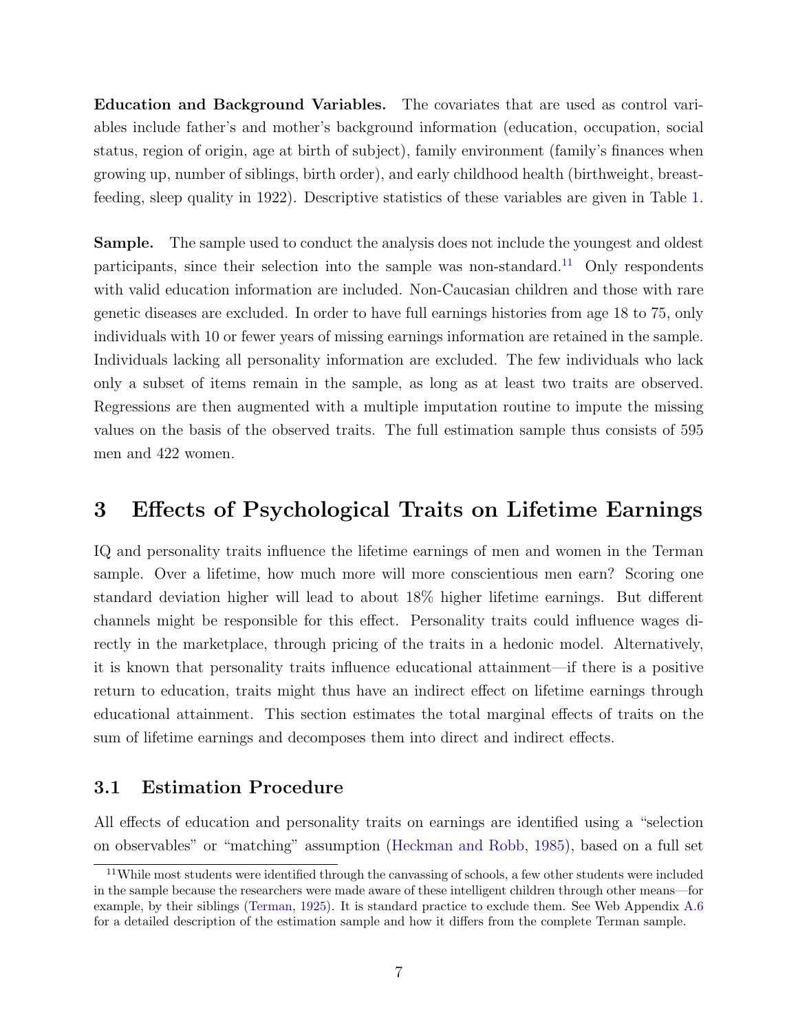**Education and Background Variables.** The covariates that are used as control variables include father's and mother's background information (education, occupation, social status, region of origin, age at birth of subject), family environment (family's finances when growing up, number of siblings, birth order), and early childhood health (birthweight, breast-feeding, sleep quality in 1922). Descriptive statistics of these variables are given in Table 1.

**Sample.** The sample used to conduct the analysis does not include the youngest and oldest participants, since their selection into the sample was non-standard.[11] Only respondents with valid education information are included. Non-Caucasian children and those with rare genetic diseases are excluded. In order to have full earnings histories from age 18 to 75, only individuals with 10 or fewer years of missing earnings information are retained in the sample. Individuals lacking all personality information are excluded. The few individuals who lack only a subset of items remain in the sample, as long as at least two traits are observed. Regressions are then augmented with a multiple imputation routine to impute the missing values on the basis of the observed traits. The full estimation sample thus consists of 595 men and 422 women.

# 3 Effects of Psychological Traits on Lifetime Earnings

IQ and personality traits influence the lifetime earnings of men and women in the Terman sample. Over a lifetime, how much more will more conscientious men earn? Scoring one standard deviation higher will lead to about 18% higher lifetime earnings. But different channels might be responsible for this effect. Personality traits could influence wages directly in the marketplace, through pricing of the traits in a hedonic model. Alternatively, it is known that personality traits influence educational attainment—if there is a positive return to education, traits might thus have an indirect effect on lifetime earnings through educational attainment. This section estimates the total marginal effects of traits on the sum of lifetime earnings and decomposes them into direct and indirect effects.

## 3.1 Estimation Procedure

All effects of education and personality traits on earnings are identified using a "selection on observables" or "matching" assumption (Heckman and Robb, 1985), based on a full set

[11] While most students were identified through the canvassing of schools, a few other students were included in the sample because the researchers were made aware of these intelligent children through other means—for example, by their siblings (Terman, 1925). It is standard practice to exclude them. See Web Appendix A.6 for a detailed description of the estimation sample and how it differs from the complete Terman sample.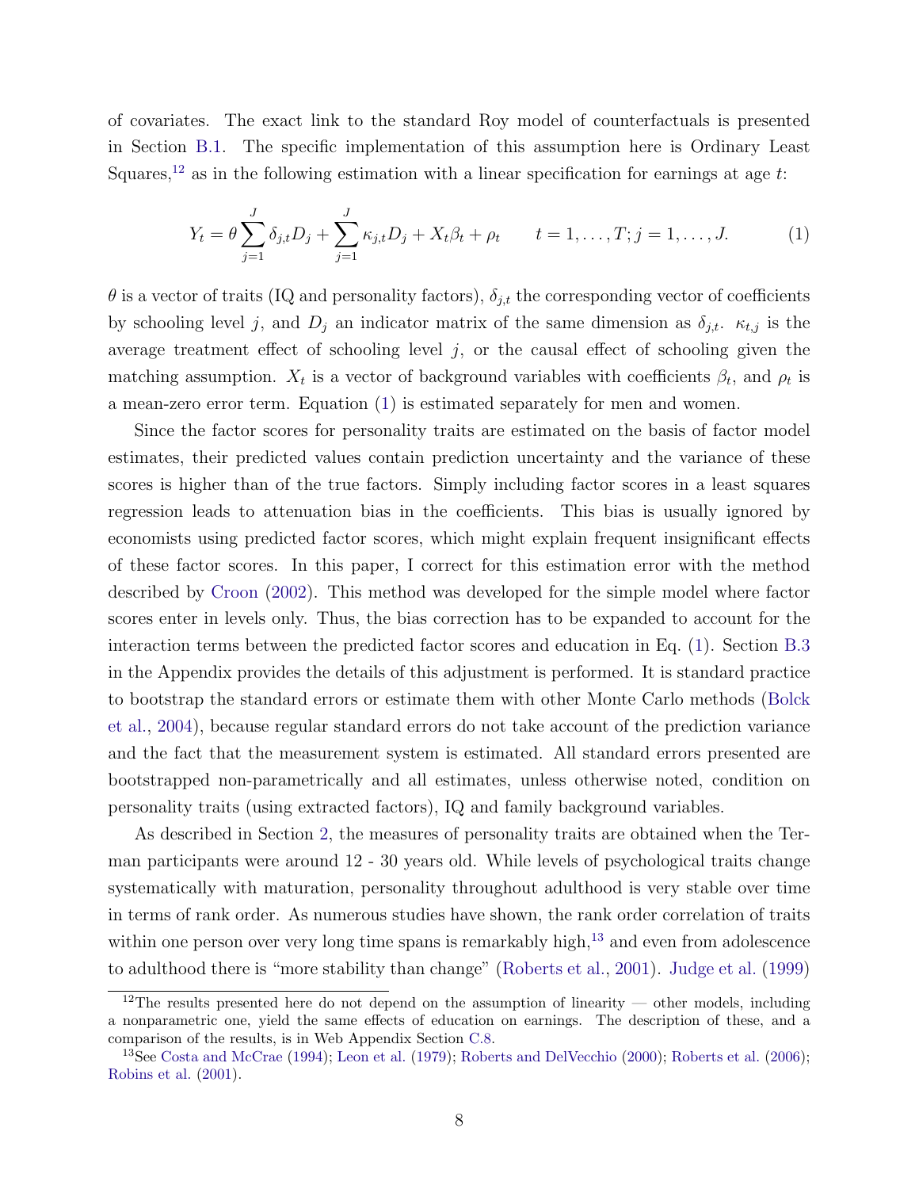of covariates. The exact link to the standard Roy model of counterfactuals is presented in Section B.1. The specific implementation of this assumption here is Ordinary Least Squares,[12] as in the following estimation with a linear specification for earnings at age $t$:

$$Y_t = \theta \sum_{j=1}^{J} \delta_{j,t} D_j + \sum_{j=1}^{J} \kappa_{j,t} D_j + X_t \beta_t + \rho_t \qquad t = 1, \ldots, T; j = 1, \ldots, J. \tag{1}$$

$\theta$ is a vector of traits (IQ and personality factors), $\delta_{j,t}$ the corresponding vector of coefficients by schooling level $j$, and $D_j$ an indicator matrix of the same dimension as $\delta_{j,t}$. $\kappa_{t,j}$ is the average treatment effect of schooling level $j$, or the causal effect of schooling given the matching assumption. $X_t$ is a vector of background variables with coefficients $\beta_t$, and $\rho_t$ is a mean-zero error term. Equation (1) is estimated separately for men and women.

Since the factor scores for personality traits are estimated on the basis of factor model estimates, their predicted values contain prediction uncertainty and the variance of these scores is higher than of the true factors. Simply including factor scores in a least squares regression leads to attenuation bias in the coefficients. This bias is usually ignored by economists using predicted factor scores, which might explain frequent insignificant effects of these factor scores. In this paper, I correct for this estimation error with the method described by Croon (2002). This method was developed for the simple model where factor scores enter in levels only. Thus, the bias correction has to be expanded to account for the interaction terms between the predicted factor scores and education in Eq. (1). Section B.3 in the Appendix provides the details of this adjustment is performed. It is standard practice to bootstrap the standard errors or estimate them with other Monte Carlo methods (Bolck et al., 2004), because regular standard errors do not take account of the prediction variance and the fact that the measurement system is estimated. All standard errors presented are bootstrapped non-parametrically and all estimates, unless otherwise noted, condition on personality traits (using extracted factors), IQ and family background variables.

As described in Section 2, the measures of personality traits are obtained when the Terman participants were around 12 - 30 years old. While levels of psychological traits change systematically with maturation, personality throughout adulthood is very stable over time in terms of rank order. As numerous studies have shown, the rank order correlation of traits within one person over very long time spans is remarkably high,[13] and even from adolescence to adulthood there is "more stability than change" (Roberts et al., 2001). Judge et al. (1999)

[12] The results presented here do not depend on the assumption of linearity — other models, including a nonparametric one, yield the same effects of education on earnings. The description of these, and a comparison of the results, is in Web Appendix Section C.8.

[13] See Costa and McCrae (1994); Leon et al. (1979); Roberts and DelVecchio (2000); Roberts et al. (2006); Robins et al. (2001).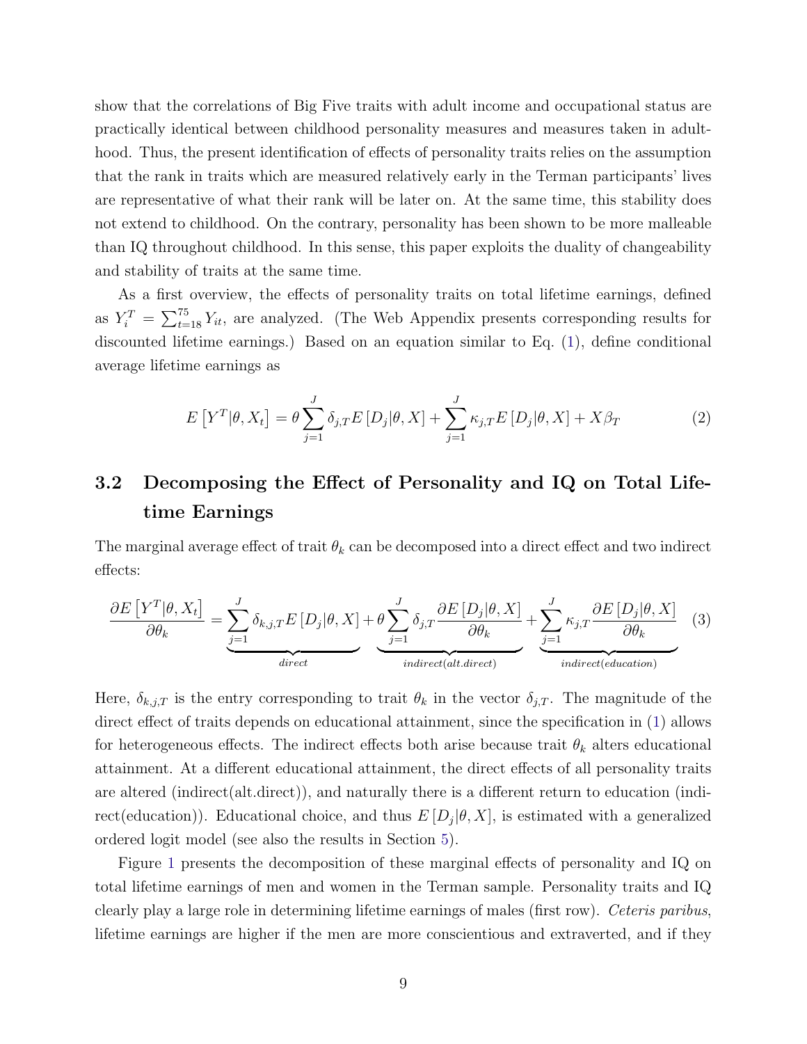show that the correlations of Big Five traits with adult income and occupational status are practically identical between childhood personality measures and measures taken in adulthood. Thus, the present identification of effects of personality traits relies on the assumption that the rank in traits which are measured relatively early in the Terman participants' lives are representative of what their rank will be later on. At the same time, this stability does not extend to childhood. On the contrary, personality has been shown to be more malleable than IQ throughout childhood. In this sense, this paper exploits the duality of changeability and stability of traits at the same time.

As a first overview, the effects of personality traits on total lifetime earnings, defined as $Y_i^T = \sum_{t=18}^{75} Y_{it}$, are analyzed. (The Web Appendix presents corresponding results for discounted lifetime earnings.) Based on an equation similar to Eq. (1), define conditional average lifetime earnings as

$$E\left[Y^T|\theta, X_t\right] = \theta \sum_{j=1}^{J} \delta_{j,T} E\left[D_j|\theta, X\right] + \sum_{j=1}^{J} \kappa_{j,T} E\left[D_j|\theta, X\right] + X\beta_T \tag{2}$$

## 3.2 Decomposing the Effect of Personality and IQ on Total Lifetime Earnings

The marginal average effect of trait $\theta_k$ can be decomposed into a direct effect and two indirect effects:

$$\frac{\partial E\left[Y^T|\theta, X_t\right]}{\partial \theta_k} = \underbrace{\sum_{j=1}^{J} \delta_{k,j,T} E\left[D_j|\theta, X\right]}_{direct} + \underbrace{\theta \sum_{j=1}^{J} \delta_{j,T} \frac{\partial E\left[D_j|\theta, X\right]}{\partial \theta_k}}_{indirect(alt.direct)} + \underbrace{\sum_{j=1}^{J} \kappa_{j,T} \frac{\partial E\left[D_j|\theta, X\right]}{\partial \theta_k}}_{indirect(education)} \tag{3}$$

Here, $\delta_{k,j,T}$ is the entry corresponding to trait $\theta_k$ in the vector $\delta_{j,T}$. The magnitude of the direct effect of traits depends on educational attainment, since the specification in (1) allows for heterogeneous effects. The indirect effects both arise because trait $\theta_k$ alters educational attainment. At a different educational attainment, the direct effects of all personality traits are altered (indirect(alt.direct)), and naturally there is a different return to education (indirect(education)). Educational choice, and thus $E\left[D_j|\theta, X\right]$, is estimated with a generalized ordered logit model (see also the results in Section 5).

Figure 1 presents the decomposition of these marginal effects of personality and IQ on total lifetime earnings of men and women in the Terman sample. Personality traits and IQ clearly play a large role in determining lifetime earnings of males (first row). *Ceteris paribus*, lifetime earnings are higher if the men are more conscientious and extraverted, and if they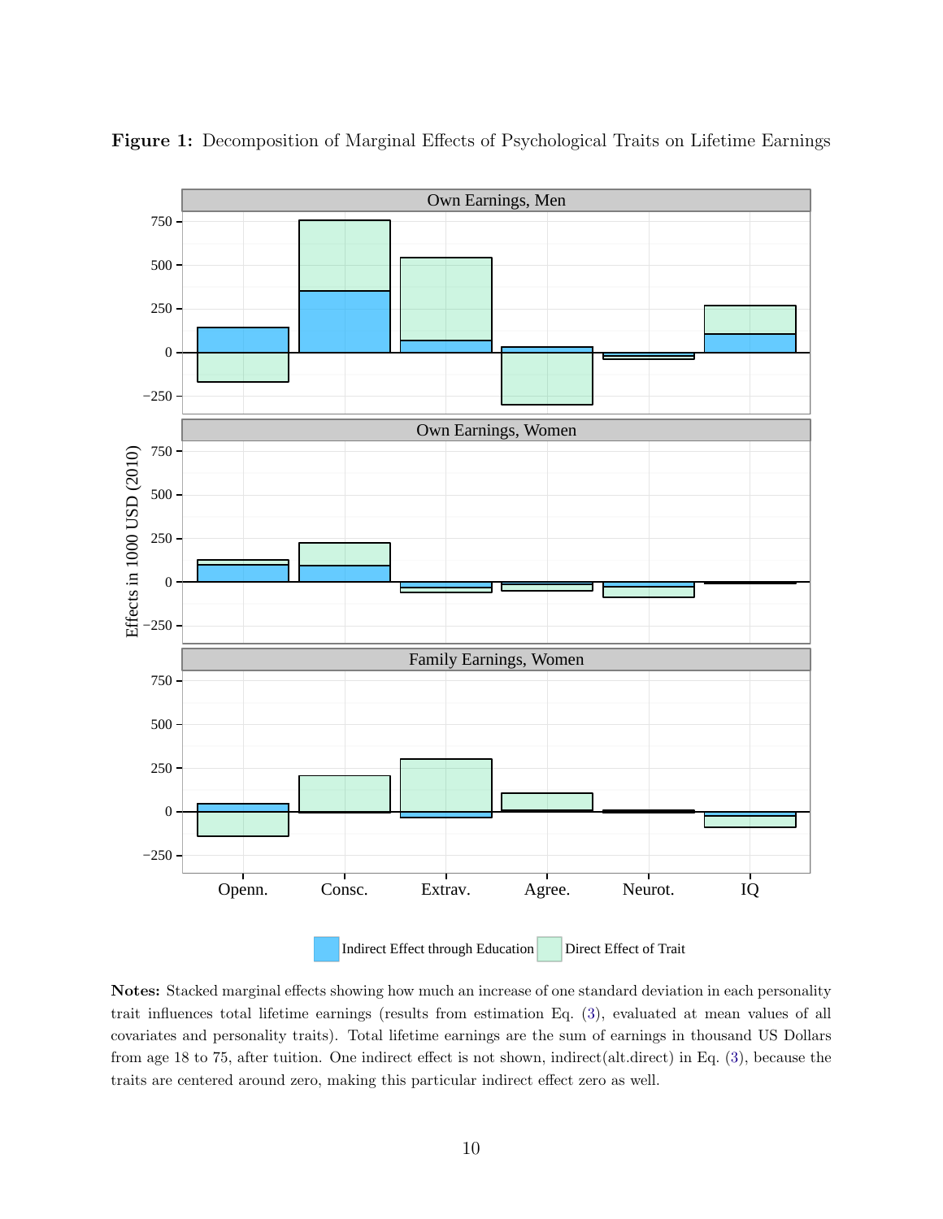**Figure 1:** Decomposition of Marginal Effects of Psychological Traits on Lifetime Earnings

**Notes:** Stacked marginal effects showing how much an increase of one standard deviation in each personality trait influences total lifetime earnings (results from estimation Eq. (3), evaluated at mean values of all covariates and personality traits). Total lifetime earnings are the sum of earnings in thousand US Dollars from age 18 to 75, after tuition. One indirect effect is not shown, indirect(alt.direct) in Eq. (3), because the traits are centered around zero, making this particular indirect effect zero as well.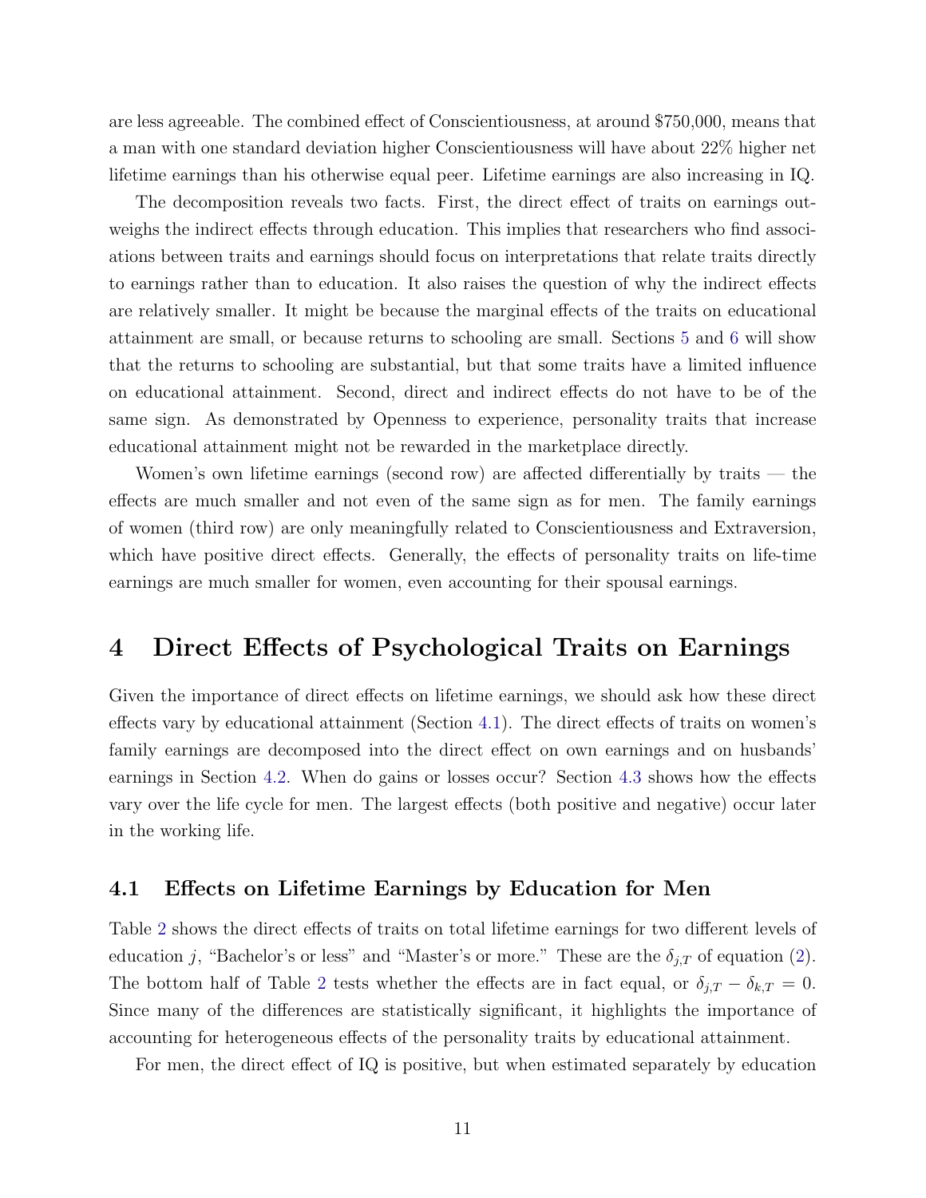are less agreeable. The combined effect of Conscientiousness, at around $750,000, means that a man with one standard deviation higher Conscientiousness will have about 22% higher net lifetime earnings than his otherwise equal peer. Lifetime earnings are also increasing in IQ.

The decomposition reveals two facts. First, the direct effect of traits on earnings outweighs the indirect effects through education. This implies that researchers who find associations between traits and earnings should focus on interpretations that relate traits directly to earnings rather than to education. It also raises the question of why the indirect effects are relatively smaller. It might be because the marginal effects of the traits on educational attainment are small, or because returns to schooling are small. Sections 5 and 6 will show that the returns to schooling are substantial, but that some traits have a limited influence on educational attainment. Second, direct and indirect effects do not have to be of the same sign. As demonstrated by Openness to experience, personality traits that increase educational attainment might not be rewarded in the marketplace directly.

Women's own lifetime earnings (second row) are affected differentially by traits — the effects are much smaller and not even of the same sign as for men. The family earnings of women (third row) are only meaningfully related to Conscientiousness and Extraversion, which have positive direct effects. Generally, the effects of personality traits on life-time earnings are much smaller for women, even accounting for their spousal earnings.

# 4 Direct Effects of Psychological Traits on Earnings

Given the importance of direct effects on lifetime earnings, we should ask how these direct effects vary by educational attainment (Section 4.1). The direct effects of traits on women's family earnings are decomposed into the direct effect on own earnings and on husbands' earnings in Section 4.2. When do gains or losses occur? Section 4.3 shows how the effects vary over the life cycle for men. The largest effects (both positive and negative) occur later in the working life.

## 4.1 Effects on Lifetime Earnings by Education for Men

Table 2 shows the direct effects of traits on total lifetime earnings for two different levels of education $j$, "Bachelor's or less" and "Master's or more." These are the $\delta_{j,T}$ of equation (2). The bottom half of Table 2 tests whether the effects are in fact equal, or $\delta_{j,T} - \delta_{k,T} = 0$. Since many of the differences are statistically significant, it highlights the importance of accounting for heterogeneous effects of the personality traits by educational attainment.

For men, the direct effect of IQ is positive, but when estimated separately by education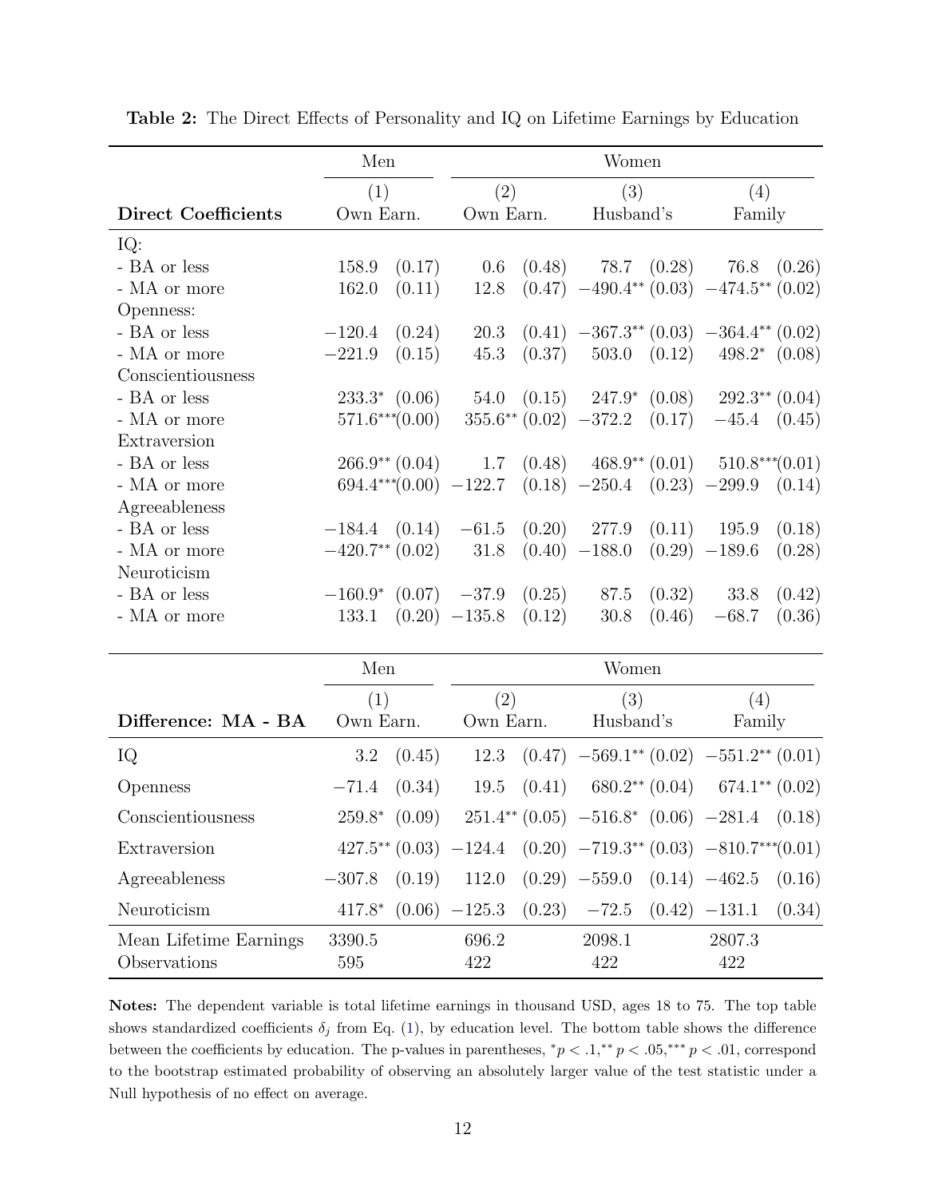**Table 2:** The Direct Effects of Personality and IQ on Lifetime Earnings by Education

| | Men | | Women | | | | | |
|---|---|---|---|---|---|---|---|---|
| | (1) | | (2) | | (3) | | (4) | |
| **Direct Coefficients** | Own Earn. | | Own Earn. | | Husband's | | Family | |
| IQ: | | | | | | | | |
| - BA or less | 158.9 | (0.17) | 0.6 | (0.48) | 78.7 | (0.28) | 76.8 | (0.26) |
| - MA or more | 162.0 | (0.11) | 12.8 | (0.47) | $-490.4^{**}$ | (0.03) | $-474.5^{**}$ | (0.02) |
| Openness: | | | | | | | | |
| - BA or less | $-120.4$ | (0.24) | 20.3 | (0.41) | $-367.3^{**}$ | (0.03) | $-364.4^{**}$ | (0.02) |
| - MA or more | $-221.9$ | (0.15) | 45.3 | (0.37) | 503.0 | (0.12) | $498.2^{*}$ | (0.08) |
| Conscientiousness | | | | | | | | |
| - BA or less | $233.3^{*}$ | (0.06) | 54.0 | (0.15) | $247.9^{*}$ | (0.08) | $292.3^{**}$ | (0.04) |
| - MA or more | $571.6^{***}$ | (0.00) | $355.6^{**}$ | (0.02) | $-372.2$ | (0.17) | $-45.4$ | (0.45) |
| Extraversion | | | | | | | | |
| - BA or less | $266.9^{**}$ | (0.04) | 1.7 | (0.48) | $468.9^{**}$ | (0.01) | $510.8^{***}$ | (0.01) |
| - MA or more | $694.4^{***}$ | (0.00) | $-122.7$ | (0.18) | $-250.4$ | (0.23) | $-299.9$ | (0.14) |
| Agreeableness | | | | | | | | |
| - BA or less | $-184.4$ | (0.14) | $-61.5$ | (0.20) | 277.9 | (0.11) | 195.9 | (0.18) |
| - MA or more | $-420.7^{**}$ | (0.02) | 31.8 | (0.40) | $-188.0$ | (0.29) | $-189.6$ | (0.28) |
| Neuroticism | | | | | | | | |
| - BA or less | $-160.9^{*}$ | (0.07) | $-37.9$ | (0.25) | 87.5 | (0.32) | 33.8 | (0.42) |
| - MA or more | 133.1 | (0.20) | $-135.8$ | (0.12) | 30.8 | (0.46) | $-68.7$ | (0.36) |

| | Men | | Women | | | | | |
|---|---|---|---|---|---|---|---|---|
| | (1) | | (2) | | (3) | | (4) | |
| **Difference: MA - BA** | Own Earn. | | Own Earn. | | Husband's | | Family | |
| IQ | 3.2 | (0.45) | 12.3 | (0.47) | $-569.1^{**}$ | (0.02) | $-551.2^{**}$ | (0.01) |
| Openness | $-71.4$ | (0.34) | 19.5 | (0.41) | $680.2^{**}$ | (0.04) | $674.1^{**}$ | (0.02) |
| Conscientiousness | $259.8^{*}$ | (0.09) | $251.4^{**}$ | (0.05) | $-516.8^{*}$ | (0.06) | $-281.4$ | (0.18) |
| Extraversion | $427.5^{**}$ | (0.03) | $-124.4$ | (0.20) | $-719.3^{**}$ | (0.03) | $-810.7^{***}$ | (0.01) |
| Agreeableness | $-307.8$ | (0.19) | 112.0 | (0.29) | $-559.0$ | (0.14) | $-462.5$ | (0.16) |
| Neuroticism | $417.8^{*}$ | (0.06) | $-125.3$ | (0.23) | $-72.5$ | (0.42) | $-131.1$ | (0.34) |
| Mean Lifetime Earnings | 3390.5 | | 696.2 | | 2098.1 | | 2807.3 | |
| Observations | 595 | | 422 | | 422 | | 422 | |

**Notes:** The dependent variable is total lifetime earnings in thousand USD, ages 18 to 75. The top table shows standardized coefficients $\delta_j$ from Eq. (1), by education level. The bottom table shows the difference between the coefficients by education. The p-values in parentheses, $^{*}p < .1, ^{**}p < .05, ^{***}p < .01$, correspond to the bootstrap estimated probability of observing an absolutely larger value of the test statistic under a Null hypothesis of no effect on average.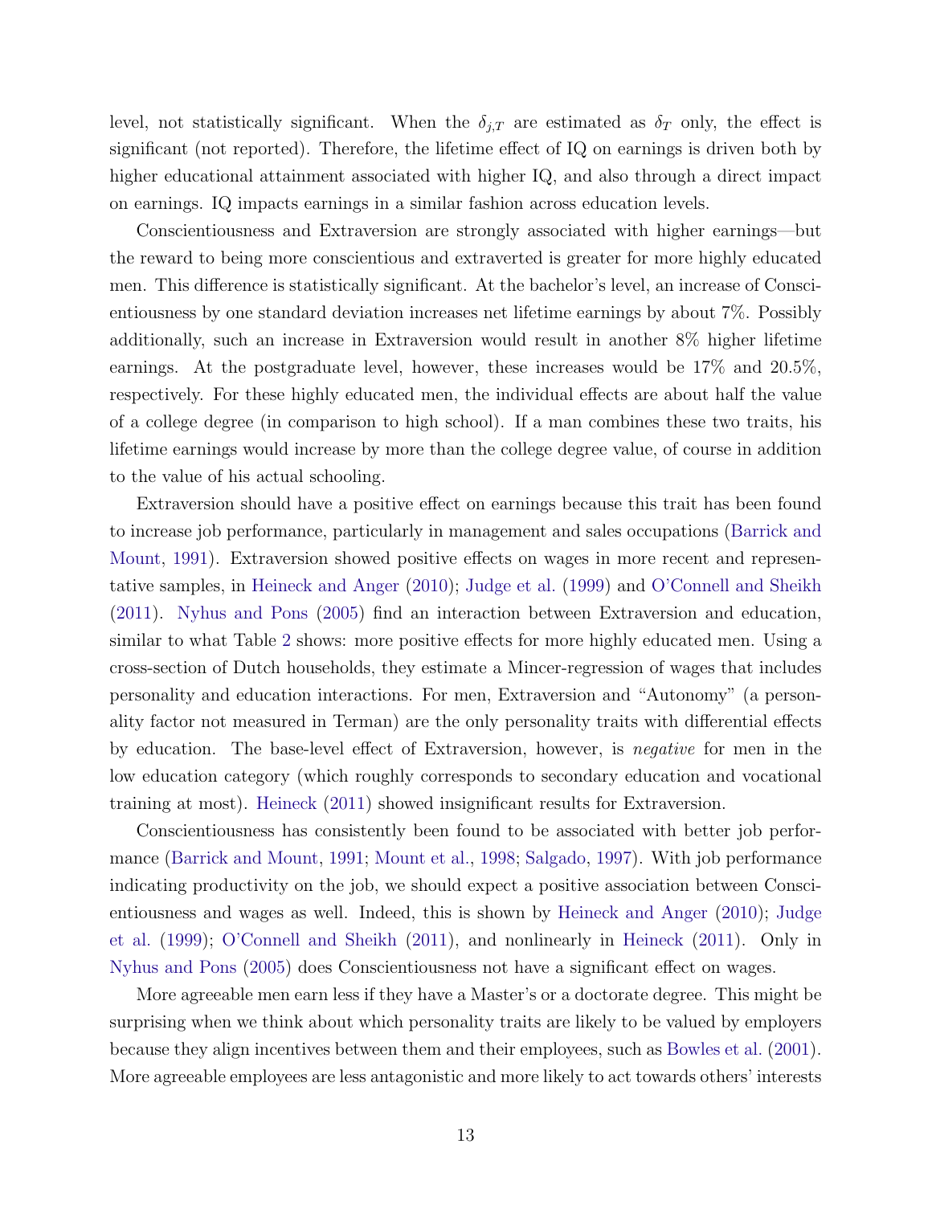level, not statistically significant. When the $\delta_{j,T}$ are estimated as $\delta_T$ only, the effect is significant (not reported). Therefore, the lifetime effect of IQ on earnings is driven both by higher educational attainment associated with higher IQ, and also through a direct impact on earnings. IQ impacts earnings in a similar fashion across education levels.

Conscientiousness and Extraversion are strongly associated with higher earnings—but the reward to being more conscientious and extraverted is greater for more highly educated men. This difference is statistically significant. At the bachelor's level, an increase of Conscientiousness by one standard deviation increases net lifetime earnings by about 7%. Possibly additionally, such an increase in Extraversion would result in another 8% higher lifetime earnings. At the postgraduate level, however, these increases would be 17% and 20.5%, respectively. For these highly educated men, the individual effects are about half the value of a college degree (in comparison to high school). If a man combines these two traits, his lifetime earnings would increase by more than the college degree value, of course in addition to the value of his actual schooling.

Extraversion should have a positive effect on earnings because this trait has been found to increase job performance, particularly in management and sales occupations (Barrick and Mount, 1991). Extraversion showed positive effects on wages in more recent and representative samples, in Heineck and Anger (2010); Judge et al. (1999) and O'Connell and Sheikh (2011). Nyhus and Pons (2005) find an interaction between Extraversion and education, similar to what Table 2 shows: more positive effects for more highly educated men. Using a cross-section of Dutch households, they estimate a Mincer-regression of wages that includes personality and education interactions. For men, Extraversion and "Autonomy" (a personality factor not measured in Terman) are the only personality traits with differential effects by education. The base-level effect of Extraversion, however, is *negative* for men in the low education category (which roughly corresponds to secondary education and vocational training at most). Heineck (2011) showed insignificant results for Extraversion.

Conscientiousness has consistently been found to be associated with better job performance (Barrick and Mount, 1991; Mount et al., 1998; Salgado, 1997). With job performance indicating productivity on the job, we should expect a positive association between Conscientiousness and wages as well. Indeed, this is shown by Heineck and Anger (2010); Judge et al. (1999); O'Connell and Sheikh (2011), and nonlinearly in Heineck (2011). Only in Nyhus and Pons (2005) does Conscientiousness not have a significant effect on wages.

More agreeable men earn less if they have a Master's or a doctorate degree. This might be surprising when we think about which personality traits are likely to be valued by employers because they align incentives between them and their employees, such as Bowles et al. (2001). More agreeable employees are less antagonistic and more likely to act towards others' interests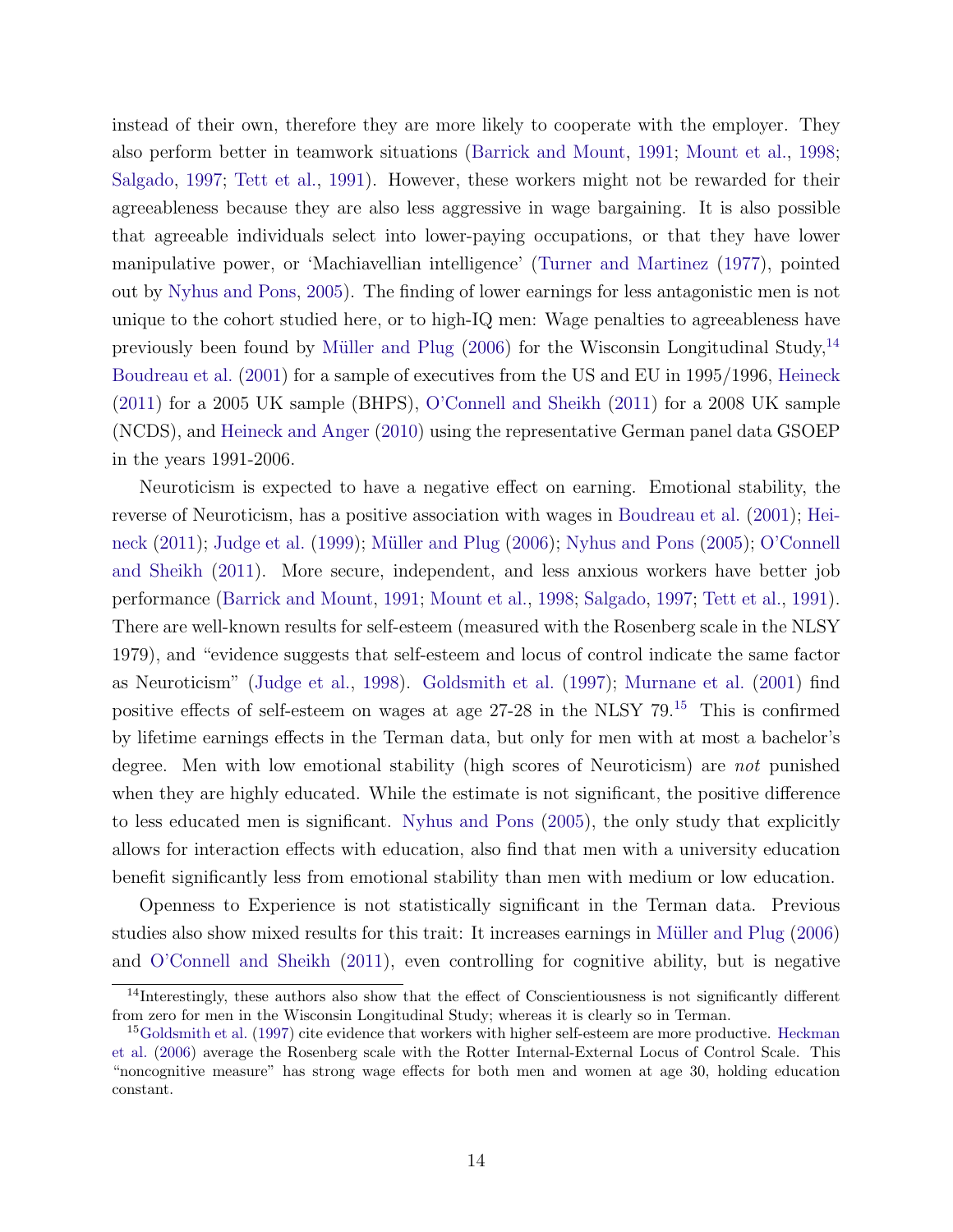instead of their own, therefore they are more likely to cooperate with the employer. They also perform better in teamwork situations (Barrick and Mount, 1991; Mount et al., 1998; Salgado, 1997; Tett et al., 1991). However, these workers might not be rewarded for their agreeableness because they are also less aggressive in wage bargaining. It is also possible that agreeable individuals select into lower-paying occupations, or that they have lower manipulative power, or 'Machiavellian intelligence' (Turner and Martinez (1977), pointed out by Nyhus and Pons, 2005). The finding of lower earnings for less antagonistic men is not unique to the cohort studied here, or to high-IQ men: Wage penalties to agreeableness have previously been found by Müller and Plug (2006) for the Wisconsin Longitudinal Study,[14] Boudreau et al. (2001) for a sample of executives from the US and EU in 1995/1996, Heineck (2011) for a 2005 UK sample (BHPS), O'Connell and Sheikh (2011) for a 2008 UK sample (NCDS), and Heineck and Anger (2010) using the representative German panel data GSOEP in the years 1991-2006.

Neuroticism is expected to have a negative effect on earning. Emotional stability, the reverse of Neuroticism, has a positive association with wages in Boudreau et al. (2001); Heineck (2011); Judge et al. (1999); Müller and Plug (2006); Nyhus and Pons (2005); O'Connell and Sheikh (2011). More secure, independent, and less anxious workers have better job performance (Barrick and Mount, 1991; Mount et al., 1998; Salgado, 1997; Tett et al., 1991). There are well-known results for self-esteem (measured with the Rosenberg scale in the NLSY 1979), and "evidence suggests that self-esteem and locus of control indicate the same factor as Neuroticism" (Judge et al., 1998). Goldsmith et al. (1997); Murnane et al. (2001) find positive effects of self-esteem on wages at age 27-28 in the NLSY 79.[15] This is confirmed by lifetime earnings effects in the Terman data, but only for men with at most a bachelor's degree. Men with low emotional stability (high scores of Neuroticism) are *not* punished when they are highly educated. While the estimate is not significant, the positive difference to less educated men is significant. Nyhus and Pons (2005), the only study that explicitly allows for interaction effects with education, also find that men with a university education benefit significantly less from emotional stability than men with medium or low education.

Openness to Experience is not statistically significant in the Terman data. Previous studies also show mixed results for this trait: It increases earnings in Müller and Plug (2006) and O'Connell and Sheikh (2011), even controlling for cognitive ability, but is negative

---

[14] Interestingly, these authors also show that the effect of Conscientiousness is not significantly different from zero for men in the Wisconsin Longitudinal Study; whereas it is clearly so in Terman.

[15] Goldsmith et al. (1997) cite evidence that workers with higher self-esteem are more productive. Heckman et al. (2006) average the Rosenberg scale with the Rotter Internal-External Locus of Control Scale. This "noncognitive measure" has strong wage effects for both men and women at age 30, holding education constant.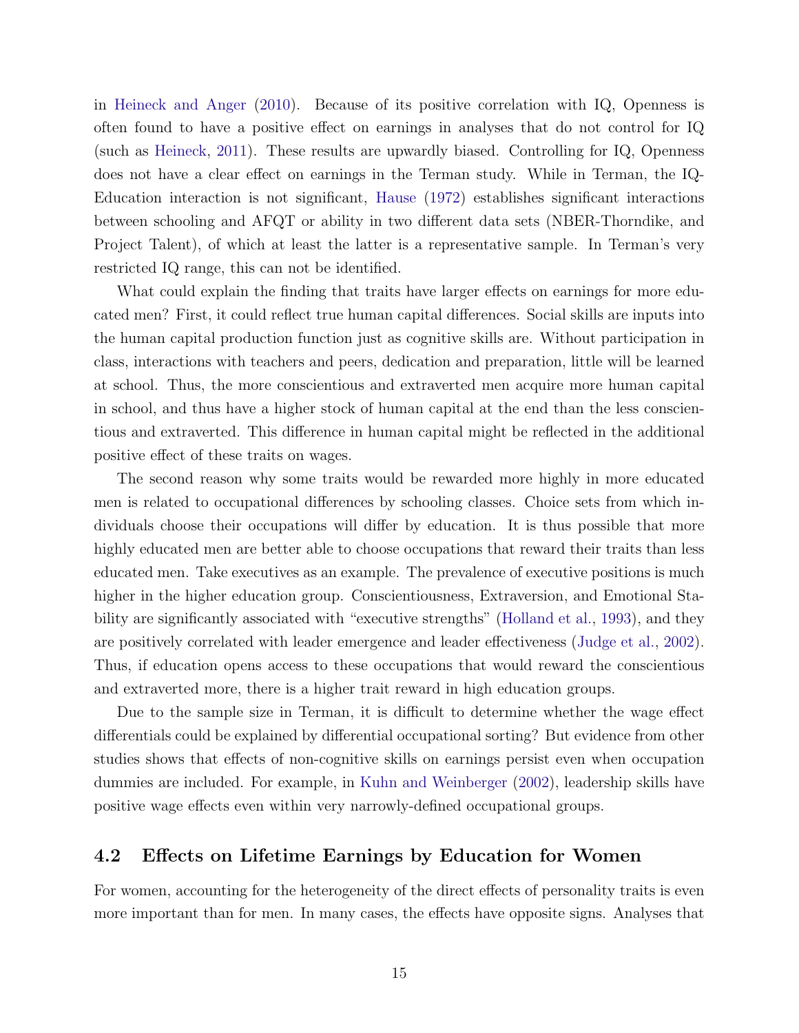in Heineck and Anger (2010). Because of its positive correlation with IQ, Openness is often found to have a positive effect on earnings in analyses that do not control for IQ (such as Heineck, 2011). These results are upwardly biased. Controlling for IQ, Openness does not have a clear effect on earnings in the Terman study. While in Terman, the IQ-Education interaction is not significant, Hause (1972) establishes significant interactions between schooling and AFQT or ability in two different data sets (NBER-Thorndike, and Project Talent), of which at least the latter is a representative sample. In Terman's very restricted IQ range, this can not be identified.

What could explain the finding that traits have larger effects on earnings for more educated men? First, it could reflect true human capital differences. Social skills are inputs into the human capital production function just as cognitive skills are. Without participation in class, interactions with teachers and peers, dedication and preparation, little will be learned at school. Thus, the more conscientious and extraverted men acquire more human capital in school, and thus have a higher stock of human capital at the end than the less conscientious and extraverted. This difference in human capital might be reflected in the additional positive effect of these traits on wages.

The second reason why some traits would be rewarded more highly in more educated men is related to occupational differences by schooling classes. Choice sets from which individuals choose their occupations will differ by education. It is thus possible that more highly educated men are better able to choose occupations that reward their traits than less educated men. Take executives as an example. The prevalence of executive positions is much higher in the higher education group. Conscientiousness, Extraversion, and Emotional Stability are significantly associated with "executive strengths" (Holland et al., 1993), and they are positively correlated with leader emergence and leader effectiveness (Judge et al., 2002). Thus, if education opens access to these occupations that would reward the conscientious and extraverted more, there is a higher trait reward in high education groups.

Due to the sample size in Terman, it is difficult to determine whether the wage effect differentials could be explained by differential occupational sorting? But evidence from other studies shows that effects of non-cognitive skills on earnings persist even when occupation dummies are included. For example, in Kuhn and Weinberger (2002), leadership skills have positive wage effects even within very narrowly-defined occupational groups.

## 4.2 Effects on Lifetime Earnings by Education for Women

For women, accounting for the heterogeneity of the direct effects of personality traits is even more important than for men. In many cases, the effects have opposite signs. Analyses that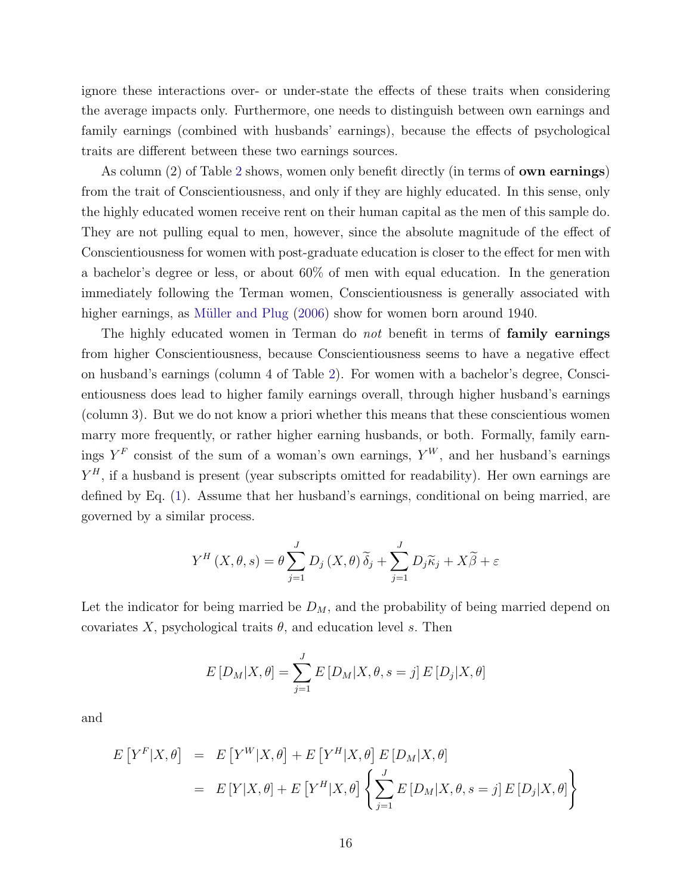ignore these interactions over- or under-state the effects of these traits when considering the average impacts only. Furthermore, one needs to distinguish between own earnings and family earnings (combined with husbands' earnings), because the effects of psychological traits are different between these two earnings sources.

As column (2) of Table 2 shows, women only benefit directly (in terms of **own earnings**) from the trait of Conscientiousness, and only if they are highly educated. In this sense, only the highly educated women receive rent on their human capital as the men of this sample do. They are not pulling equal to men, however, since the absolute magnitude of the effect of Conscientiousness for women with post-graduate education is closer to the effect for men with a bachelor's degree or less, or about 60% of men with equal education. In the generation immediately following the Terman women, Conscientiousness is generally associated with higher earnings, as Müller and Plug (2006) show for women born around 1940.

The highly educated women in Terman do *not* benefit in terms of **family earnings** from higher Conscientiousness, because Conscientiousness seems to have a negative effect on husband's earnings (column 4 of Table 2). For women with a bachelor's degree, Conscientiousness does lead to higher family earnings overall, through higher husband's earnings (column 3). But we do not know a priori whether this means that these conscientious women marry more frequently, or rather higher earning husbands, or both. Formally, family earnings $Y^F$ consist of the sum of a woman's own earnings, $Y^W$, and her husband's earnings $Y^H$, if a husband is present (year subscripts omitted for readability). Her own earnings are defined by Eq. (1). Assume that her husband's earnings, conditional on being married, are governed by a similar process.

$$Y^H(X, \theta, s) = \theta \sum_{j=1}^{J} D_j(X, \theta)\, \widetilde{\delta}_j + \sum_{j=1}^{J} D_j \widetilde{\kappa}_j + X\widetilde{\beta} + \varepsilon$$

Let the indicator for being married be $D_M$, and the probability of being married depend on covariates $X$, psychological traits $\theta$, and education level $s$. Then

$$E[D_M|X, \theta] = \sum_{j=1}^{J} E[D_M|X, \theta, s = j]\, E[D_j|X, \theta]$$

and

$$\begin{aligned} E\left[Y^F|X, \theta\right] &= E\left[Y^W|X, \theta\right] + E\left[Y^H|X, \theta\right] E[D_M|X, \theta] \\ &= E[Y|X, \theta] + E\left[Y^H|X, \theta\right] \left\{ \sum_{j=1}^{J} E[D_M|X, \theta, s = j]\, E[D_j|X, \theta] \right\} \end{aligned}$$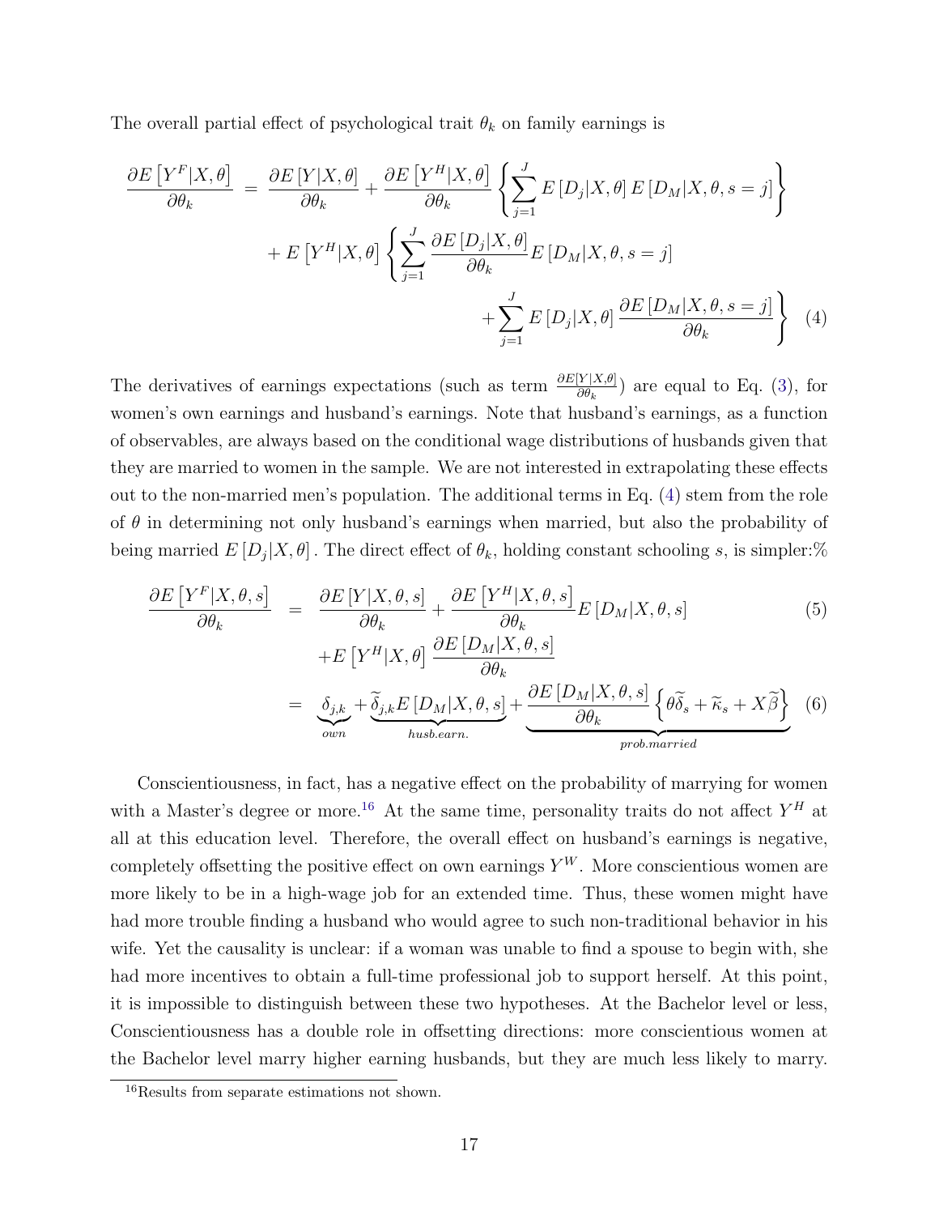The overall partial effect of psychological trait $\theta_k$ on family earnings is

$$
\begin{aligned}
\frac{\partial E\left[Y^F|X,\theta\right]}{\partial \theta_k} &= \frac{\partial E\left[Y|X,\theta\right]}{\partial \theta_k} + \frac{\partial E\left[Y^H|X,\theta\right]}{\partial \theta_k}\left\{\sum_{j=1}^{J} E\left[D_j|X,\theta\right] E\left[D_M|X,\theta,s=j\right]\right\} \\
&\quad + E\left[Y^H|X,\theta\right]\left\{\sum_{j=1}^{J}\frac{\partial E\left[D_j|X,\theta\right]}{\partial \theta_k} E\left[D_M|X,\theta,s=j\right]\right. \\
&\quad \left. + \sum_{j=1}^{J} E\left[D_j|X,\theta\right]\frac{\partial E\left[D_M|X,\theta,s=j\right]}{\partial \theta_k}\right\} \quad (4)
\end{aligned}
$$

The derivatives of earnings expectations (such as term $\frac{\partial E[Y|X,\theta]}{\partial \theta_k}$) are equal to Eq. (3), for women's own earnings and husband's earnings. Note that husband's earnings, as a function of observables, are always based on the conditional wage distributions of husbands given that they are married to women in the sample. We are not interested in extrapolating these effects out to the non-married men's population. The additional terms in Eq. (4) stem from the role of $\theta$ in determining not only husband's earnings when married, but also the probability of being married $E\left[D_j|X,\theta\right]$. The direct effect of $\theta_k$, holding constant schooling $s$, is simpler:%

$$
\begin{aligned}
\frac{\partial E\left[Y^F|X,\theta,s\right]}{\partial \theta_k} &= \frac{\partial E\left[Y|X,\theta,s\right]}{\partial \theta_k} + \frac{\partial E\left[Y^H|X,\theta,s\right]}{\partial \theta_k} E\left[D_M|X,\theta,s\right] \quad (5)\\
&\quad + E\left[Y^H|X,\theta\right]\frac{\partial E\left[D_M|X,\theta,s\right]}{\partial \theta_k} \\
&= \underbrace{\delta_{j,k}}_{own} + \underbrace{\widetilde{\delta}_{j,k} E\left[D_M|X,\theta,s\right]}_{husb.earn.} + \underbrace{\frac{\partial E\left[D_M|X,\theta,s\right]}{\partial \theta_k}\left\{\theta\widetilde{\delta}_s + \widetilde{\kappa}_s + X\widetilde{\beta}\right\}}_{prob.married} \quad (6)
\end{aligned}
$$

Conscientiousness, in fact, has a negative effect on the probability of marrying for women with a Master's degree or more.[16] At the same time, personality traits do not affect $Y^H$ at all at this education level. Therefore, the overall effect on husband's earnings is negative, completely offsetting the positive effect on own earnings $Y^W$. More conscientious women are more likely to be in a high-wage job for an extended time. Thus, these women might have had more trouble finding a husband who would agree to such non-traditional behavior in his wife. Yet the causality is unclear: if a woman was unable to find a spouse to begin with, she had more incentives to obtain a full-time professional job to support herself. At this point, it is impossible to distinguish between these two hypotheses. At the Bachelor level or less, Conscientiousness has a double role in offsetting directions: more conscientious women at the Bachelor level marry higher earning husbands, but they are much less likely to marry.

[16] Results from separate estimations not shown.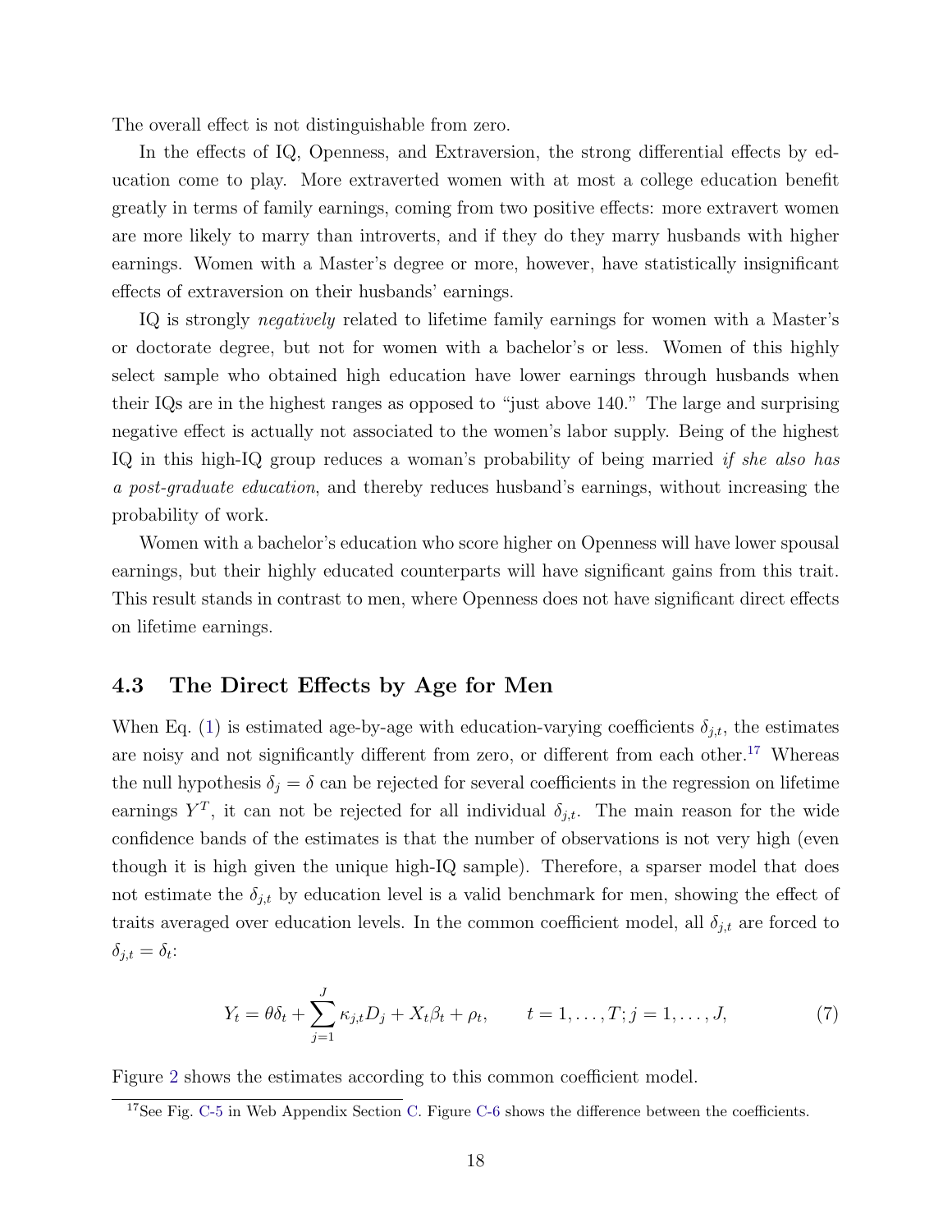The overall effect is not distinguishable from zero.

In the effects of IQ, Openness, and Extraversion, the strong differential effects by education come to play. More extraverted women with at most a college education benefit greatly in terms of family earnings, coming from two positive effects: more extravert women are more likely to marry than introverts, and if they do they marry husbands with higher earnings. Women with a Master's degree or more, however, have statistically insignificant effects of extraversion on their husbands' earnings.

IQ is strongly *negatively* related to lifetime family earnings for women with a Master's or doctorate degree, but not for women with a bachelor's or less. Women of this highly select sample who obtained high education have lower earnings through husbands when their IQs are in the highest ranges as opposed to "just above 140." The large and surprising negative effect is actually not associated to the women's labor supply. Being of the highest IQ in this high-IQ group reduces a woman's probability of being married *if she also has a post-graduate education*, and thereby reduces husband's earnings, without increasing the probability of work.

Women with a bachelor's education who score higher on Openness will have lower spousal earnings, but their highly educated counterparts will have significant gains from this trait. This result stands in contrast to men, where Openness does not have significant direct effects on lifetime earnings.

## 4.3 The Direct Effects by Age for Men

When Eq. (1) is estimated age-by-age with education-varying coefficients $\delta_{j,t}$, the estimates are noisy and not significantly different from zero, or different from each other.[17] Whereas the null hypothesis $\delta_j = \delta$ can be rejected for several coefficients in the regression on lifetime earnings $Y^T$, it can not be rejected for all individual $\delta_{j,t}$. The main reason for the wide confidence bands of the estimates is that the number of observations is not very high (even though it is high given the unique high-IQ sample). Therefore, a sparser model that does not estimate the $\delta_{j,t}$ by education level is a valid benchmark for men, showing the effect of traits averaged over education levels. In the common coefficient model, all $\delta_{j,t}$ are forced to $\delta_{j,t} = \delta_t$:

$$Y_t = \theta\delta_t + \sum_{j=1}^{J} \kappa_{j,t} D_j + X_t\beta_t + \rho_t, \qquad t = 1, \ldots, T; j = 1, \ldots, J, \tag{7}$$

Figure 2 shows the estimates according to this common coefficient model.

[17] See Fig. C-5 in Web Appendix Section C. Figure C-6 shows the difference between the coefficients.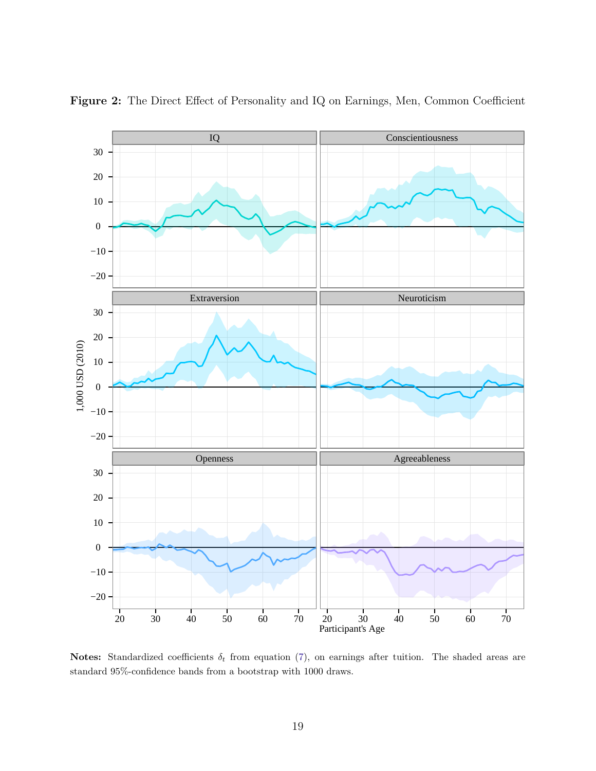**Figure 2:** The Direct Effect of Personality and IQ on Earnings, Men, Common Coefficient

**Notes:** Standardized coefficients $\delta_t$ from equation (7), on earnings after tuition. The shaded areas are standard 95%-confidence bands from a bootstrap with 1000 draws.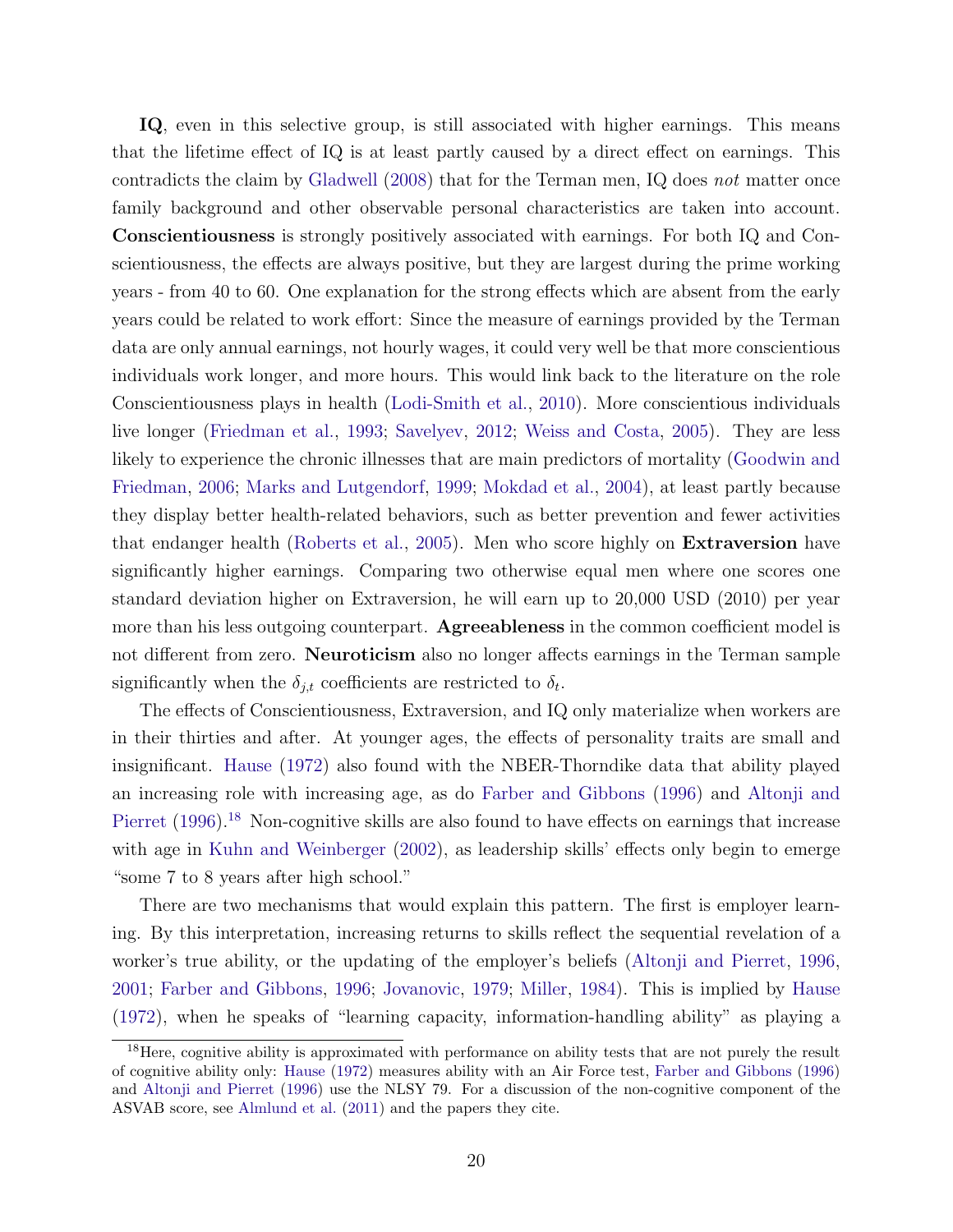**IQ**, even in this selective group, is still associated with higher earnings. This means that the lifetime effect of IQ is at least partly caused by a direct effect on earnings. This contradicts the claim by Gladwell (2008) that for the Terman men, IQ does *not* matter once family background and other observable personal characteristics are taken into account. **Conscientiousness** is strongly positively associated with earnings. For both IQ and Conscientiousness, the effects are always positive, but they are largest during the prime working years - from 40 to 60. One explanation for the strong effects which are absent from the early years could be related to work effort: Since the measure of earnings provided by the Terman data are only annual earnings, not hourly wages, it could very well be that more conscientious individuals work longer, and more hours. This would link back to the literature on the role Conscientiousness plays in health (Lodi-Smith et al., 2010). More conscientious individuals live longer (Friedman et al., 1993; Savelyev, 2012; Weiss and Costa, 2005). They are less likely to experience the chronic illnesses that are main predictors of mortality (Goodwin and Friedman, 2006; Marks and Lutgendorf, 1999; Mokdad et al., 2004), at least partly because they display better health-related behaviors, such as better prevention and fewer activities that endanger health (Roberts et al., 2005). Men who score highly on **Extraversion** have significantly higher earnings. Comparing two otherwise equal men where one scores one standard deviation higher on Extraversion, he will earn up to 20,000 USD (2010) per year more than his less outgoing counterpart. **Agreeableness** in the common coefficient model is not different from zero. **Neuroticism** also no longer affects earnings in the Terman sample significantly when the $\delta_{j,t}$ coefficients are restricted to $\delta_t$.

The effects of Conscientiousness, Extraversion, and IQ only materialize when workers are in their thirties and after. At younger ages, the effects of personality traits are small and insignificant. Hause (1972) also found with the NBER-Thorndike data that ability played an increasing role with increasing age, as do Farber and Gibbons (1996) and Altonji and Pierret (1996).[18] Non-cognitive skills are also found to have effects on earnings that increase with age in Kuhn and Weinberger (2002), as leadership skills' effects only begin to emerge "some 7 to 8 years after high school."

There are two mechanisms that would explain this pattern. The first is employer learning. By this interpretation, increasing returns to skills reflect the sequential revelation of a worker's true ability, or the updating of the employer's beliefs (Altonji and Pierret, 1996, 2001; Farber and Gibbons, 1996; Jovanovic, 1979; Miller, 1984). This is implied by Hause (1972), when he speaks of "learning capacity, information-handling ability" as playing a

[18] Here, cognitive ability is approximated with performance on ability tests that are not purely the result of cognitive ability only: Hause (1972) measures ability with an Air Force test, Farber and Gibbons (1996) and Altonji and Pierret (1996) use the NLSY 79. For a discussion of the non-cognitive component of the ASVAB score, see Almlund et al. (2011) and the papers they cite.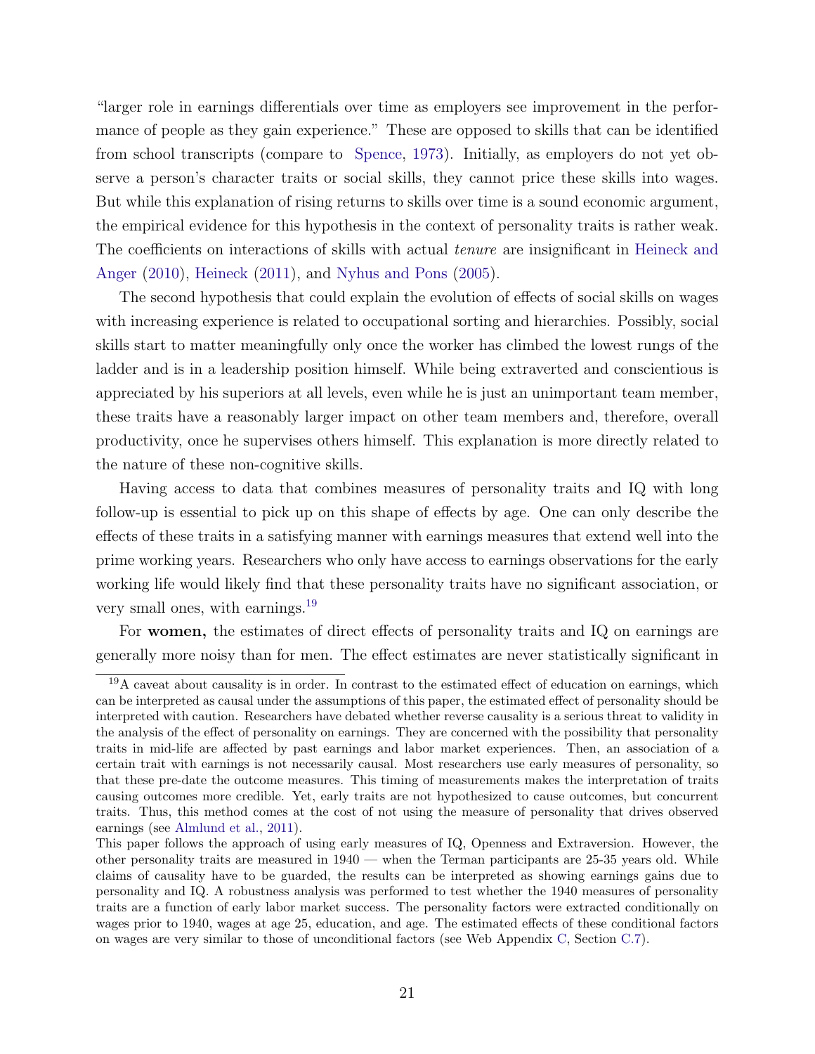"larger role in earnings differentials over time as employers see improvement in the performance of people as they gain experience." These are opposed to skills that can be identified from school transcripts (compare to Spence, 1973). Initially, as employers do not yet observe a person's character traits or social skills, they cannot price these skills into wages. But while this explanation of rising returns to skills over time is a sound economic argument, the empirical evidence for this hypothesis in the context of personality traits is rather weak. The coefficients on interactions of skills with actual *tenure* are insignificant in Heineck and Anger (2010), Heineck (2011), and Nyhus and Pons (2005).

The second hypothesis that could explain the evolution of effects of social skills on wages with increasing experience is related to occupational sorting and hierarchies. Possibly, social skills start to matter meaningfully only once the worker has climbed the lowest rungs of the ladder and is in a leadership position himself. While being extraverted and conscientious is appreciated by his superiors at all levels, even while he is just an unimportant team member, these traits have a reasonably larger impact on other team members and, therefore, overall productivity, once he supervises others himself. This explanation is more directly related to the nature of these non-cognitive skills.

Having access to data that combines measures of personality traits and IQ with long follow-up is essential to pick up on this shape of effects by age. One can only describe the effects of these traits in a satisfying manner with earnings measures that extend well into the prime working years. Researchers who only have access to earnings observations for the early working life would likely find that these personality traits have no significant association, or very small ones, with earnings.[19]

For **women,** the estimates of direct effects of personality traits and IQ on earnings are generally more noisy than for men. The effect estimates are never statistically significant in

[19] A caveat about causality is in order. In contrast to the estimated effect of education on earnings, which can be interpreted as causal under the assumptions of this paper, the estimated effect of personality should be interpreted with caution. Researchers have debated whether reverse causality is a serious threat to validity in the analysis of the effect of personality on earnings. They are concerned with the possibility that personality traits in mid-life are affected by past earnings and labor market experiences. Then, an association of a certain trait with earnings is not necessarily causal. Most researchers use early measures of personality, so that these pre-date the outcome measures. This timing of measurements makes the interpretation of traits causing outcomes more credible. Yet, early traits are not hypothesized to cause outcomes, but concurrent traits. Thus, this method comes at the cost of not using the measure of personality that drives observed earnings (see Almlund et al., 2011).

This paper follows the approach of using early measures of IQ, Openness and Extraversion. However, the other personality traits are measured in 1940 — when the Terman participants are 25-35 years old. While claims of causality have to be guarded, the results can be interpreted as showing earnings gains due to personality and IQ. A robustness analysis was performed to test whether the 1940 measures of personality traits are a function of early labor market success. The personality factors were extracted conditionally on wages prior to 1940, wages at age 25, education, and age. The estimated effects of these conditional factors on wages are very similar to those of unconditional factors (see Web Appendix C, Section C.7).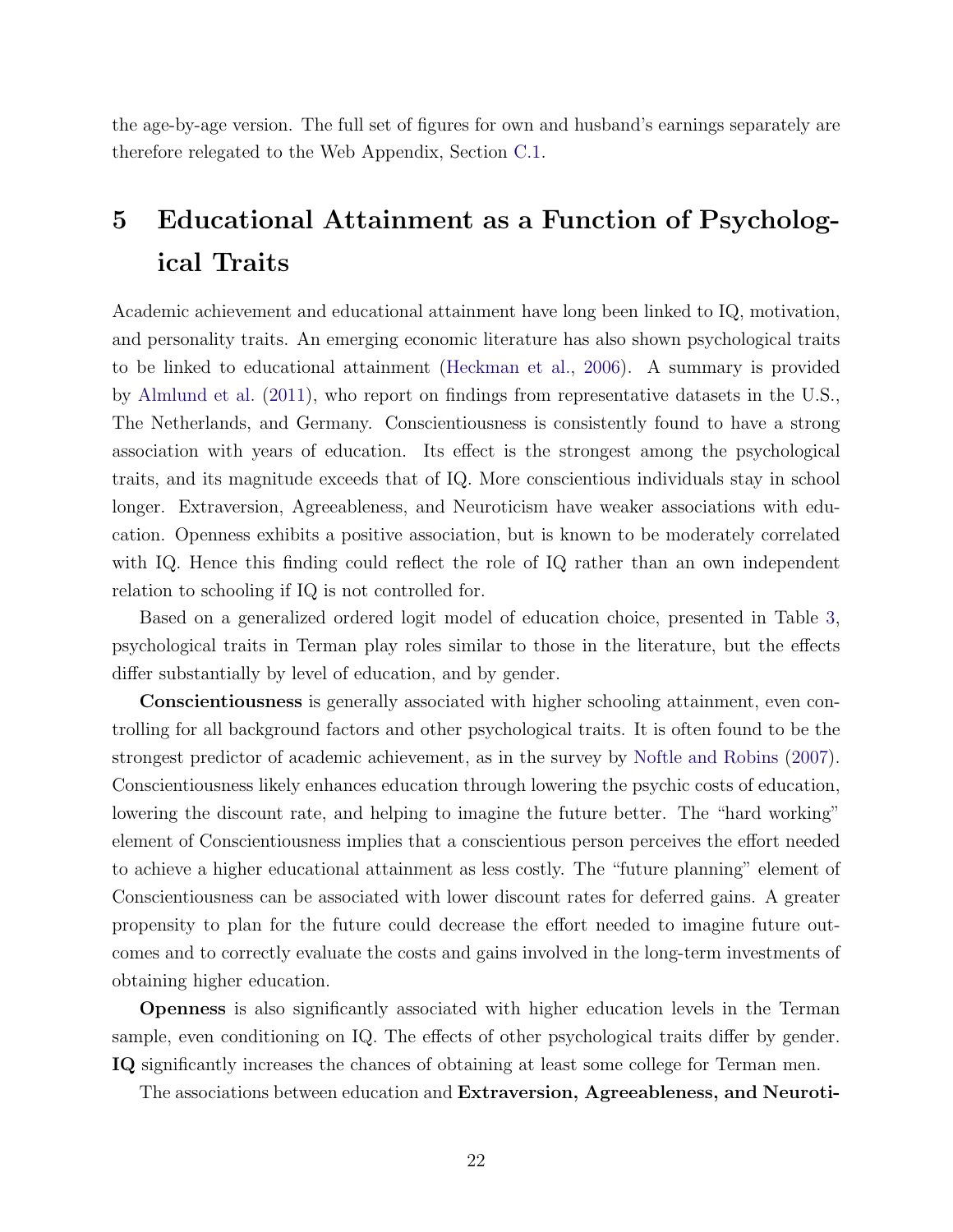the age-by-age version. The full set of figures for own and husband's earnings separately are therefore relegated to the Web Appendix, Section C.1.

# 5 Educational Attainment as a Function of Psychological Traits

Academic achievement and educational attainment have long been linked to IQ, motivation, and personality traits. An emerging economic literature has also shown psychological traits to be linked to educational attainment (Heckman et al., 2006). A summary is provided by Almlund et al. (2011), who report on findings from representative datasets in the U.S., The Netherlands, and Germany. Conscientiousness is consistently found to have a strong association with years of education. Its effect is the strongest among the psychological traits, and its magnitude exceeds that of IQ. More conscientious individuals stay in school longer. Extraversion, Agreeableness, and Neuroticism have weaker associations with education. Openness exhibits a positive association, but is known to be moderately correlated with IQ. Hence this finding could reflect the role of IQ rather than an own independent relation to schooling if IQ is not controlled for.

Based on a generalized ordered logit model of education choice, presented in Table 3, psychological traits in Terman play roles similar to those in the literature, but the effects differ substantially by level of education, and by gender.

**Conscientiousness** is generally associated with higher schooling attainment, even controlling for all background factors and other psychological traits. It is often found to be the strongest predictor of academic achievement, as in the survey by Noftle and Robins (2007). Conscientiousness likely enhances education through lowering the psychic costs of education, lowering the discount rate, and helping to imagine the future better. The "hard working" element of Conscientiousness implies that a conscientious person perceives the effort needed to achieve a higher educational attainment as less costly. The "future planning" element of Conscientiousness can be associated with lower discount rates for deferred gains. A greater propensity to plan for the future could decrease the effort needed to imagine future outcomes and to correctly evaluate the costs and gains involved in the long-term investments of obtaining higher education.

**Openness** is also significantly associated with higher education levels in the Terman sample, even conditioning on IQ. The effects of other psychological traits differ by gender. **IQ** significantly increases the chances of obtaining at least some college for Terman men.

The associations between education and **Extraversion, Agreeableness, and Neuroti-**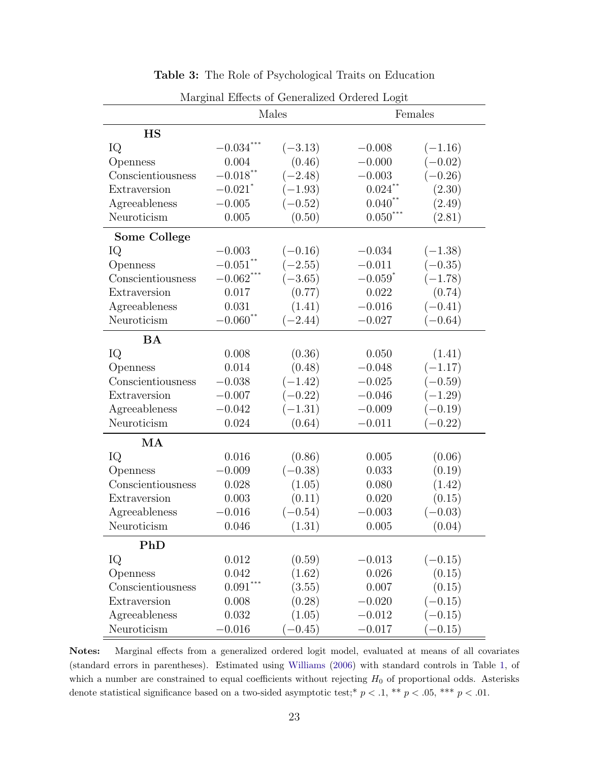**Table 3:** The Role of Psychological Traits on Education

| Marginal Effects of Generalized Ordered Logit | | | | |
|---|---|---|---|---|
| | Males | | Females | |
| **HS** | | | | |
| IQ | $-0.034^{***}$ | $(-3.13)$ | $-0.008$ | $(-1.16)$ |
| Openness | $0.004$ | $(0.46)$ | $-0.000$ | $(-0.02)$ |
| Conscientiousness | $-0.018^{**}$ | $(-2.48)$ | $-0.003$ | $(-0.26)$ |
| Extraversion | $-0.021^{*}$ | $(-1.93)$ | $0.024^{**}$ | $(2.30)$ |
| Agreeableness | $-0.005$ | $(-0.52)$ | $0.040^{**}$ | $(2.49)$ |
| Neuroticism | $0.005$ | $(0.50)$ | $0.050^{***}$ | $(2.81)$ |
| **Some College** | | | | |
| IQ | $-0.003$ | $(-0.16)$ | $-0.034$ | $(-1.38)$ |
| Openness | $-0.051^{**}$ | $(-2.55)$ | $-0.011$ | $(-0.35)$ |
| Conscientiousness | $-0.062^{***}$ | $(-3.65)$ | $-0.059^{*}$ | $(-1.78)$ |
| Extraversion | $0.017$ | $(0.77)$ | $0.022$ | $(0.74)$ |
| Agreeableness | $0.031$ | $(1.41)$ | $-0.016$ | $(-0.41)$ |
| Neuroticism | $-0.060^{**}$ | $(-2.44)$ | $-0.027$ | $(-0.64)$ |
| **BA** | | | | |
| IQ | $0.008$ | $(0.36)$ | $0.050$ | $(1.41)$ |
| Openness | $0.014$ | $(0.48)$ | $-0.048$ | $(-1.17)$ |
| Conscientiousness | $-0.038$ | $(-1.42)$ | $-0.025$ | $(-0.59)$ |
| Extraversion | $-0.007$ | $(-0.22)$ | $-0.046$ | $(-1.29)$ |
| Agreeableness | $-0.042$ | $(-1.31)$ | $-0.009$ | $(-0.19)$ |
| Neuroticism | $0.024$ | $(0.64)$ | $-0.011$ | $(-0.22)$ |
| **MA** | | | | |
| IQ | $0.016$ | $(0.86)$ | $0.005$ | $(0.06)$ |
| Openness | $-0.009$ | $(-0.38)$ | $0.033$ | $(0.19)$ |
| Conscientiousness | $0.028$ | $(1.05)$ | $0.080$ | $(1.42)$ |
| Extraversion | $0.003$ | $(0.11)$ | $0.020$ | $(0.15)$ |
| Agreeableness | $-0.016$ | $(-0.54)$ | $-0.003$ | $(-0.03)$ |
| Neuroticism | $0.046$ | $(1.31)$ | $0.005$ | $(0.04)$ |
| **PhD** | | | | |
| IQ | $0.012$ | $(0.59)$ | $-0.013$ | $(-0.15)$ |
| Openness | $0.042$ | $(1.62)$ | $0.026$ | $(0.15)$ |
| Conscientiousness | $0.091^{***}$ | $(3.55)$ | $0.007$ | $(0.15)$ |
| Extraversion | $0.008$ | $(0.28)$ | $-0.020$ | $(-0.15)$ |
| Agreeableness | $0.032$ | $(1.05)$ | $-0.012$ | $(-0.15)$ |
| Neuroticism | $-0.016$ | $(-0.45)$ | $-0.017$ | $(-0.15)$ |

**Notes:** Marginal effects from a generalized ordered logit model, evaluated at means of all covariates (standard errors in parentheses). Estimated using Williams (2006) with standard controls in Table 1, of which a number are constrained to equal coefficients without rejecting $H_0$ of proportional odds. Asterisks denote statistical significance based on a two-sided asymptotic test;* $p < .1$, ** $p < .05$, *** $p < .01$.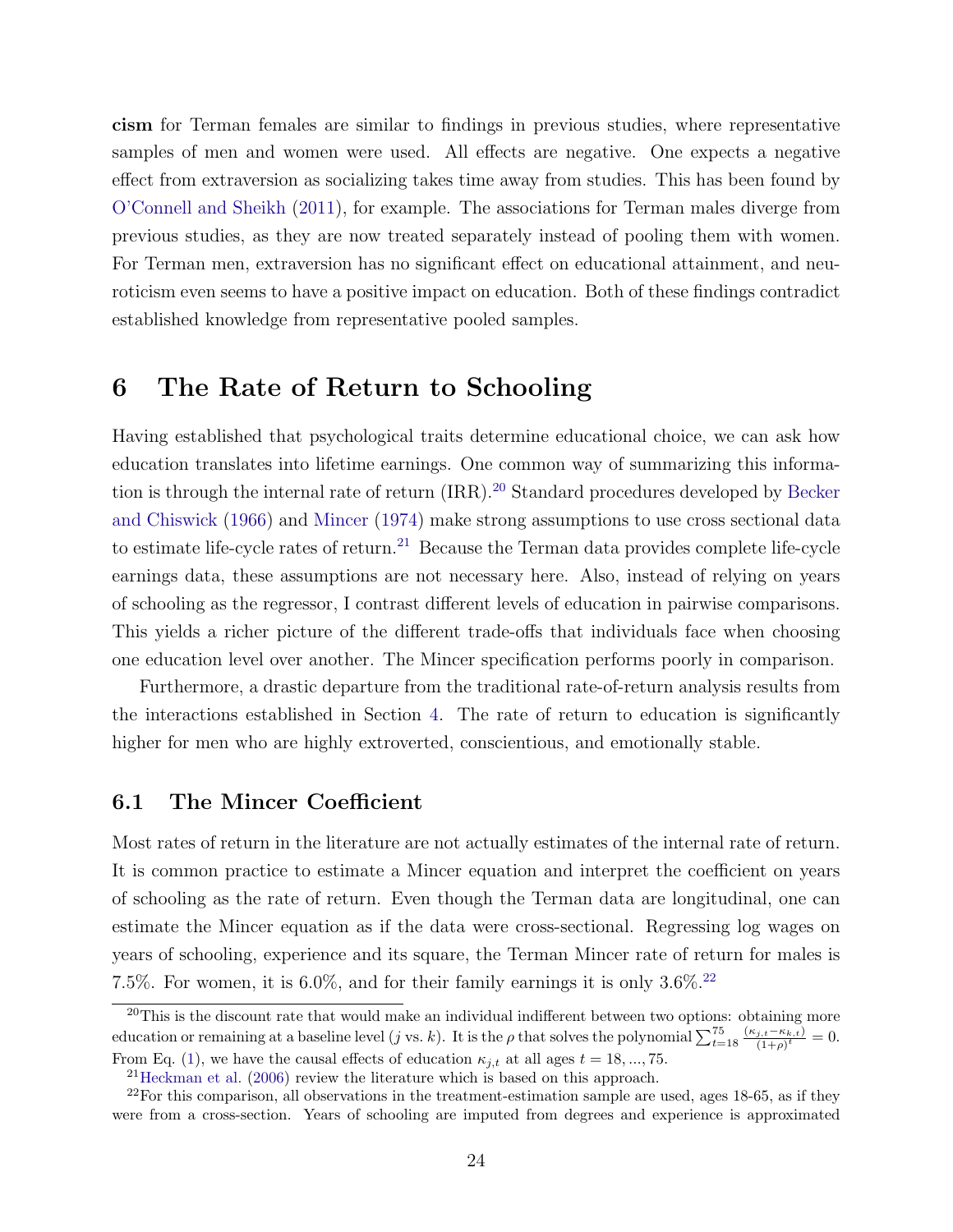**cism** for Terman females are similar to findings in previous studies, where representative samples of men and women were used. All effects are negative. One expects a negative effect from extraversion as socializing takes time away from studies. This has been found by O'Connell and Sheikh (2011), for example. The associations for Terman males diverge from previous studies, as they are now treated separately instead of pooling them with women. For Terman men, extraversion has no significant effect on educational attainment, and neuroticism even seems to have a positive impact on education. Both of these findings contradict established knowledge from representative pooled samples.

# 6 The Rate of Return to Schooling

Having established that psychological traits determine educational choice, we can ask how education translates into lifetime earnings. One common way of summarizing this information is through the internal rate of return (IRR).[20] Standard procedures developed by Becker and Chiswick (1966) and Mincer (1974) make strong assumptions to use cross sectional data to estimate life-cycle rates of return.[21] Because the Terman data provides complete life-cycle earnings data, these assumptions are not necessary here. Also, instead of relying on years of schooling as the regressor, I contrast different levels of education in pairwise comparisons. This yields a richer picture of the different trade-offs that individuals face when choosing one education level over another. The Mincer specification performs poorly in comparison.

Furthermore, a drastic departure from the traditional rate-of-return analysis results from the interactions established in Section 4. The rate of return to education is significantly higher for men who are highly extroverted, conscientious, and emotionally stable.

## 6.1 The Mincer Coefficient

Most rates of return in the literature are not actually estimates of the internal rate of return. It is common practice to estimate a Mincer equation and interpret the coefficient on years of schooling as the rate of return. Even though the Terman data are longitudinal, one can estimate the Mincer equation as if the data were cross-sectional. Regressing log wages on years of schooling, experience and its square, the Terman Mincer rate of return for males is 7.5%. For women, it is 6.0%, and for their family earnings it is only 3.6%.[22]

[20]This is the discount rate that would make an individual indifferent between two options: obtaining more education or remaining at a baseline level ($j$ vs. $k$). It is the $\rho$ that solves the polynomial $\sum_{t=18}^{75} \frac{(\kappa_{j,t} - \kappa_{k,t})}{(1+\rho)^t} = 0$. From Eq. (1), we have the causal effects of education $\kappa_{j,t}$ at all ages $t = 18, ..., 75$.

[21]Heckman et al. (2006) review the literature which is based on this approach.

[22]For this comparison, all observations in the treatment-estimation sample are used, ages 18-65, as if they were from a cross-section. Years of schooling are imputed from degrees and experience is approximated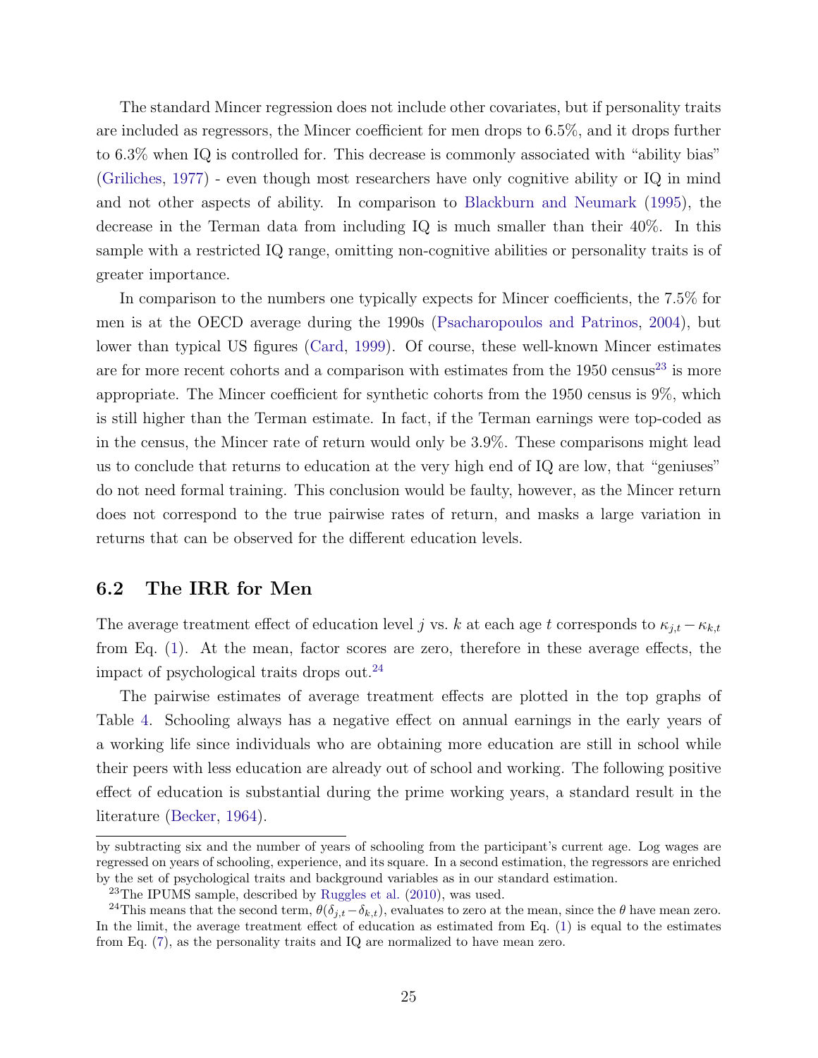The standard Mincer regression does not include other covariates, but if personality traits are included as regressors, the Mincer coefficient for men drops to 6.5%, and it drops further to 6.3% when IQ is controlled for. This decrease is commonly associated with "ability bias" (Griliches, 1977) - even though most researchers have only cognitive ability or IQ in mind and not other aspects of ability. In comparison to Blackburn and Neumark (1995), the decrease in the Terman data from including IQ is much smaller than their 40%. In this sample with a restricted IQ range, omitting non-cognitive abilities or personality traits is of greater importance.

In comparison to the numbers one typically expects for Mincer coefficients, the 7.5% for men is at the OECD average during the 1990s (Psacharopoulos and Patrinos, 2004), but lower than typical US figures (Card, 1999). Of course, these well-known Mincer estimates are for more recent cohorts and a comparison with estimates from the 1950 census[23] is more appropriate. The Mincer coefficient for synthetic cohorts from the 1950 census is 9%, which is still higher than the Terman estimate. In fact, if the Terman earnings were top-coded as in the census, the Mincer rate of return would only be 3.9%. These comparisons might lead us to conclude that returns to education at the very high end of IQ are low, that "geniuses" do not need formal training. This conclusion would be faulty, however, as the Mincer return does not correspond to the true pairwise rates of return, and masks a large variation in returns that can be observed for the different education levels.

## 6.2 The IRR for Men

The average treatment effect of education level $j$ vs. $k$ at each age $t$ corresponds to $\kappa_{j,t} - \kappa_{k,t}$ from Eq. (1). At the mean, factor scores are zero, therefore in these average effects, the impact of psychological traits drops out.[24]

The pairwise estimates of average treatment effects are plotted in the top graphs of Table 4. Schooling always has a negative effect on annual earnings in the early years of a working life since individuals who are obtaining more education are still in school while their peers with less education are already out of school and working. The following positive effect of education is substantial during the prime working years, a standard result in the literature (Becker, 1964).

---

by subtracting six and the number of years of schooling from the participant's current age. Log wages are regressed on years of schooling, experience, and its square. In a second estimation, the regressors are enriched by the set of psychological traits and background variables as in our standard estimation.

[23] The IPUMS sample, described by Ruggles et al. (2010), was used.

[24] This means that the second term, $\theta(\delta_{j,t} - \delta_{k,t})$, evaluates to zero at the mean, since the $\theta$ have mean zero. In the limit, the average treatment effect of education as estimated from Eq. (1) is equal to the estimates from Eq. (7), as the personality traits and IQ are normalized to have mean zero.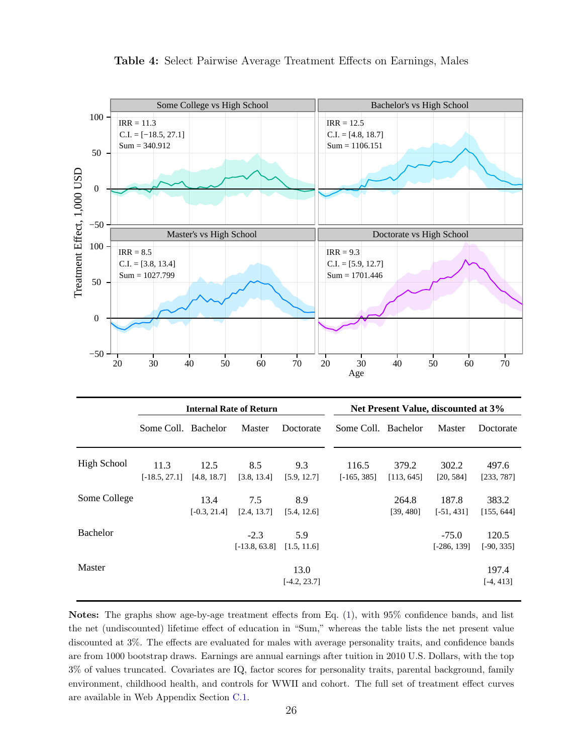**Table 4:** Select Pairwise Average Treatment Effects on Earnings, Males

| | Internal Rate of Return | | | | Net Present Value, discounted at 3% | | | |
|---|---|---|---|---|---|---|---|---|
| | Some Coll. | Bachelor | Master | Doctorate | Some Coll. | Bachelor | Master | Doctorate |
| High School | 11.3<br>[-18.5, 27.1] | 12.5<br>[4.8, 18.7] | 8.5<br>[3.8, 13.4] | 9.3<br>[5.9, 12.7] | 116.5<br>[-165, 385] | 379.2<br>[113, 645] | 302.2<br>[20, 584] | 497.6<br>[233, 787] |
| Some College | | 13.4<br>[-0.3, 21.4] | 7.5<br>[2.4, 13.7] | 8.9<br>[5.4, 12.6] | | 264.8<br>[39, 480] | 187.8<br>[-51, 431] | 383.2<br>[155, 644] |
| Bachelor | | | -2.3<br>[-13.8, 63.8] | 5.9<br>[1.5, 11.6] | | | -75.0<br>[-286, 139] | 120.5<br>[-90, 335] |
| Master | | | | 13.0<br>[-4.2, 23.7] | | | | 197.4<br>[-4, 413] |

**Notes:** The graphs show age-by-age treatment effects from Eq. (1), with 95% confidence bands, and list the net (undiscounted) lifetime effect of education in "Sum," whereas the table lists the net present value discounted at 3%. The effects are evaluated for males with average personality traits, and confidence bands are from 1000 bootstrap draws. Earnings are annual earnings after tuition in 2010 U.S. Dollars, with the top 3% of values truncated. Covariates are IQ, factor scores for personality traits, parental background, family environment, childhood health, and controls for WWII and cohort. The full set of treatment effect curves are available in Web Appendix Section C.1.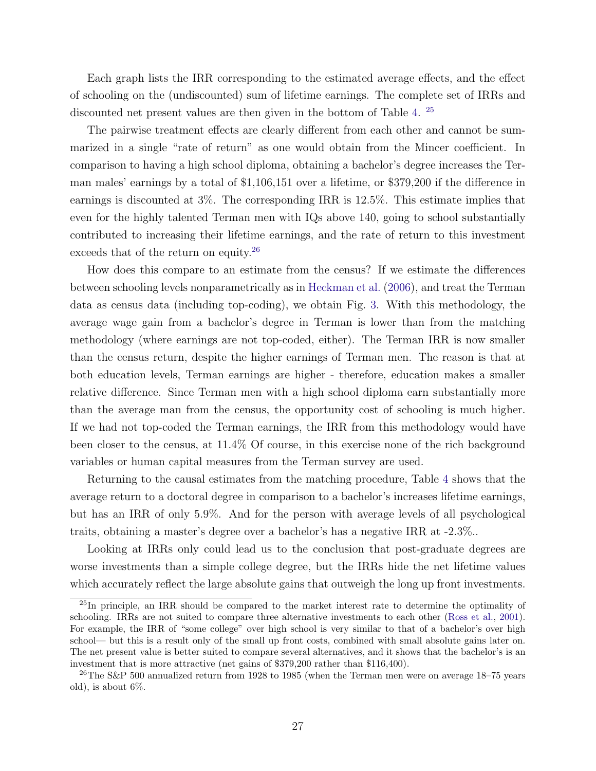Each graph lists the IRR corresponding to the estimated average effects, and the effect of schooling on the (undiscounted) sum of lifetime earnings. The complete set of IRRs and discounted net present values are then given in the bottom of Table 4. [25]

The pairwise treatment effects are clearly different from each other and cannot be summarized in a single "rate of return" as one would obtain from the Mincer coefficient. In comparison to having a high school diploma, obtaining a bachelor's degree increases the Terman males' earnings by a total of $1,106,151 over a lifetime, or $379,200 if the difference in earnings is discounted at 3%. The corresponding IRR is 12.5%. This estimate implies that even for the highly talented Terman men with IQs above 140, going to school substantially contributed to increasing their lifetime earnings, and the rate of return to this investment exceeds that of the return on equity.[26]

How does this compare to an estimate from the census? If we estimate the differences between schooling levels nonparametrically as in Heckman et al. (2006), and treat the Terman data as census data (including top-coding), we obtain Fig. 3. With this methodology, the average wage gain from a bachelor's degree in Terman is lower than from the matching methodology (where earnings are not top-coded, either). The Terman IRR is now smaller than the census return, despite the higher earnings of Terman men. The reason is that at both education levels, Terman earnings are higher - therefore, education makes a smaller relative difference. Since Terman men with a high school diploma earn substantially more than the average man from the census, the opportunity cost of schooling is much higher. If we had not top-coded the Terman earnings, the IRR from this methodology would have been closer to the census, at 11.4% Of course, in this exercise none of the rich background variables or human capital measures from the Terman survey are used.

Returning to the causal estimates from the matching procedure, Table 4 shows that the average return to a doctoral degree in comparison to a bachelor's increases lifetime earnings, but has an IRR of only 5.9%. And for the person with average levels of all psychological traits, obtaining a master's degree over a bachelor's has a negative IRR at -2.3%..

Looking at IRRs only could lead us to the conclusion that post-graduate degrees are worse investments than a simple college degree, but the IRRs hide the net lifetime values which accurately reflect the large absolute gains that outweigh the long up front investments.

[25]In principle, an IRR should be compared to the market interest rate to determine the optimality of schooling. IRRs are not suited to compare three alternative investments to each other (Ross et al., 2001). For example, the IRR of "some college" over high school is very similar to that of a bachelor's over high school— but this is a result only of the small up front costs, combined with small absolute gains later on. The net present value is better suited to compare several alternatives, and it shows that the bachelor's is an investment that is more attractive (net gains of $379,200 rather than $116,400).

[26]The S&P 500 annualized return from 1928 to 1985 (when the Terman men were on average 18–75 years old), is about 6%.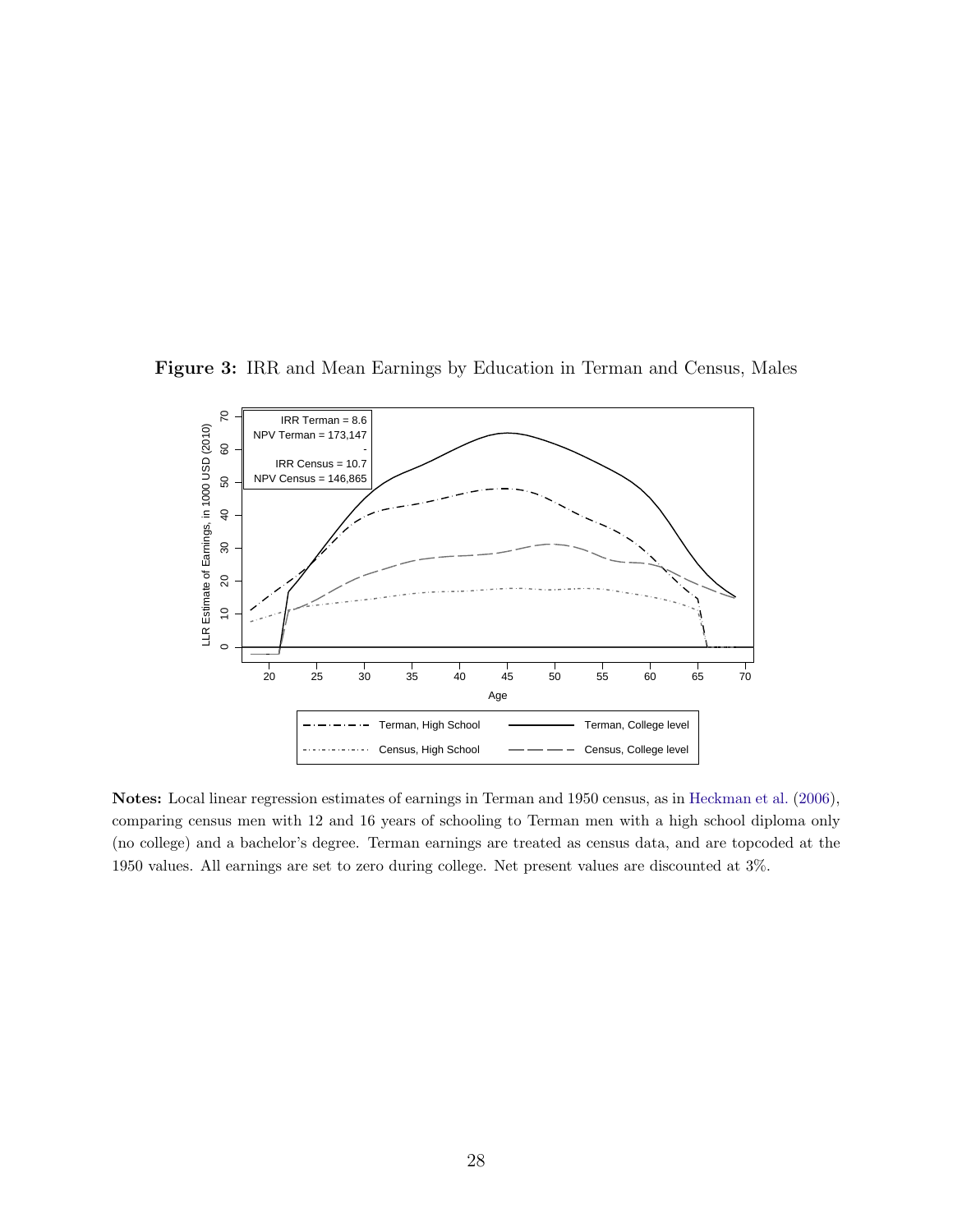**Figure 3:** IRR and Mean Earnings by Education in Terman and Census, Males

**Notes:** Local linear regression estimates of earnings in Terman and 1950 census, as in Heckman et al. (2006), comparing census men with 12 and 16 years of schooling to Terman men with a high school diploma only (no college) and a bachelor's degree. Terman earnings are treated as census data, and are topcoded at the 1950 values. All earnings are set to zero during college. Net present values are discounted at 3%.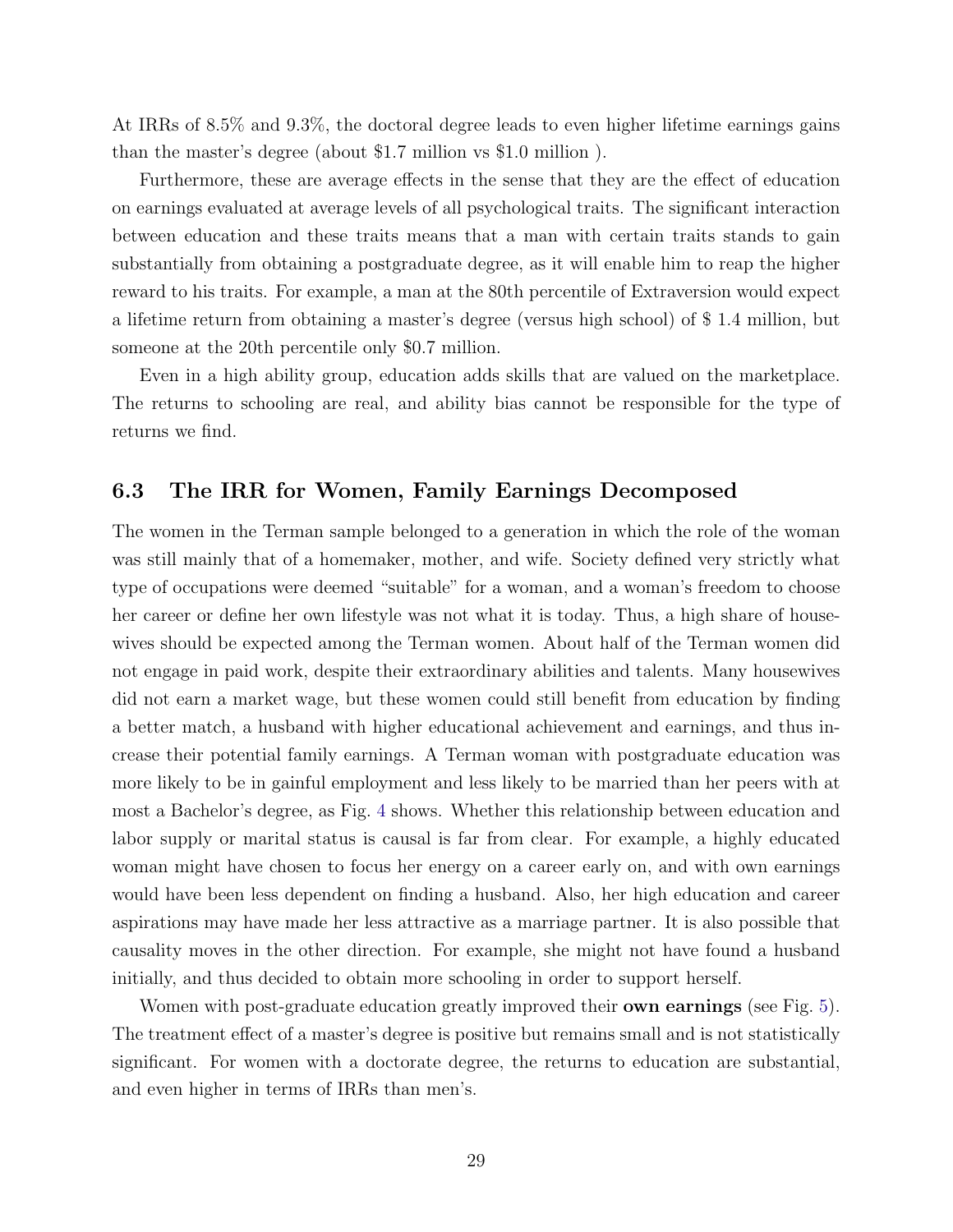At IRRs of 8.5% and 9.3%, the doctoral degree leads to even higher lifetime earnings gains than the master's degree (about \$1.7 million vs \$1.0 million ).

Furthermore, these are average effects in the sense that they are the effect of education on earnings evaluated at average levels of all psychological traits. The significant interaction between education and these traits means that a man with certain traits stands to gain substantially from obtaining a postgraduate degree, as it will enable him to reap the higher reward to his traits. For example, a man at the 80th percentile of Extraversion would expect a lifetime return from obtaining a master's degree (versus high school) of \$ 1.4 million, but someone at the 20th percentile only \$0.7 million.

Even in a high ability group, education adds skills that are valued on the marketplace. The returns to schooling are real, and ability bias cannot be responsible for the type of returns we find.

### 6.3 The IRR for Women, Family Earnings Decomposed

The women in the Terman sample belonged to a generation in which the role of the woman was still mainly that of a homemaker, mother, and wife. Society defined very strictly what type of occupations were deemed "suitable" for a woman, and a woman's freedom to choose her career or define her own lifestyle was not what it is today. Thus, a high share of housewives should be expected among the Terman women. About half of the Terman women did not engage in paid work, despite their extraordinary abilities and talents. Many housewives did not earn a market wage, but these women could still benefit from education by finding a better match, a husband with higher educational achievement and earnings, and thus increase their potential family earnings. A Terman woman with postgraduate education was more likely to be in gainful employment and less likely to be married than her peers with at most a Bachelor's degree, as Fig. 4 shows. Whether this relationship between education and labor supply or marital status is causal is far from clear. For example, a highly educated woman might have chosen to focus her energy on a career early on, and with own earnings would have been less dependent on finding a husband. Also, her high education and career aspirations may have made her less attractive as a marriage partner. It is also possible that causality moves in the other direction. For example, she might not have found a husband initially, and thus decided to obtain more schooling in order to support herself.

Women with post-graduate education greatly improved their **own earnings** (see Fig. 5). The treatment effect of a master's degree is positive but remains small and is not statistically significant. For women with a doctorate degree, the returns to education are substantial, and even higher in terms of IRRs than men's.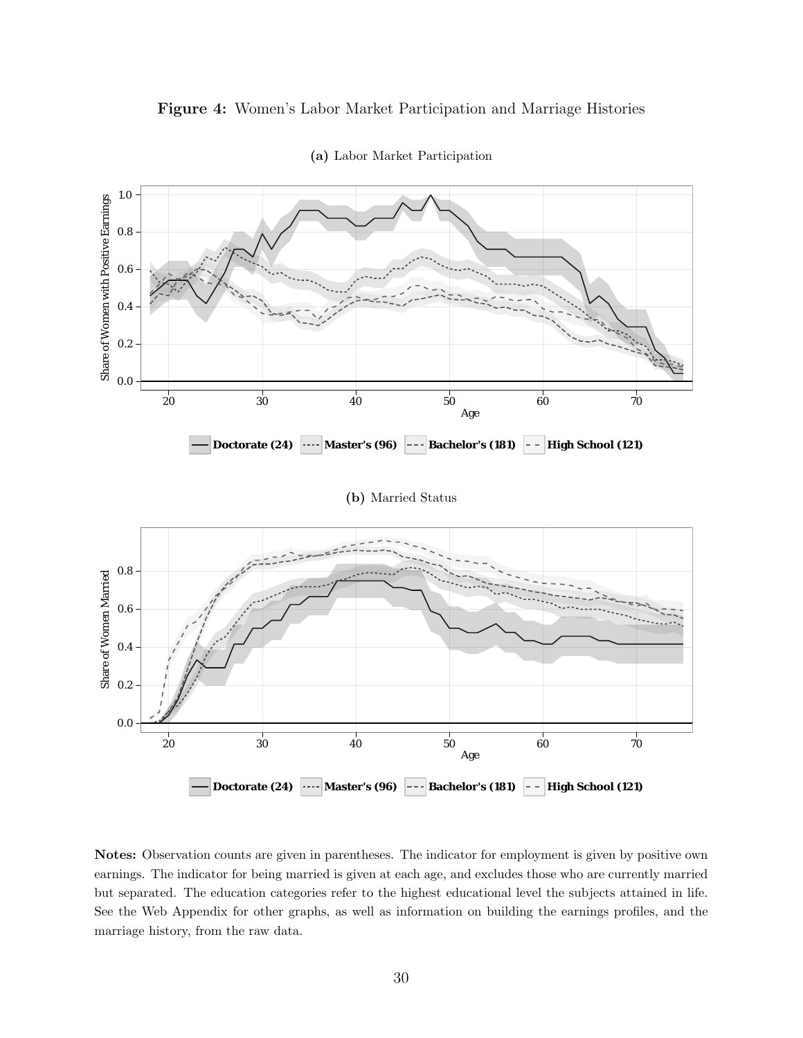**Figure 4:** Women's Labor Market Participation and Marriage Histories

**(a)** Labor Market Participation

**(b)** Married Status

**Notes:** Observation counts are given in parentheses. The indicator for employment is given by positive own earnings. The indicator for being married is given at each age, and excludes those who are currently married but separated. The education categories refer to the highest educational level the subjects attained in life. See the Web Appendix for other graphs, as well as information on building the earnings profiles, and the marriage history, from the raw data.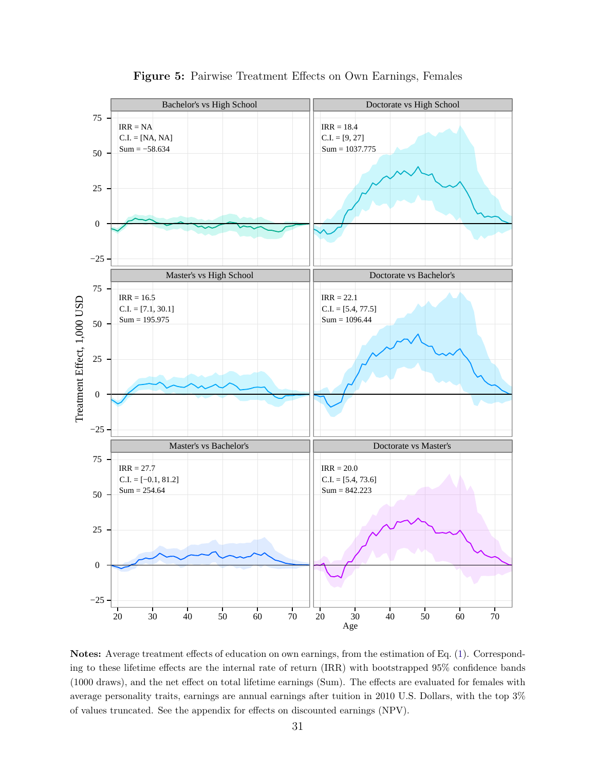**Figure 5:** Pairwise Treatment Effects on Own Earnings, Females

| Panel | IRR | C.I. | Sum |
|---|---|---|---|
| Bachelor's vs High School | NA | [NA, NA] | −58.634 |
| Doctorate vs High School | 18.4 | [9, 27] | 1037.775 |
| Master's vs High School | 16.5 | [7.1, 30.1] | 195.975 |
| Doctorate vs Bachelor's | 22.1 | [5.4, 77.5] | 1096.44 |
| Master's vs Bachelor's | 27.7 | [−0.1, 81.2] | 254.64 |
| Doctorate vs Master's | 20.0 | [5.4, 73.6] | 842.223 |

**Notes:** Average treatment effects of education on own earnings, from the estimation of Eq. (1). Corresponding to these lifetime effects are the internal rate of return (IRR) with bootstrapped 95% confidence bands (1000 draws), and the net effect on total lifetime earnings (Sum). The effects are evaluated for females with average personality traits, earnings are annual earnings after tuition in 2010 U.S. Dollars, with the top 3% of values truncated. See the appendix for effects on discounted earnings (NPV).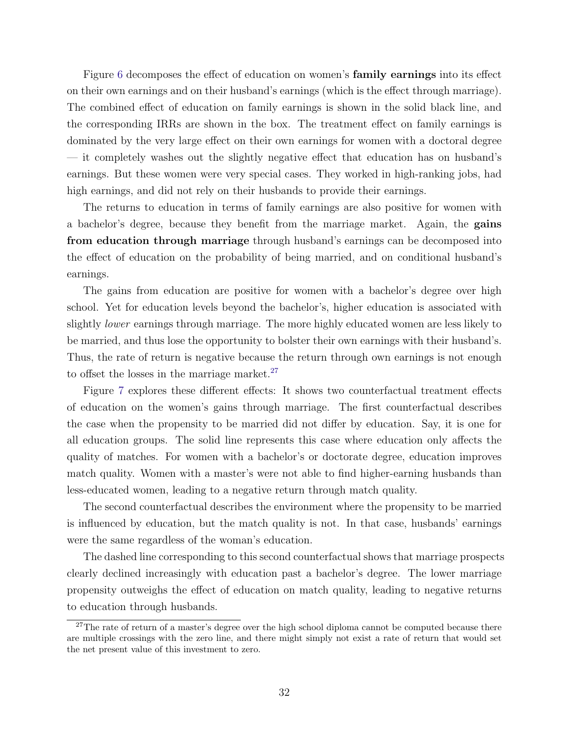Figure 6 decomposes the effect of education on women's **family earnings** into its effect on their own earnings and on their husband's earnings (which is the effect through marriage). The combined effect of education on family earnings is shown in the solid black line, and the corresponding IRRs are shown in the box. The treatment effect on family earnings is dominated by the very large effect on their own earnings for women with a doctoral degree — it completely washes out the slightly negative effect that education has on husband's earnings. But these women were very special cases. They worked in high-ranking jobs, had high earnings, and did not rely on their husbands to provide their earnings.

The returns to education in terms of family earnings are also positive for women with a bachelor's degree, because they benefit from the marriage market. Again, the **gains from education through marriage** through husband's earnings can be decomposed into the effect of education on the probability of being married, and on conditional husband's earnings.

The gains from education are positive for women with a bachelor's degree over high school. Yet for education levels beyond the bachelor's, higher education is associated with slightly *lower* earnings through marriage. The more highly educated women are less likely to be married, and thus lose the opportunity to bolster their own earnings with their husband's. Thus, the rate of return is negative because the return through own earnings is not enough to offset the losses in the marriage market.[27]

Figure 7 explores these different effects: It shows two counterfactual treatment effects of education on the women's gains through marriage. The first counterfactual describes the case when the propensity to be married did not differ by education. Say, it is one for all education groups. The solid line represents this case where education only affects the quality of matches. For women with a bachelor's or doctorate degree, education improves match quality. Women with a master's were not able to find higher-earning husbands than less-educated women, leading to a negative return through match quality.

The second counterfactual describes the environment where the propensity to be married is influenced by education, but the match quality is not. In that case, husbands' earnings were the same regardless of the woman's education.

The dashed line corresponding to this second counterfactual shows that marriage prospects clearly declined increasingly with education past a bachelor's degree. The lower marriage propensity outweighs the effect of education on match quality, leading to negative returns to education through husbands.

[27]The rate of return of a master's degree over the high school diploma cannot be computed because there are multiple crossings with the zero line, and there might simply not exist a rate of return that would set the net present value of this investment to zero.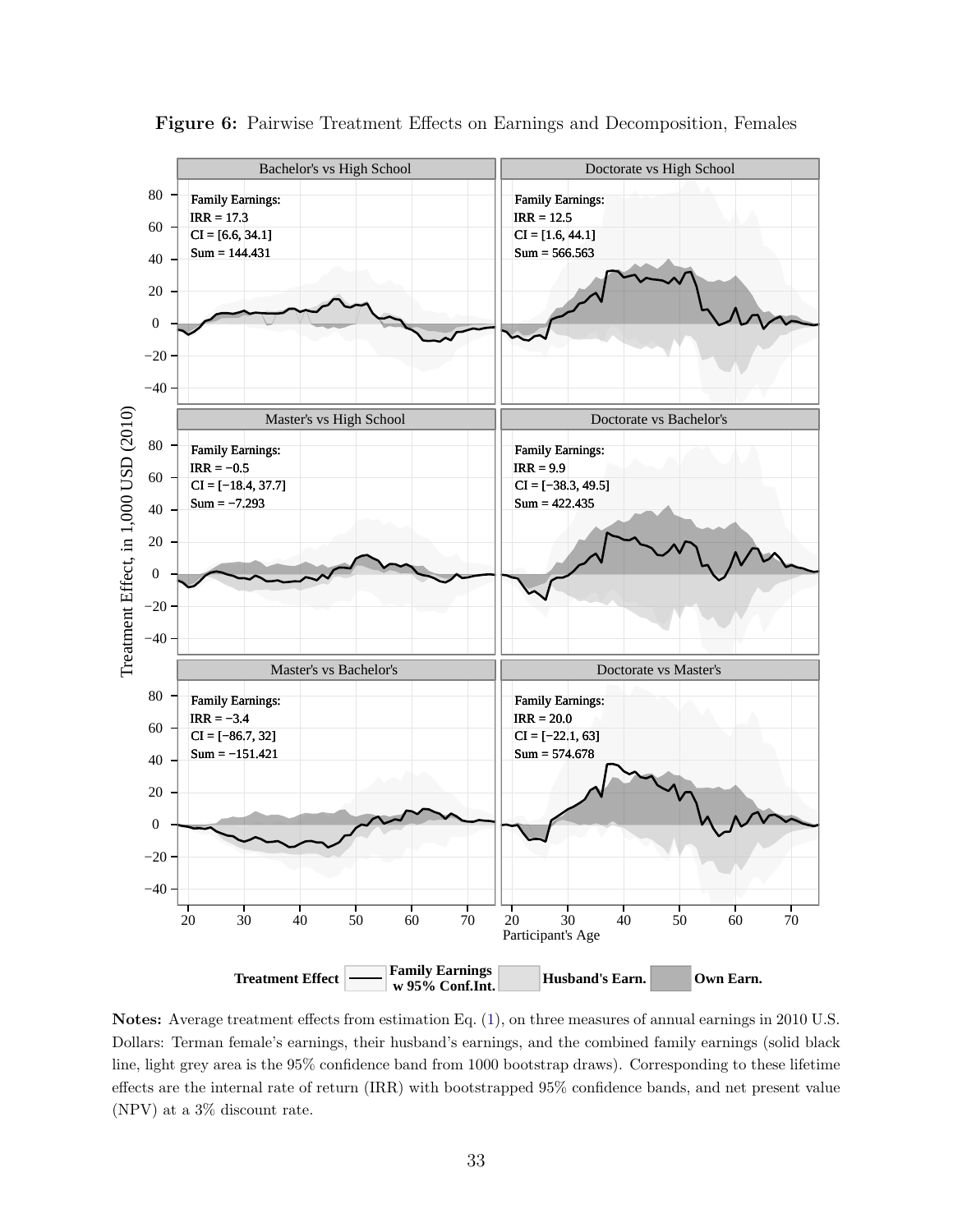**Figure 6:** Pairwise Treatment Effects on Earnings and Decomposition, Females

| Panel | Family Earnings IRR | CI | Sum |
|---|---|---|---|
| Bachelor's vs High School | 17.3 | [6.6, 34.1] | 144.431 |
| Doctorate vs High School | 12.5 | [1.6, 44.1] | 566.563 |
| Master's vs High School | −0.5 | [−18.4, 37.7] | −7.293 |
| Doctorate vs Bachelor's | 9.9 | [−38.3, 49.5] | 422.435 |
| Master's vs Bachelor's | −3.4 | [−86.7, 32] | −151.421 |
| Doctorate vs Master's | 20.0 | [−22.1, 63] | 574.678 |

Treatment Effect: Family Earnings w 95% Conf.Int.; Husband's Earn.; Own Earn.

**Notes:** Average treatment effects from estimation Eq. (1), on three measures of annual earnings in 2010 U.S. Dollars: Terman female's earnings, their husband's earnings, and the combined family earnings (solid black line, light grey area is the 95% confidence band from 1000 bootstrap draws). Corresponding to these lifetime effects are the internal rate of return (IRR) with bootstrapped 95% confidence bands, and net present value (NPV) at a 3% discount rate.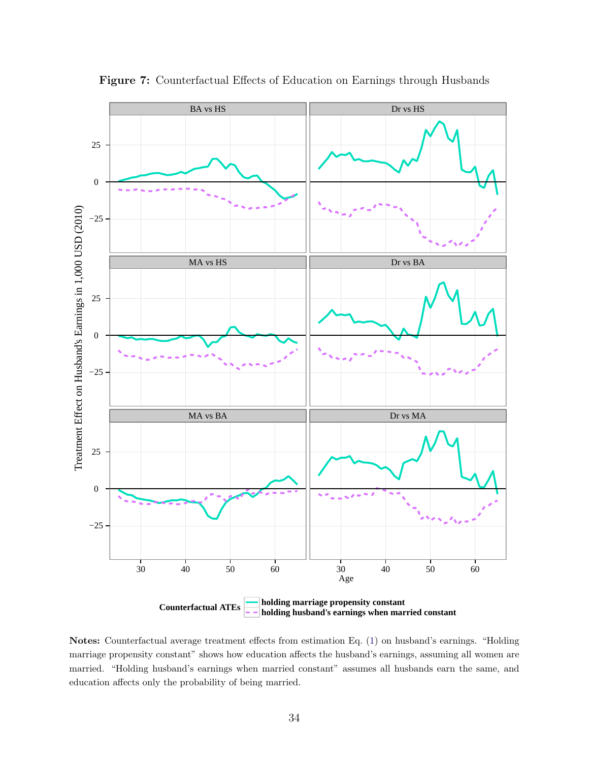**Figure 7:** Counterfactual Effects of Education on Earnings through Husbands

**Notes:** Counterfactual average treatment effects from estimation Eq. (1) on husband's earnings. "Holding marriage propensity constant" shows how education affects the husband's earnings, assuming all women are married. "Holding husband's earnings when married constant" assumes all husbands earn the same, and education affects only the probability of being married.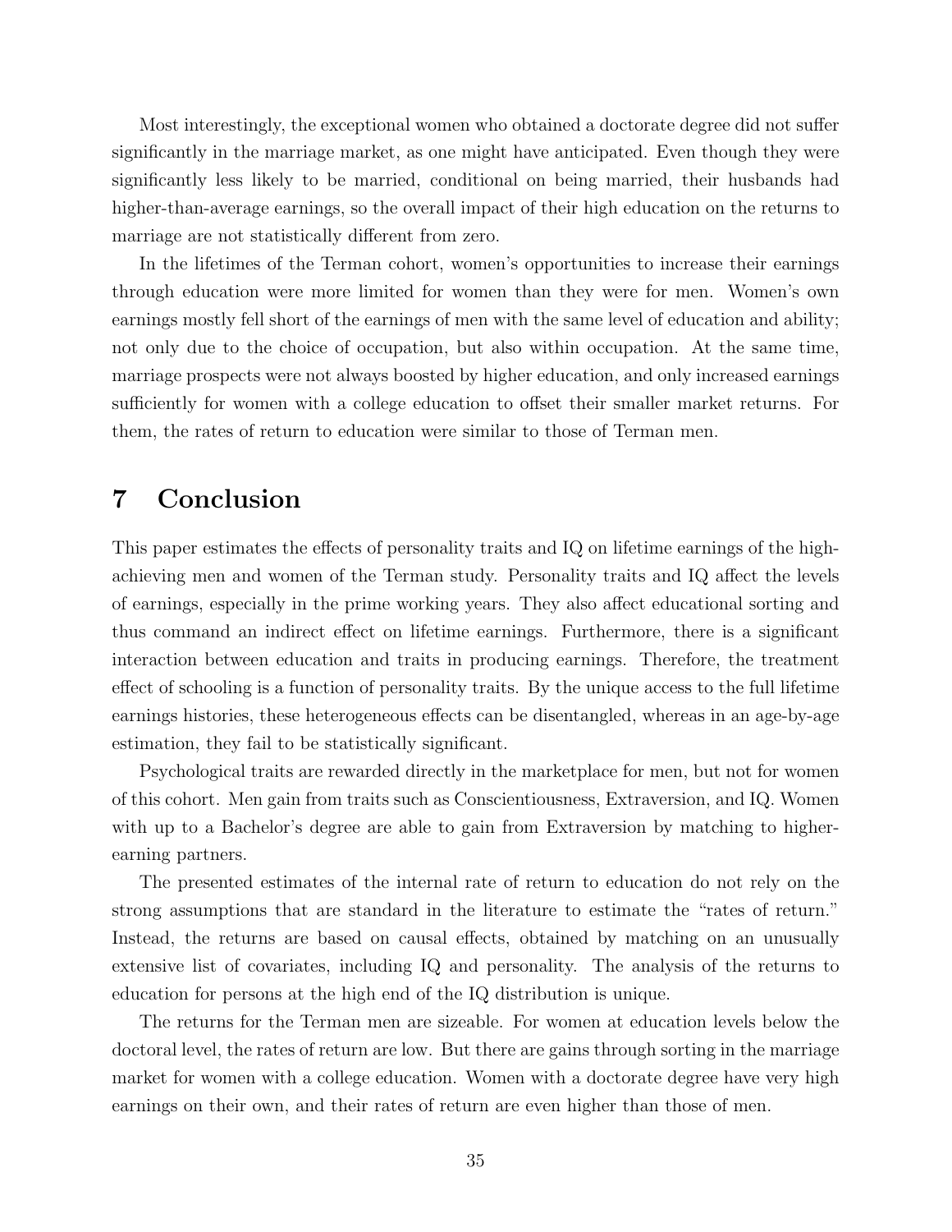Most interestingly, the exceptional women who obtained a doctorate degree did not suffer significantly in the marriage market, as one might have anticipated. Even though they were significantly less likely to be married, conditional on being married, their husbands had higher-than-average earnings, so the overall impact of their high education on the returns to marriage are not statistically different from zero.

In the lifetimes of the Terman cohort, women's opportunities to increase their earnings through education were more limited for women than they were for men. Women's own earnings mostly fell short of the earnings of men with the same level of education and ability; not only due to the choice of occupation, but also within occupation. At the same time, marriage prospects were not always boosted by higher education, and only increased earnings sufficiently for women with a college education to offset their smaller market returns. For them, the rates of return to education were similar to those of Terman men.

# 7 Conclusion

This paper estimates the effects of personality traits and IQ on lifetime earnings of the high-achieving men and women of the Terman study. Personality traits and IQ affect the levels of earnings, especially in the prime working years. They also affect educational sorting and thus command an indirect effect on lifetime earnings. Furthermore, there is a significant interaction between education and traits in producing earnings. Therefore, the treatment effect of schooling is a function of personality traits. By the unique access to the full lifetime earnings histories, these heterogeneous effects can be disentangled, whereas in an age-by-age estimation, they fail to be statistically significant.

Psychological traits are rewarded directly in the marketplace for men, but not for women of this cohort. Men gain from traits such as Conscientiousness, Extraversion, and IQ. Women with up to a Bachelor's degree are able to gain from Extraversion by matching to higher-earning partners.

The presented estimates of the internal rate of return to education do not rely on the strong assumptions that are standard in the literature to estimate the "rates of return." Instead, the returns are based on causal effects, obtained by matching on an unusually extensive list of covariates, including IQ and personality. The analysis of the returns to education for persons at the high end of the IQ distribution is unique.

The returns for the Terman men are sizeable. For women at education levels below the doctoral level, the rates of return are low. But there are gains through sorting in the marriage market for women with a college education. Women with a doctorate degree have very high earnings on their own, and their rates of return are even higher than those of men.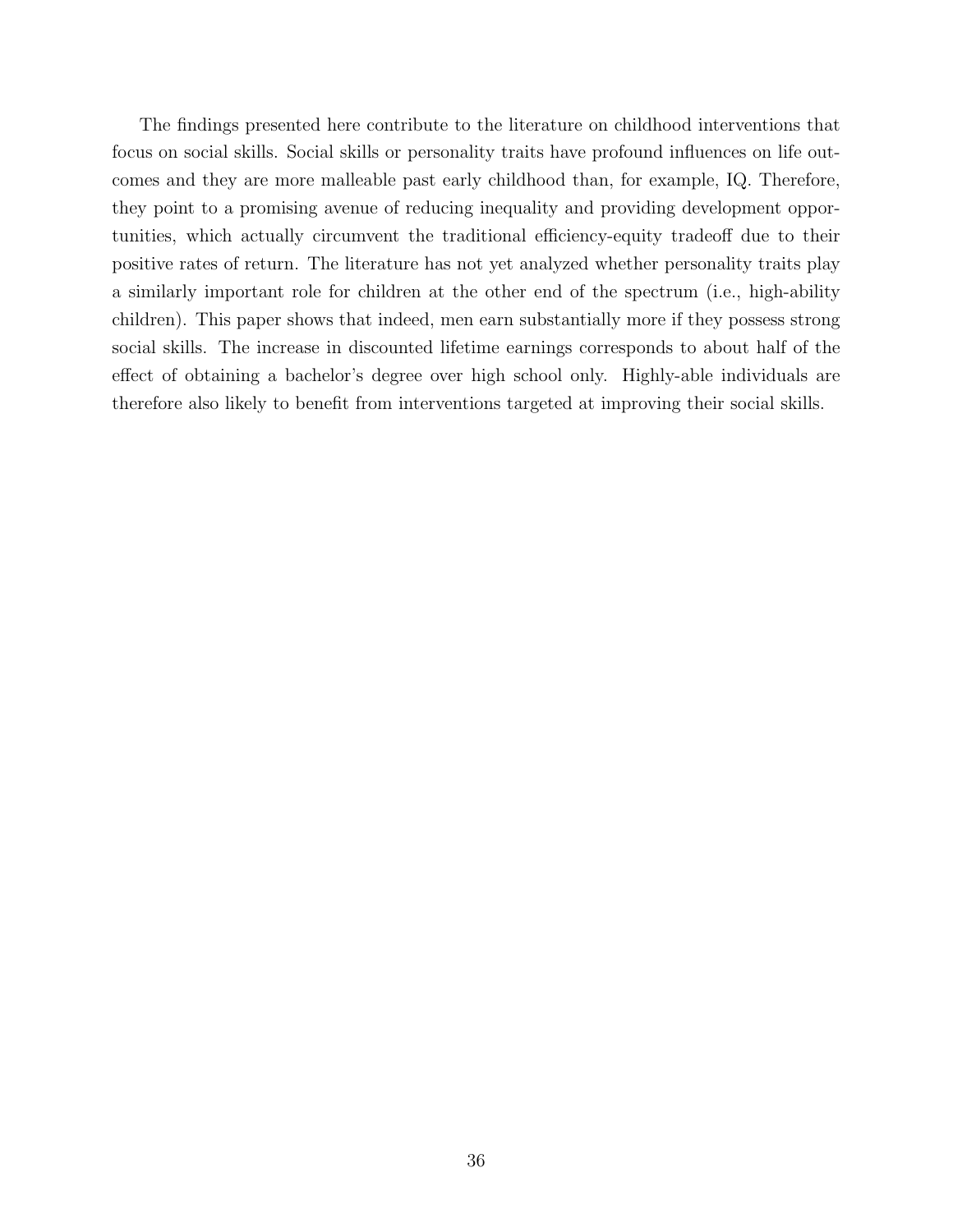The findings presented here contribute to the literature on childhood interventions that focus on social skills. Social skills or personality traits have profound influences on life outcomes and they are more malleable past early childhood than, for example, IQ. Therefore, they point to a promising avenue of reducing inequality and providing development opportunities, which actually circumvent the traditional efficiency-equity tradeoff due to their positive rates of return. The literature has not yet analyzed whether personality traits play a similarly important role for children at the other end of the spectrum (i.e., high-ability children). This paper shows that indeed, men earn substantially more if they possess strong social skills. The increase in discounted lifetime earnings corresponds to about half of the effect of obtaining a bachelor's degree over high school only. Highly-able individuals are therefore also likely to benefit from interventions targeted at improving their social skills.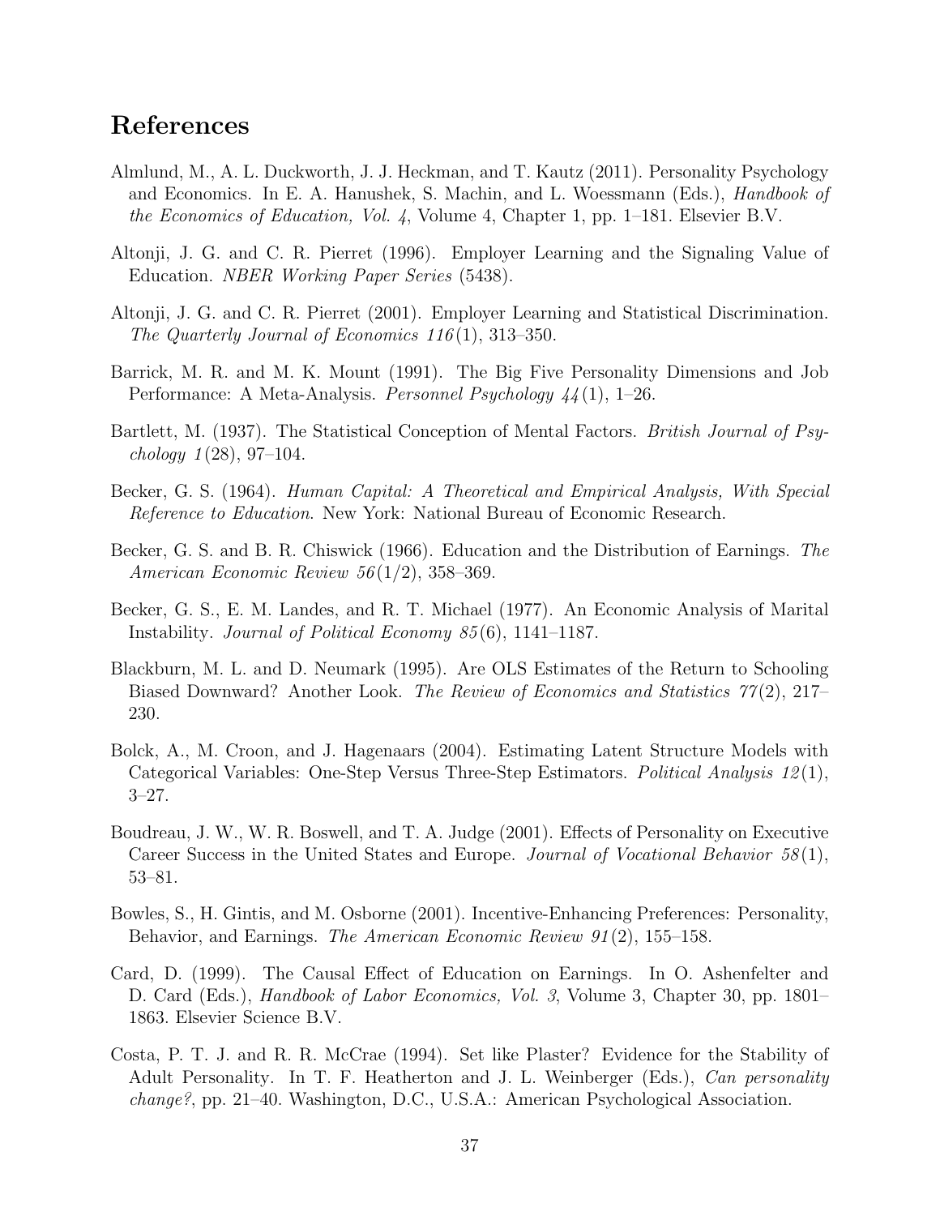## References

Almlund, M., A. L. Duckworth, J. J. Heckman, and T. Kautz (2011). Personality Psychology and Economics. In E. A. Hanushek, S. Machin, and L. Woessmann (Eds.), *Handbook of the Economics of Education, Vol. 4*, Volume 4, Chapter 1, pp. 1–181. Elsevier B.V.

Altonji, J. G. and C. R. Pierret (1996). Employer Learning and the Signaling Value of Education. *NBER Working Paper Series* (5438).

Altonji, J. G. and C. R. Pierret (2001). Employer Learning and Statistical Discrimination. *The Quarterly Journal of Economics 116*(1), 313–350.

Barrick, M. R. and M. K. Mount (1991). The Big Five Personality Dimensions and Job Performance: A Meta-Analysis. *Personnel Psychology 44*(1), 1–26.

Bartlett, M. (1937). The Statistical Conception of Mental Factors. *British Journal of Psychology 1*(28), 97–104.

Becker, G. S. (1964). *Human Capital: A Theoretical and Empirical Analysis, With Special Reference to Education*. New York: National Bureau of Economic Research.

Becker, G. S. and B. R. Chiswick (1966). Education and the Distribution of Earnings. *The American Economic Review 56*(1/2), 358–369.

Becker, G. S., E. M. Landes, and R. T. Michael (1977). An Economic Analysis of Marital Instability. *Journal of Political Economy 85*(6), 1141–1187.

Blackburn, M. L. and D. Neumark (1995). Are OLS Estimates of the Return to Schooling Biased Downward? Another Look. *The Review of Economics and Statistics 77*(2), 217–230.

Bolck, A., M. Croon, and J. Hagenaars (2004). Estimating Latent Structure Models with Categorical Variables: One-Step Versus Three-Step Estimators. *Political Analysis 12*(1), 3–27.

Boudreau, J. W., W. R. Boswell, and T. A. Judge (2001). Effects of Personality on Executive Career Success in the United States and Europe. *Journal of Vocational Behavior 58*(1), 53–81.

Bowles, S., H. Gintis, and M. Osborne (2001). Incentive-Enhancing Preferences: Personality, Behavior, and Earnings. *The American Economic Review 91*(2), 155–158.

Card, D. (1999). The Causal Effect of Education on Earnings. In O. Ashenfelter and D. Card (Eds.), *Handbook of Labor Economics, Vol. 3*, Volume 3, Chapter 30, pp. 1801–1863. Elsevier Science B.V.

Costa, P. T. J. and R. R. McCrae (1994). Set like Plaster? Evidence for the Stability of Adult Personality. In T. F. Heatherton and J. L. Weinberger (Eds.), *Can personality change?*, pp. 21–40. Washington, D.C., U.S.A.: American Psychological Association.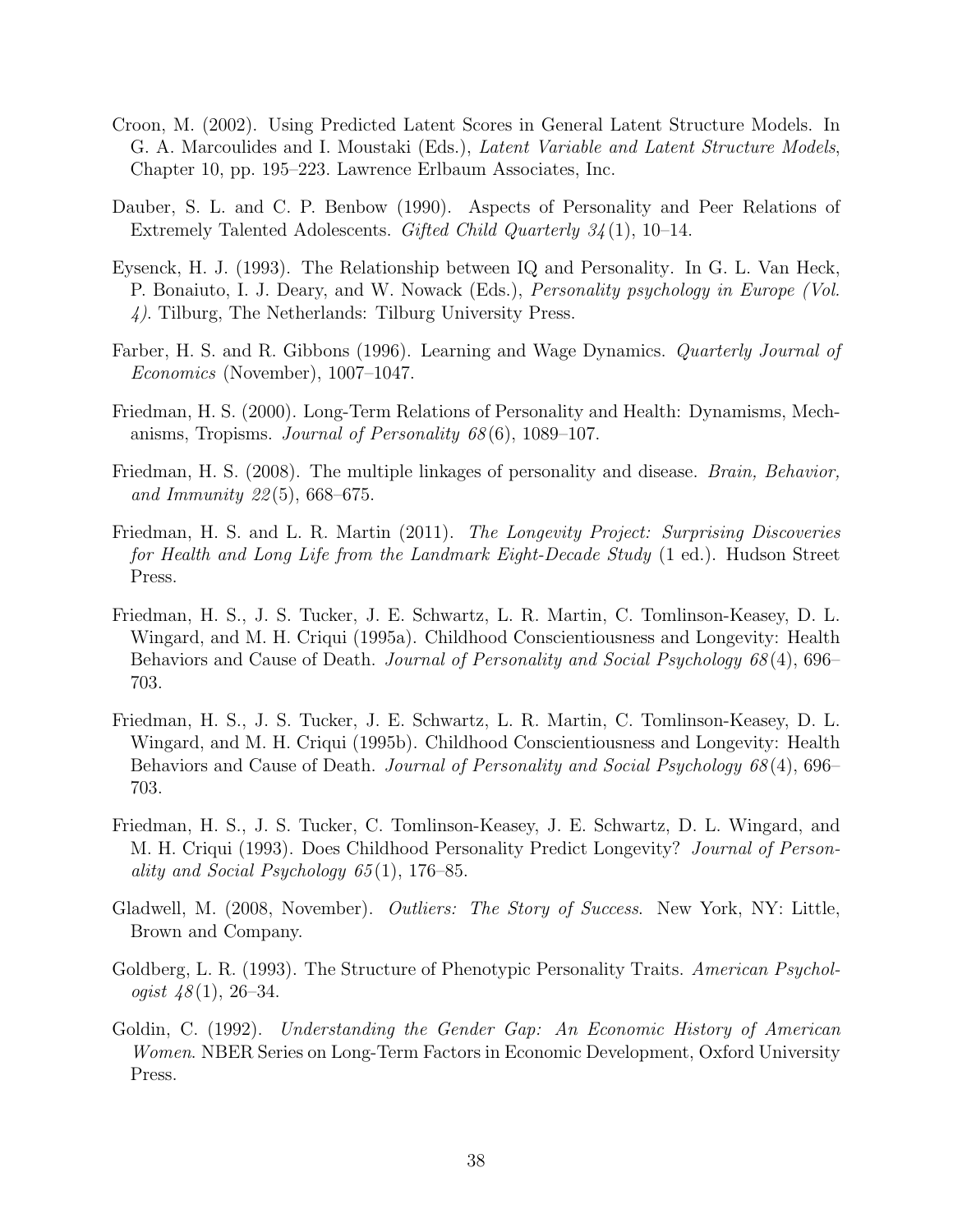Croon, M. (2002). Using Predicted Latent Scores in General Latent Structure Models. In G. A. Marcoulides and I. Moustaki (Eds.), *Latent Variable and Latent Structure Models*, Chapter 10, pp. 195–223. Lawrence Erlbaum Associates, Inc.

Dauber, S. L. and C. P. Benbow (1990). Aspects of Personality and Peer Relations of Extremely Talented Adolescents. *Gifted Child Quarterly 34*(1), 10–14.

Eysenck, H. J. (1993). The Relationship between IQ and Personality. In G. L. Van Heck, P. Bonaiuto, I. J. Deary, and W. Nowack (Eds.), *Personality psychology in Europe (Vol. 4)*. Tilburg, The Netherlands: Tilburg University Press.

Farber, H. S. and R. Gibbons (1996). Learning and Wage Dynamics. *Quarterly Journal of Economics* (November), 1007–1047.

Friedman, H. S. (2000). Long-Term Relations of Personality and Health: Dynamisms, Mechanisms, Tropisms. *Journal of Personality 68*(6), 1089–107.

Friedman, H. S. (2008). The multiple linkages of personality and disease. *Brain, Behavior, and Immunity 22*(5), 668–675.

Friedman, H. S. and L. R. Martin (2011). *The Longevity Project: Surprising Discoveries for Health and Long Life from the Landmark Eight-Decade Study* (1 ed.). Hudson Street Press.

Friedman, H. S., J. S. Tucker, J. E. Schwartz, L. R. Martin, C. Tomlinson-Keasey, D. L. Wingard, and M. H. Criqui (1995a). Childhood Conscientiousness and Longevity: Health Behaviors and Cause of Death. *Journal of Personality and Social Psychology 68*(4), 696–703.

Friedman, H. S., J. S. Tucker, J. E. Schwartz, L. R. Martin, C. Tomlinson-Keasey, D. L. Wingard, and M. H. Criqui (1995b). Childhood Conscientiousness and Longevity: Health Behaviors and Cause of Death. *Journal of Personality and Social Psychology 68*(4), 696–703.

Friedman, H. S., J. S. Tucker, C. Tomlinson-Keasey, J. E. Schwartz, D. L. Wingard, and M. H. Criqui (1993). Does Childhood Personality Predict Longevity? *Journal of Personality and Social Psychology 65*(1), 176–85.

Gladwell, M. (2008, November). *Outliers: The Story of Success*. New York, NY: Little, Brown and Company.

Goldberg, L. R. (1993). The Structure of Phenotypic Personality Traits. *American Psychologist 48*(1), 26–34.

Goldin, C. (1992). *Understanding the Gender Gap: An Economic History of American Women*. NBER Series on Long-Term Factors in Economic Development, Oxford University Press.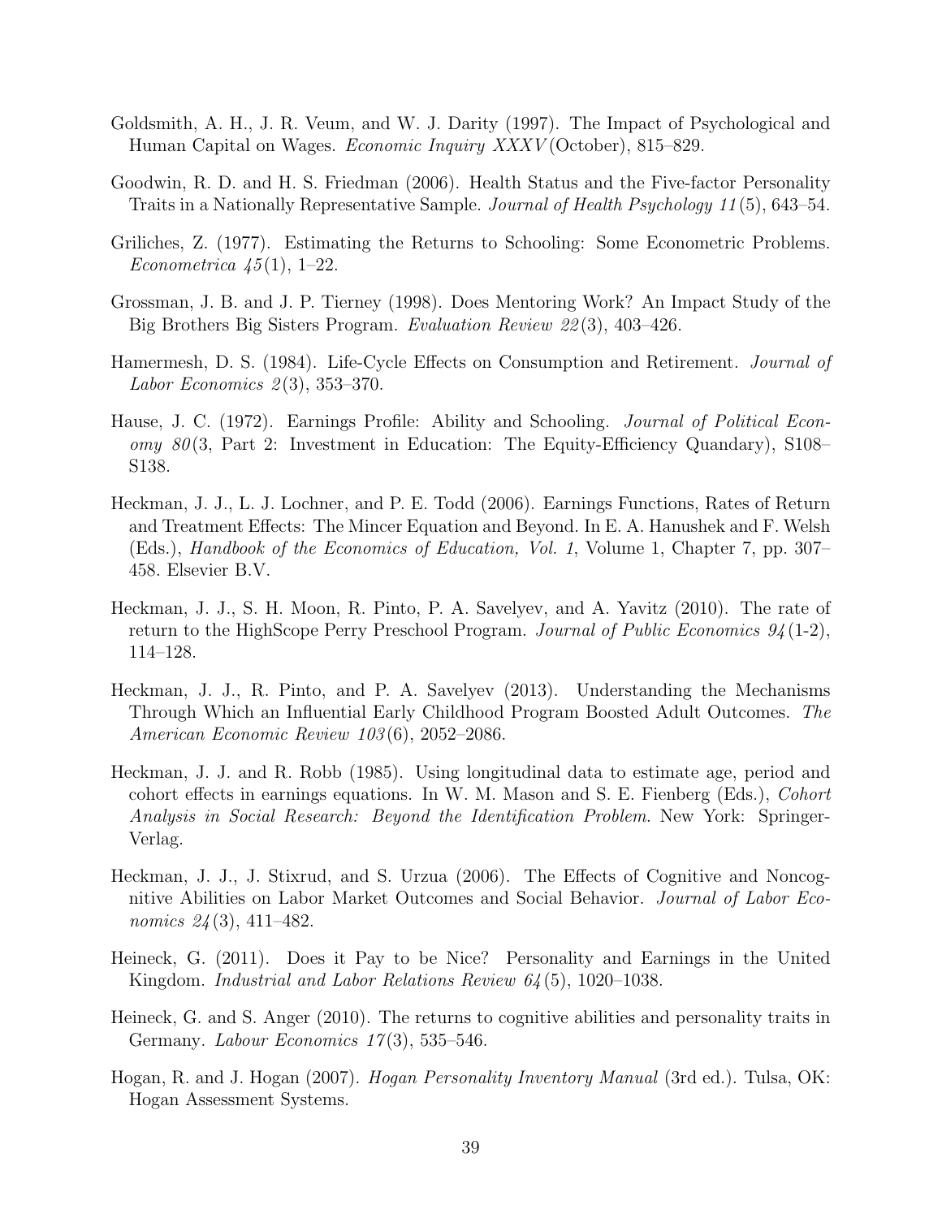Goldsmith, A. H., J. R. Veum, and W. J. Darity (1997). The Impact of Psychological and Human Capital on Wages. *Economic Inquiry XXXV* (October), 815–829.

Goodwin, R. D. and H. S. Friedman (2006). Health Status and the Five-factor Personality Traits in a Nationally Representative Sample. *Journal of Health Psychology 11* (5), 643–54.

Griliches, Z. (1977). Estimating the Returns to Schooling: Some Econometric Problems. *Econometrica 45* (1), 1–22.

Grossman, J. B. and J. P. Tierney (1998). Does Mentoring Work? An Impact Study of the Big Brothers Big Sisters Program. *Evaluation Review 22* (3), 403–426.

Hamermesh, D. S. (1984). Life-Cycle Effects on Consumption and Retirement. *Journal of Labor Economics 2* (3), 353–370.

Hause, J. C. (1972). Earnings Profile: Ability and Schooling. *Journal of Political Economy 80* (3, Part 2: Investment in Education: The Equity-Efficiency Quandary), S108–S138.

Heckman, J. J., L. J. Lochner, and P. E. Todd (2006). Earnings Functions, Rates of Return and Treatment Effects: The Mincer Equation and Beyond. In E. A. Hanushek and F. Welsh (Eds.), *Handbook of the Economics of Education, Vol. 1*, Volume 1, Chapter 7, pp. 307–458. Elsevier B.V.

Heckman, J. J., S. H. Moon, R. Pinto, P. A. Savelyev, and A. Yavitz (2010). The rate of return to the HighScope Perry Preschool Program. *Journal of Public Economics 94* (1-2), 114–128.

Heckman, J. J., R. Pinto, and P. A. Savelyev (2013). Understanding the Mechanisms Through Which an Influential Early Childhood Program Boosted Adult Outcomes. *The American Economic Review 103* (6), 2052–2086.

Heckman, J. J. and R. Robb (1985). Using longitudinal data to estimate age, period and cohort effects in earnings equations. In W. M. Mason and S. E. Fienberg (Eds.), *Cohort Analysis in Social Research: Beyond the Identification Problem*. New York: Springer-Verlag.

Heckman, J. J., J. Stixrud, and S. Urzua (2006). The Effects of Cognitive and Noncognitive Abilities on Labor Market Outcomes and Social Behavior. *Journal of Labor Economics 24* (3), 411–482.

Heineck, G. (2011). Does it Pay to be Nice? Personality and Earnings in the United Kingdom. *Industrial and Labor Relations Review 64* (5), 1020–1038.

Heineck, G. and S. Anger (2010). The returns to cognitive abilities and personality traits in Germany. *Labour Economics 17* (3), 535–546.

Hogan, R. and J. Hogan (2007). *Hogan Personality Inventory Manual* (3rd ed.). Tulsa, OK: Hogan Assessment Systems.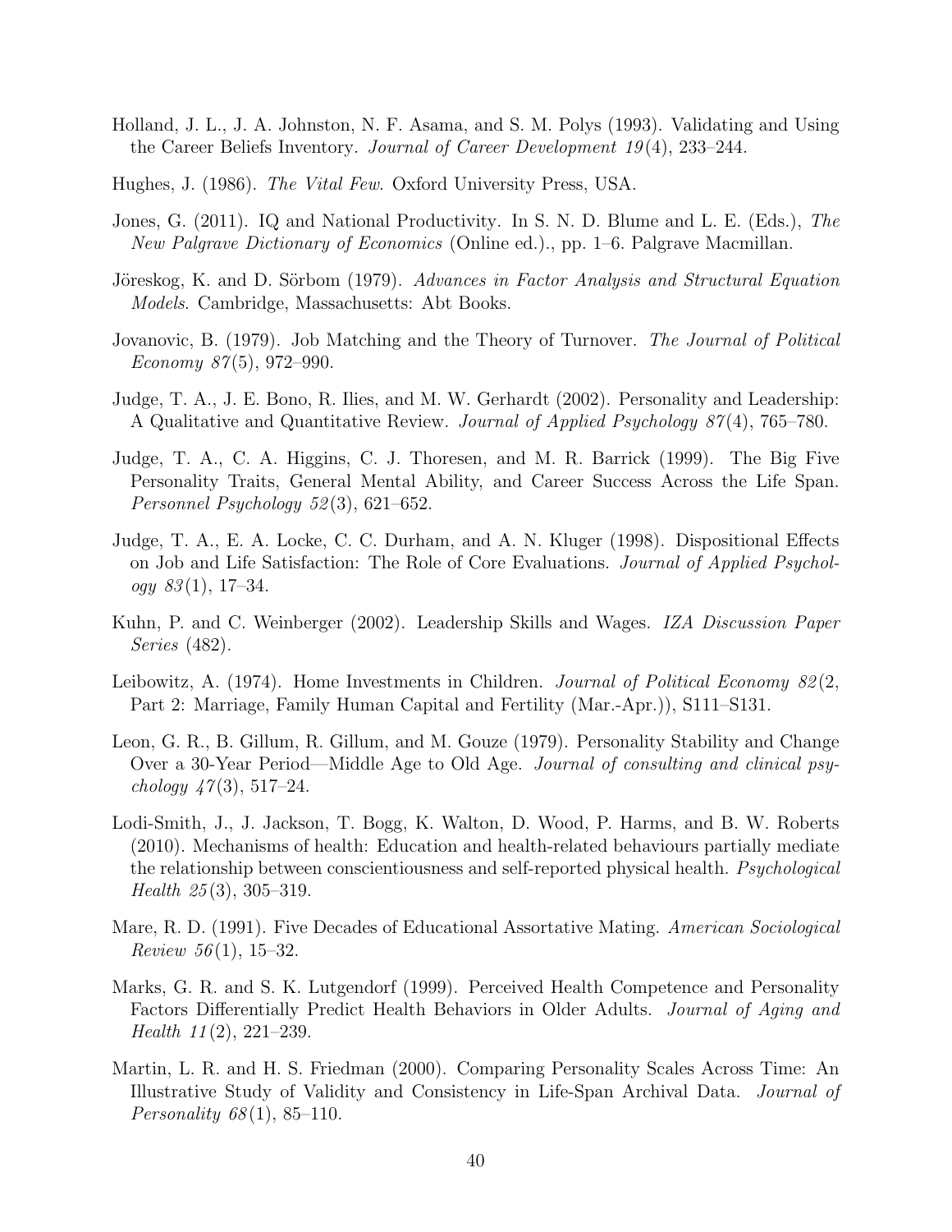Holland, J. L., J. A. Johnston, N. F. Asama, and S. M. Polys (1993). Validating and Using the Career Beliefs Inventory. *Journal of Career Development 19*(4), 233–244.

Hughes, J. (1986). *The Vital Few*. Oxford University Press, USA.

Jones, G. (2011). IQ and National Productivity. In S. N. D. Blume and L. E. (Eds.), *The New Palgrave Dictionary of Economics* (Online ed.)., pp. 1–6. Palgrave Macmillan.

Jöreskog, K. and D. Sörbom (1979). *Advances in Factor Analysis and Structural Equation Models*. Cambridge, Massachusetts: Abt Books.

Jovanovic, B. (1979). Job Matching and the Theory of Turnover. *The Journal of Political Economy 87*(5), 972–990.

Judge, T. A., J. E. Bono, R. Ilies, and M. W. Gerhardt (2002). Personality and Leadership: A Qualitative and Quantitative Review. *Journal of Applied Psychology 87*(4), 765–780.

Judge, T. A., C. A. Higgins, C. J. Thoresen, and M. R. Barrick (1999). The Big Five Personality Traits, General Mental Ability, and Career Success Across the Life Span. *Personnel Psychology 52*(3), 621–652.

Judge, T. A., E. A. Locke, C. C. Durham, and A. N. Kluger (1998). Dispositional Effects on Job and Life Satisfaction: The Role of Core Evaluations. *Journal of Applied Psychology 83*(1), 17–34.

Kuhn, P. and C. Weinberger (2002). Leadership Skills and Wages. *IZA Discussion Paper Series* (482).

Leibowitz, A. (1974). Home Investments in Children. *Journal of Political Economy 82*(2, Part 2: Marriage, Family Human Capital and Fertility (Mar.-Apr.)), S111–S131.

Leon, G. R., B. Gillum, R. Gillum, and M. Gouze (1979). Personality Stability and Change Over a 30-Year Period—Middle Age to Old Age. *Journal of consulting and clinical psychology 47*(3), 517–24.

Lodi-Smith, J., J. Jackson, T. Bogg, K. Walton, D. Wood, P. Harms, and B. W. Roberts (2010). Mechanisms of health: Education and health-related behaviours partially mediate the relationship between conscientiousness and self-reported physical health. *Psychological Health 25*(3), 305–319.

Mare, R. D. (1991). Five Decades of Educational Assortative Mating. *American Sociological Review 56*(1), 15–32.

Marks, G. R. and S. K. Lutgendorf (1999). Perceived Health Competence and Personality Factors Differentially Predict Health Behaviors in Older Adults. *Journal of Aging and Health 11*(2), 221–239.

Martin, L. R. and H. S. Friedman (2000). Comparing Personality Scales Across Time: An Illustrative Study of Validity and Consistency in Life-Span Archival Data. *Journal of Personality 68*(1), 85–110.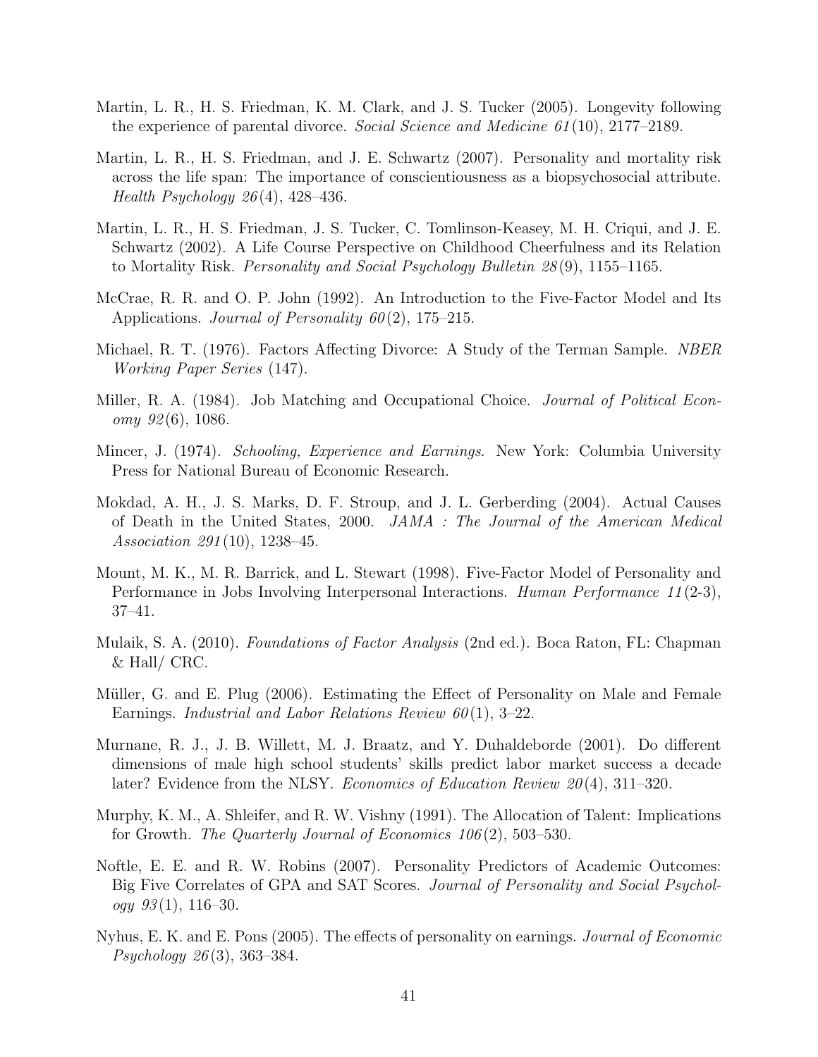Martin, L. R., H. S. Friedman, K. M. Clark, and J. S. Tucker (2005). Longevity following the experience of parental divorce. *Social Science and Medicine 61*(10), 2177–2189.

Martin, L. R., H. S. Friedman, and J. E. Schwartz (2007). Personality and mortality risk across the life span: The importance of conscientiousness as a biopsychosocial attribute. *Health Psychology 26*(4), 428–436.

Martin, L. R., H. S. Friedman, J. S. Tucker, C. Tomlinson-Keasey, M. H. Criqui, and J. E. Schwartz (2002). A Life Course Perspective on Childhood Cheerfulness and its Relation to Mortality Risk. *Personality and Social Psychology Bulletin 28*(9), 1155–1165.

McCrae, R. R. and O. P. John (1992). An Introduction to the Five-Factor Model and Its Applications. *Journal of Personality 60*(2), 175–215.

Michael, R. T. (1976). Factors Affecting Divorce: A Study of the Terman Sample. *NBER Working Paper Series* (147).

Miller, R. A. (1984). Job Matching and Occupational Choice. *Journal of Political Economy 92*(6), 1086.

Mincer, J. (1974). *Schooling, Experience and Earnings*. New York: Columbia University Press for National Bureau of Economic Research.

Mokdad, A. H., J. S. Marks, D. F. Stroup, and J. L. Gerberding (2004). Actual Causes of Death in the United States, 2000. *JAMA : The Journal of the American Medical Association 291*(10), 1238–45.

Mount, M. K., M. R. Barrick, and L. Stewart (1998). Five-Factor Model of Personality and Performance in Jobs Involving Interpersonal Interactions. *Human Performance 11*(2-3), 37–41.

Mulaik, S. A. (2010). *Foundations of Factor Analysis* (2nd ed.). Boca Raton, FL: Chapman & Hall/ CRC.

Müller, G. and E. Plug (2006). Estimating the Effect of Personality on Male and Female Earnings. *Industrial and Labor Relations Review 60*(1), 3–22.

Murnane, R. J., J. B. Willett, M. J. Braatz, and Y. Duhaldeborde (2001). Do different dimensions of male high school students' skills predict labor market success a decade later? Evidence from the NLSY. *Economics of Education Review 20*(4), 311–320.

Murphy, K. M., A. Shleifer, and R. W. Vishny (1991). The Allocation of Talent: Implications for Growth. *The Quarterly Journal of Economics 106*(2), 503–530.

Noftle, E. E. and R. W. Robins (2007). Personality Predictors of Academic Outcomes: Big Five Correlates of GPA and SAT Scores. *Journal of Personality and Social Psychology 93*(1), 116–30.

Nyhus, E. K. and E. Pons (2005). The effects of personality on earnings. *Journal of Economic Psychology 26*(3), 363–384.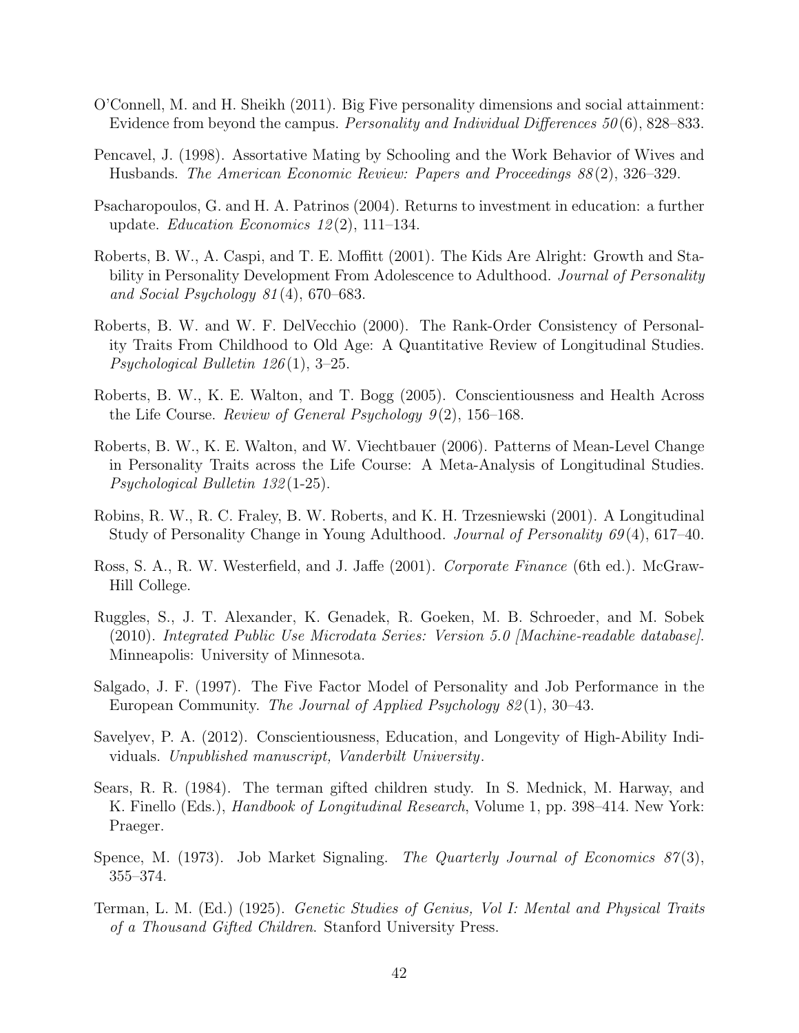O'Connell, M. and H. Sheikh (2011). Big Five personality dimensions and social attainment: Evidence from beyond the campus. *Personality and Individual Differences 50*(6), 828–833.

Pencavel, J. (1998). Assortative Mating by Schooling and the Work Behavior of Wives and Husbands. *The American Economic Review: Papers and Proceedings 88*(2), 326–329.

Psacharopoulos, G. and H. A. Patrinos (2004). Returns to investment in education: a further update. *Education Economics 12*(2), 111–134.

Roberts, B. W., A. Caspi, and T. E. Moffitt (2001). The Kids Are Alright: Growth and Stability in Personality Development From Adolescence to Adulthood. *Journal of Personality and Social Psychology 81*(4), 670–683.

Roberts, B. W. and W. F. DelVecchio (2000). The Rank-Order Consistency of Personality Traits From Childhood to Old Age: A Quantitative Review of Longitudinal Studies. *Psychological Bulletin 126*(1), 3–25.

Roberts, B. W., K. E. Walton, and T. Bogg (2005). Conscientiousness and Health Across the Life Course. *Review of General Psychology 9*(2), 156–168.

Roberts, B. W., K. E. Walton, and W. Viechtbauer (2006). Patterns of Mean-Level Change in Personality Traits across the Life Course: A Meta-Analysis of Longitudinal Studies. *Psychological Bulletin 132*(1-25).

Robins, R. W., R. C. Fraley, B. W. Roberts, and K. H. Trzesniewski (2001). A Longitudinal Study of Personality Change in Young Adulthood. *Journal of Personality 69*(4), 617–40.

Ross, S. A., R. W. Westerfield, and J. Jaffe (2001). *Corporate Finance* (6th ed.). McGraw-Hill College.

Ruggles, S., J. T. Alexander, K. Genadek, R. Goeken, M. B. Schroeder, and M. Sobek (2010). *Integrated Public Use Microdata Series: Version 5.0 [Machine-readable database]*. Minneapolis: University of Minnesota.

Salgado, J. F. (1997). The Five Factor Model of Personality and Job Performance in the European Community. *The Journal of Applied Psychology 82*(1), 30–43.

Savelyev, P. A. (2012). Conscientiousness, Education, and Longevity of High-Ability Individuals. *Unpublished manuscript, Vanderbilt University*.

Sears, R. R. (1984). The terman gifted children study. In S. Mednick, M. Harway, and K. Finello (Eds.), *Handbook of Longitudinal Research*, Volume 1, pp. 398–414. New York: Praeger.

Spence, M. (1973). Job Market Signaling. *The Quarterly Journal of Economics 87*(3), 355–374.

Terman, L. M. (Ed.) (1925). *Genetic Studies of Genius, Vol I: Mental and Physical Traits of a Thousand Gifted Children*. Stanford University Press.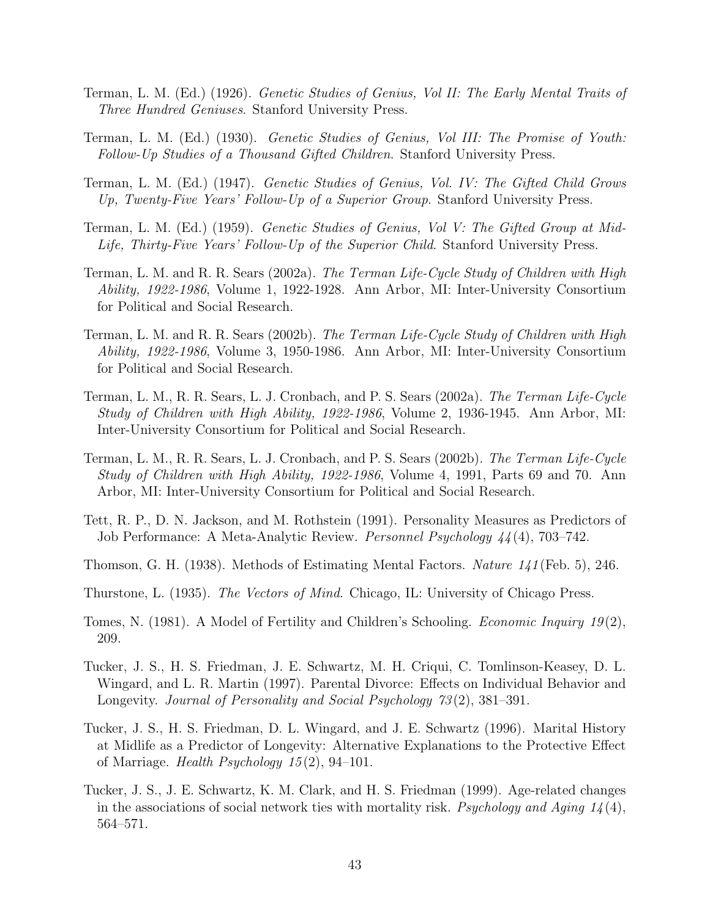Terman, L. M. (Ed.) (1926). *Genetic Studies of Genius, Vol II: The Early Mental Traits of Three Hundred Geniuses*. Stanford University Press.

Terman, L. M. (Ed.) (1930). *Genetic Studies of Genius, Vol III: The Promise of Youth: Follow-Up Studies of a Thousand Gifted Children*. Stanford University Press.

Terman, L. M. (Ed.) (1947). *Genetic Studies of Genius, Vol. IV: The Gifted Child Grows Up, Twenty-Five Years' Follow-Up of a Superior Group*. Stanford University Press.

Terman, L. M. (Ed.) (1959). *Genetic Studies of Genius, Vol V: The Gifted Group at Mid-Life, Thirty-Five Years' Follow-Up of the Superior Child*. Stanford University Press.

Terman, L. M. and R. R. Sears (2002a). *The Terman Life-Cycle Study of Children with High Ability, 1922-1986*, Volume 1, 1922-1928. Ann Arbor, MI: Inter-University Consortium for Political and Social Research.

Terman, L. M. and R. R. Sears (2002b). *The Terman Life-Cycle Study of Children with High Ability, 1922-1986*, Volume 3, 1950-1986. Ann Arbor, MI: Inter-University Consortium for Political and Social Research.

Terman, L. M., R. R. Sears, L. J. Cronbach, and P. S. Sears (2002a). *The Terman Life-Cycle Study of Children with High Ability, 1922-1986*, Volume 2, 1936-1945. Ann Arbor, MI: Inter-University Consortium for Political and Social Research.

Terman, L. M., R. R. Sears, L. J. Cronbach, and P. S. Sears (2002b). *The Terman Life-Cycle Study of Children with High Ability, 1922-1986*, Volume 4, 1991, Parts 69 and 70. Ann Arbor, MI: Inter-University Consortium for Political and Social Research.

Tett, R. P., D. N. Jackson, and M. Rothstein (1991). Personality Measures as Predictors of Job Performance: A Meta-Analytic Review. *Personnel Psychology 44*(4), 703–742.

Thomson, G. H. (1938). Methods of Estimating Mental Factors. *Nature 141*(Feb. 5), 246.

Thurstone, L. (1935). *The Vectors of Mind*. Chicago, IL: University of Chicago Press.

Tomes, N. (1981). A Model of Fertility and Children's Schooling. *Economic Inquiry 19*(2), 209.

Tucker, J. S., H. S. Friedman, J. E. Schwartz, M. H. Criqui, C. Tomlinson-Keasey, D. L. Wingard, and L. R. Martin (1997). Parental Divorce: Effects on Individual Behavior and Longevity. *Journal of Personality and Social Psychology 73*(2), 381–391.

Tucker, J. S., H. S. Friedman, D. L. Wingard, and J. E. Schwartz (1996). Marital History at Midlife as a Predictor of Longevity: Alternative Explanations to the Protective Effect of Marriage. *Health Psychology 15*(2), 94–101.

Tucker, J. S., J. E. Schwartz, K. M. Clark, and H. S. Friedman (1999). Age-related changes in the associations of social network ties with mortality risk. *Psychology and Aging 14*(4), 564–571.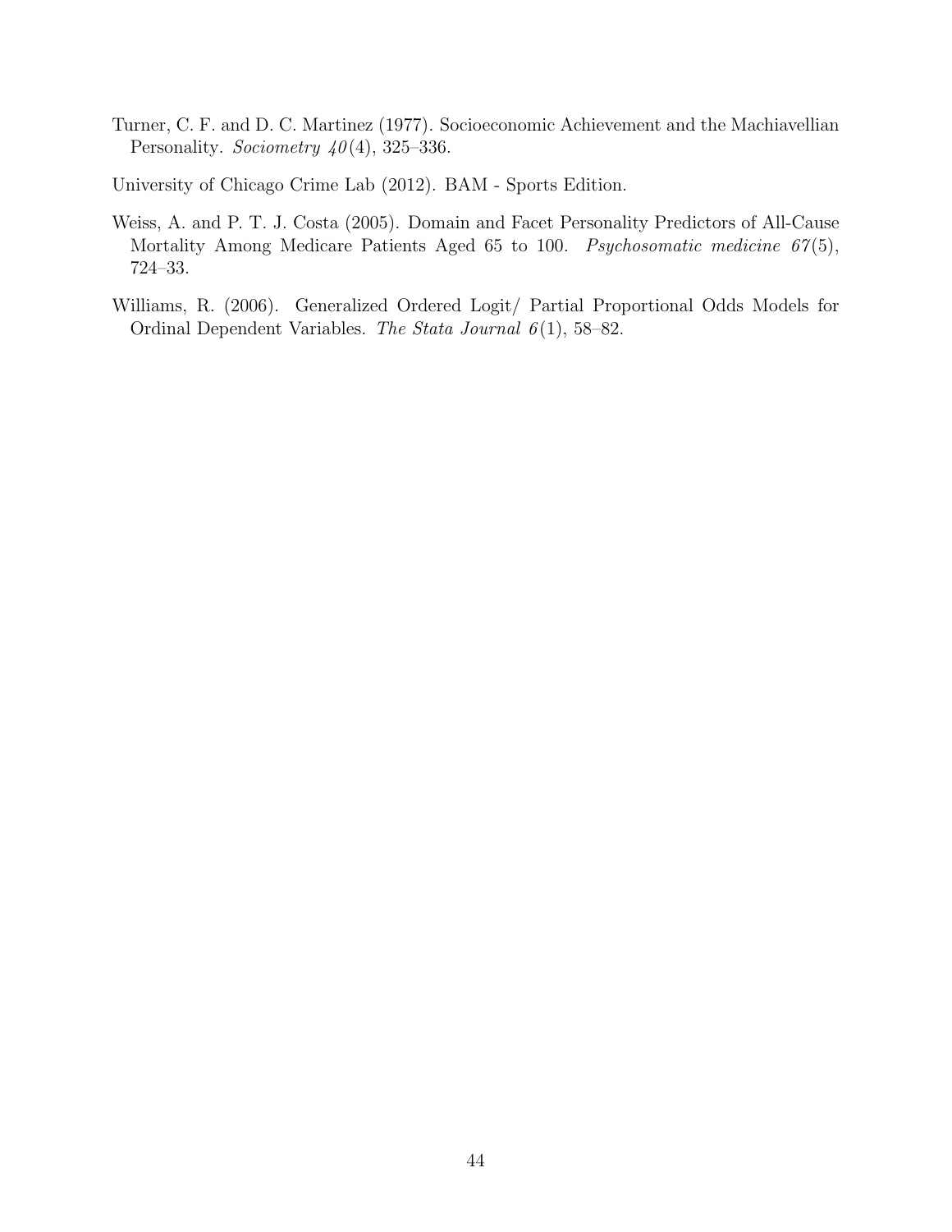Turner, C. F. and D. C. Martinez (1977). Socioeconomic Achievement and the Machiavellian Personality. *Sociometry 40*(4), 325–336.

University of Chicago Crime Lab (2012). BAM - Sports Edition.

Weiss, A. and P. T. J. Costa (2005). Domain and Facet Personality Predictors of All-Cause Mortality Among Medicare Patients Aged 65 to 100. *Psychosomatic medicine 67*(5), 724–33.

Williams, R. (2006). Generalized Ordered Logit/ Partial Proportional Odds Models for Ordinal Dependent Variables. *The Stata Journal 6*(1), 58–82.